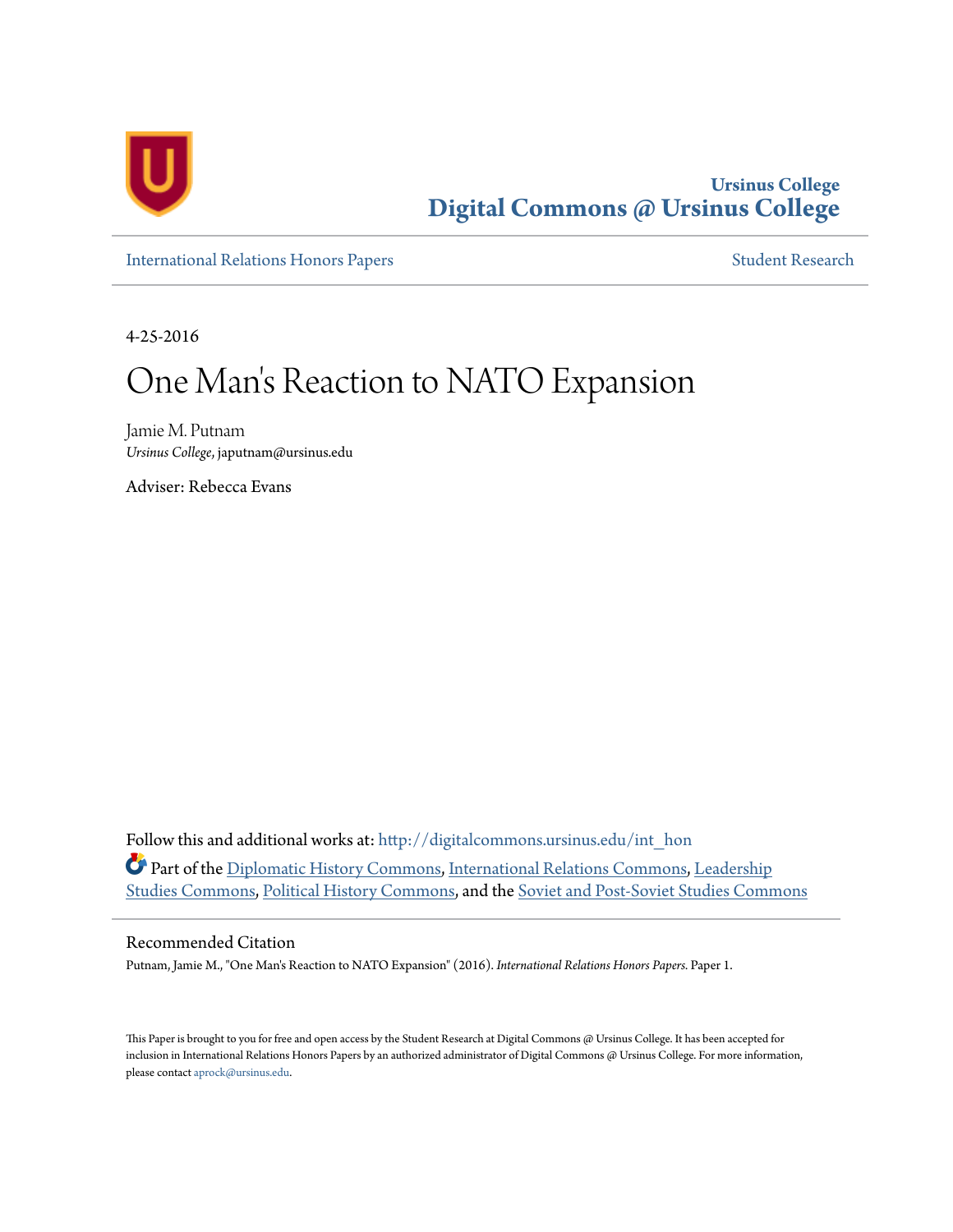Ursinus College
**Digital Commons @ Ursinus College**

International Relations Honors Papers | Student Research

4-25-2016

# One Man's Reaction to NATO Expansion

Jamie M. Putnam
*Ursinus College*, japutnam@ursinus.edu

Adviser: Rebecca Evans

Follow this and additional works at: http://digitalcommons.ursinus.edu/int_hon

Part of the Diplomatic History Commons, International Relations Commons, Leadership Studies Commons, Political History Commons, and the Soviet and Post-Soviet Studies Commons

## Recommended Citation

Putnam, Jamie M., "One Man's Reaction to NATO Expansion" (2016). *International Relations Honors Papers.* Paper 1.

This Paper is brought to you for free and open access by the Student Research at Digital Commons @ Ursinus College. It has been accepted for inclusion in International Relations Honors Papers by an authorized administrator of Digital Commons @ Ursinus College. For more information, please contact aprock@ursinus.edu.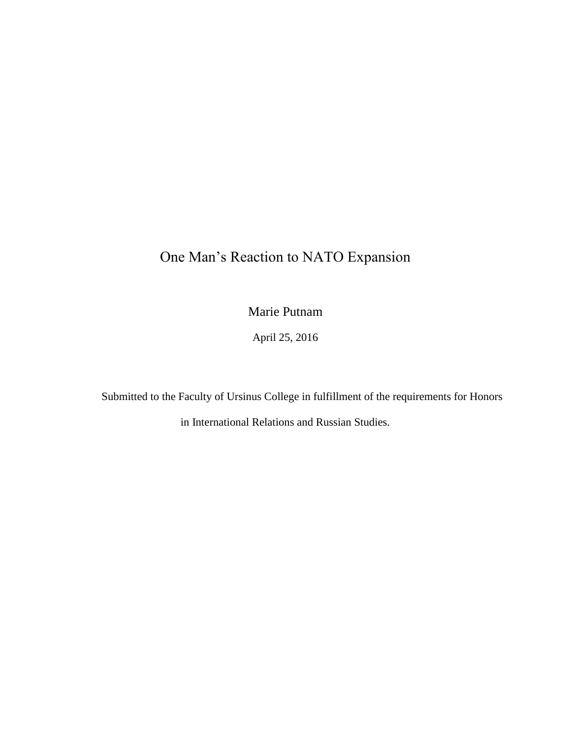# One Man's Reactionto NATO Expansion

Marie Putnam

April 25, 2016

Submitted to the Faculty of Ursinus College in fulfillment of the requirements for Honors in International Relations and Russian Studies.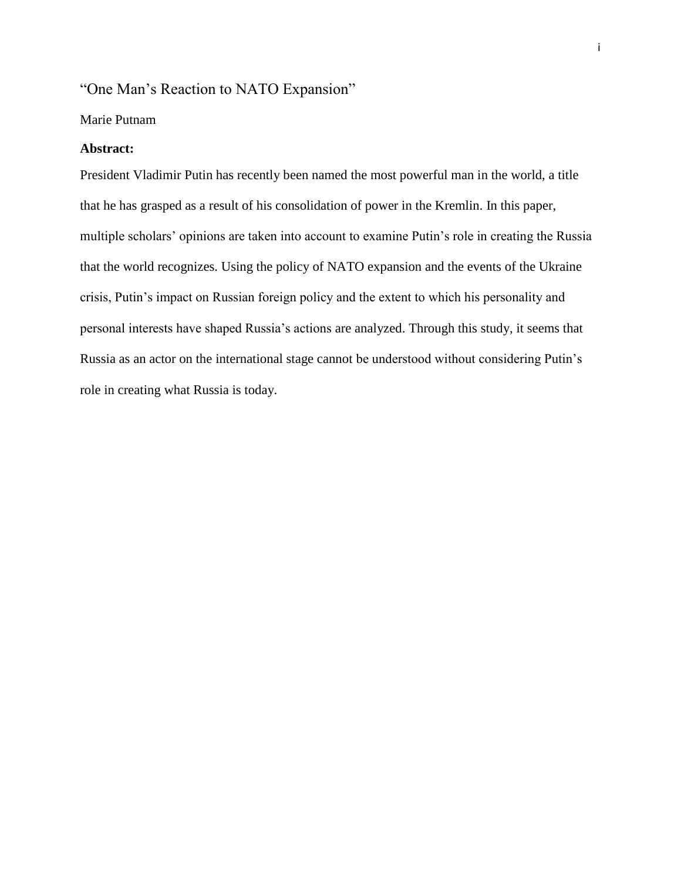# "One Man's Reaction to NATO Expansion"

Marie Putnam

**Abstract:**

President Vladimir Putin has recently been named the most powerful man in the world, a title that he has grasped as a result of his consolidation of power in the Kremlin. In this paper, multiple scholars' opinions are taken into account to examine Putin's role in creating the Russia that the world recognizes. Using the policy of NATO expansion and the events of the Ukraine crisis, Putin's impact on Russian foreign policy and the extent to which his personality and personal interests have shaped Russia's actions are analyzed. Through this study, it seems that Russia as an actor on the international stage cannot be understood without considering Putin's role in creating what Russia is today.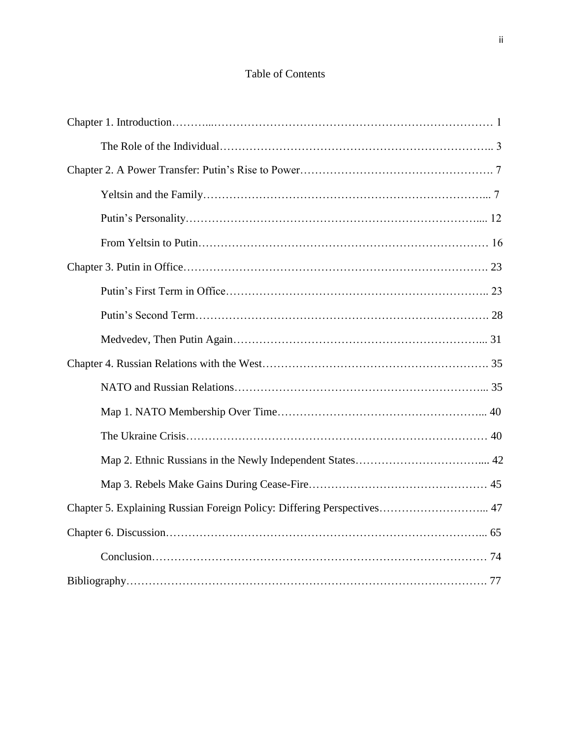# Table of Contents

Chapter 1. Introduction……...…………………………………………………………………… 1

  The Role of the Individual……………………………………………………………….. 3

Chapter 2. A Power Transfer: Putin's Rise to Power……………………………………………. 7

  Yeltsin and the Family………………………………………………………………... 7

  Putin's Personality…………………………………………………………………….... 12

  From Yeltsin to Putin…………………………………………………………………… 16

Chapter 3. Putin in Office………………………………………………………………………. 23

  Putin's First Term in Office…………………………………………………………….. 23

  Putin's Second Term……………………………………………………………………. 28

  Medvedev, Then Putin Again…………………………………………………………... 31

Chapter 4. Russian Relations with the West……………………………………………………. 35

  NATO and Russian Relations…………………………………………………………... 35

  Map 1. NATO Membership Over Time……………………………………………….... 40

  The Ukraine Crisis……………………………………………………………………… 40

  Map 2. Ethnic Russians in the Newly Independent States…………………………….... 42

  Map 3. Rebels Make Gains During Cease-Fire………………………………………… 45

Chapter 5. Explaining Russian Foreign Policy: Differing Perspectives………………………... 47

Chapter 6. Discussion…………………………………………………………………………... 65

  Conclusion……………………………………………………………………………… 74

Bibliography……………………………………………………………………………………. 77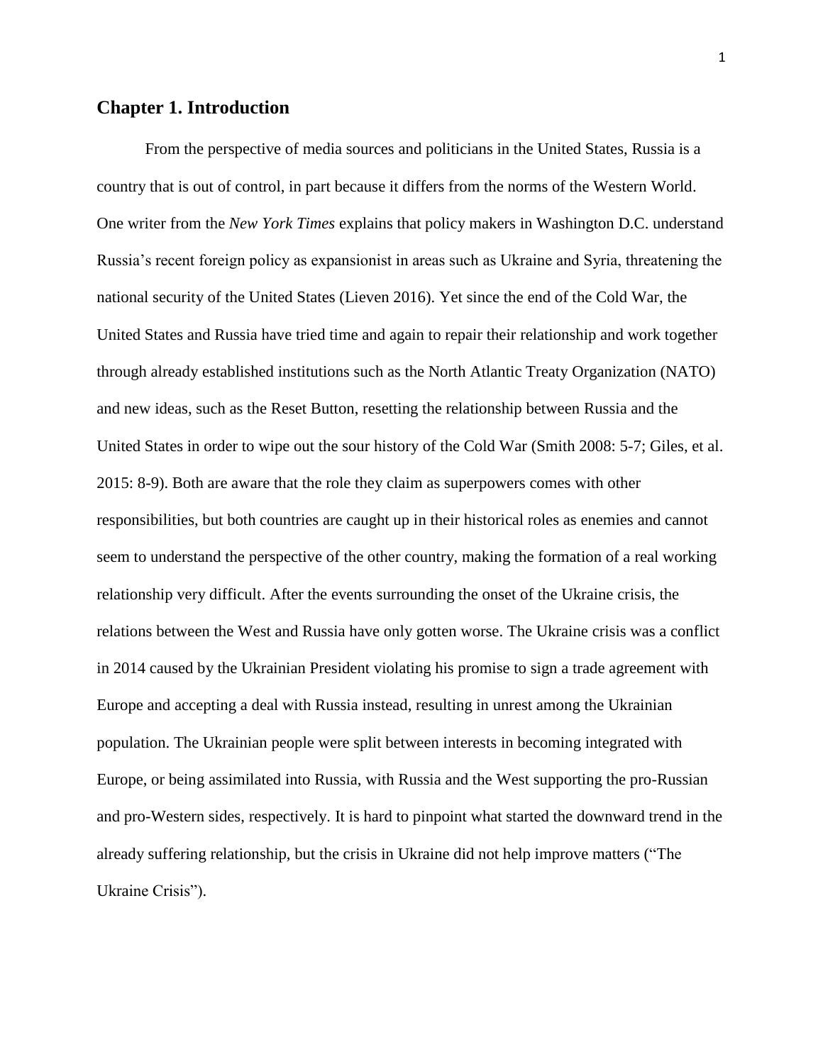## Chapter 1. Introduction

From the perspective of media sources and politicians in the United States, Russia is a country that is out of control, in part because it differs from the norms of the Western World. One writer from the *New York Times* explains that policy makers in Washington D.C. understand Russia's recent foreign policy as expansionist in areas such as Ukraine and Syria, threatening the national security of the United States (Lieven 2016). Yet since the end of the Cold War, the United States and Russia have tried time and again to repair their relationship and work together through already established institutions such as the North Atlantic Treaty Organization (NATO) and new ideas, such as the Reset Button, resetting the relationship between Russia and the United States in order to wipe out the sour history of the Cold War (Smith 2008: 5-7; Giles, et al. 2015: 8-9). Both are aware that the role they claim as superpowers comes with other responsibilities, but both countries are caught up in their historical roles as enemies and cannot seem to understand the perspective of the other country, making the formation of a real working relationship very difficult. After the events surrounding the onset of the Ukraine crisis, the relations between the West and Russia have only gotten worse. The Ukraine crisis was a conflict in 2014 caused by the Ukrainian President violating his promise to sign a trade agreement with Europe and accepting a deal with Russia instead, resulting in unrest among the Ukrainian population. The Ukrainian people were split between interests in becoming integrated with Europe, or being assimilated into Russia, with Russia and the West supporting the pro-Russian and pro-Western sides, respectively. It is hard to pinpoint what started the downward trend in the already suffering relationship, but the crisis in Ukraine did not help improve matters ("The Ukraine Crisis").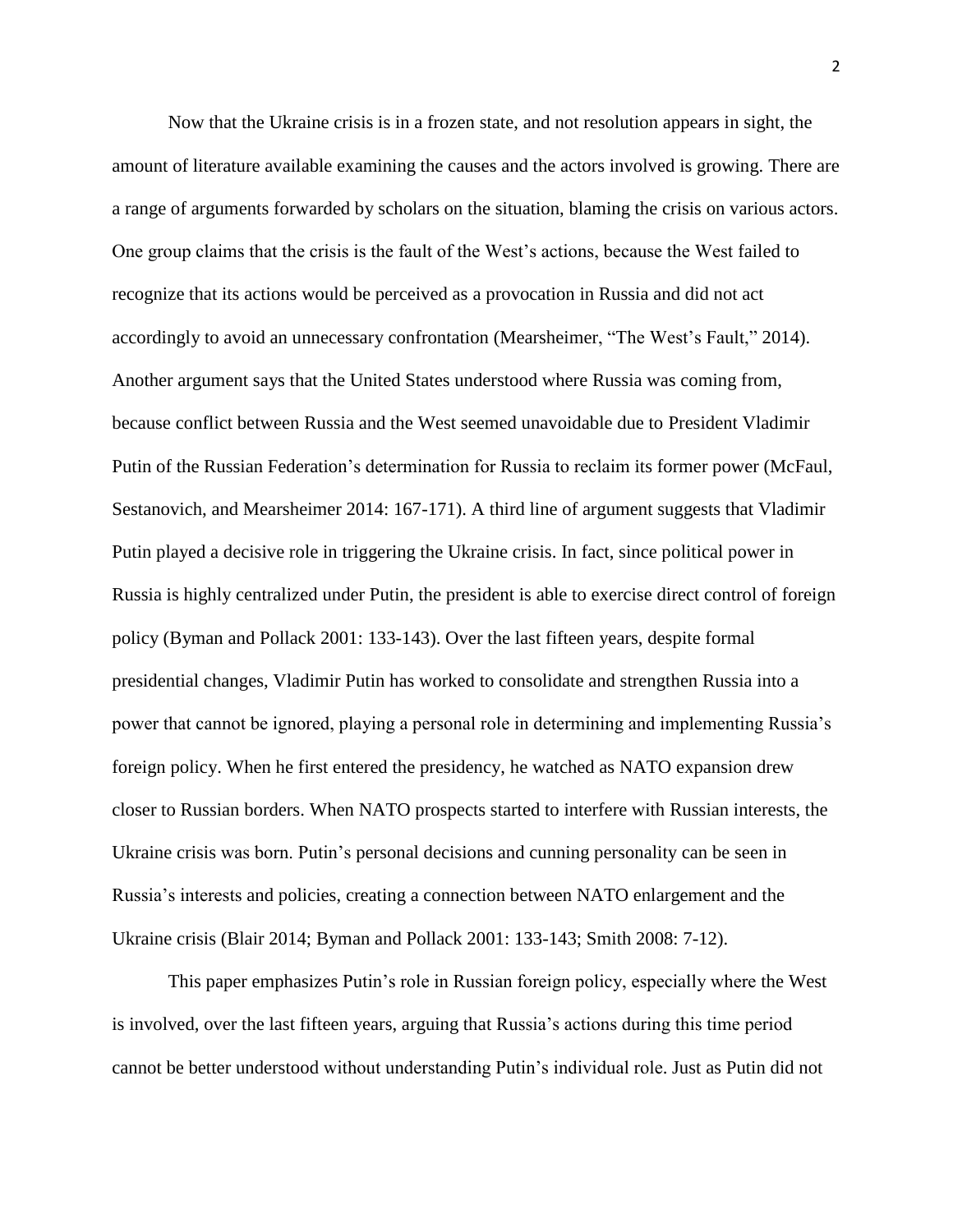Now that the Ukraine crisis is in a frozen state, and not resolution appears in sight, the amount of literature available examining the causes and the actors involved is growing. There are a range of arguments forwarded by scholars on the situation, blaming the crisis on various actors. One group claims that the crisis is the fault of the West's actions, because the West failed to recognize that its actions would be perceived as a provocation in Russia and did not act accordingly to avoid an unnecessary confrontation (Mearsheimer, "The West's Fault," 2014). Another argument says that the United States understood where Russia was coming from, because conflict between Russia and the West seemed unavoidable due to President Vladimir Putin of the Russian Federation's determination for Russia to reclaim its former power (McFaul, Sestanovich, and Mearsheimer 2014: 167-171). A third line of argument suggests that Vladimir Putin played a decisive role in triggering the Ukraine crisis. In fact, since political power in Russia is highly centralized under Putin, the president is able to exercise direct control of foreign policy (Byman and Pollack 2001: 133-143). Over the last fifteen years, despite formal presidential changes, Vladimir Putin has worked to consolidate and strengthen Russia into a power that cannot be ignored, playing a personal role in determining and implementing Russia's foreign policy. When he first entered the presidency, he watched as NATO expansion drew closer to Russian borders. When NATO prospects started to interfere with Russian interests, the Ukraine crisis was born. Putin's personal decisions and cunning personality can be seen in Russia's interests and policies, creating a connection between NATO enlargement and the Ukraine crisis (Blair 2014; Byman and Pollack 2001: 133-143; Smith 2008: 7-12).

This paper emphasizes Putin's role in Russian foreign policy, especially where the West is involved, over the last fifteen years, arguing that Russia's actions during this time period cannot be better understood without understanding Putin's individual role. Just as Putin did not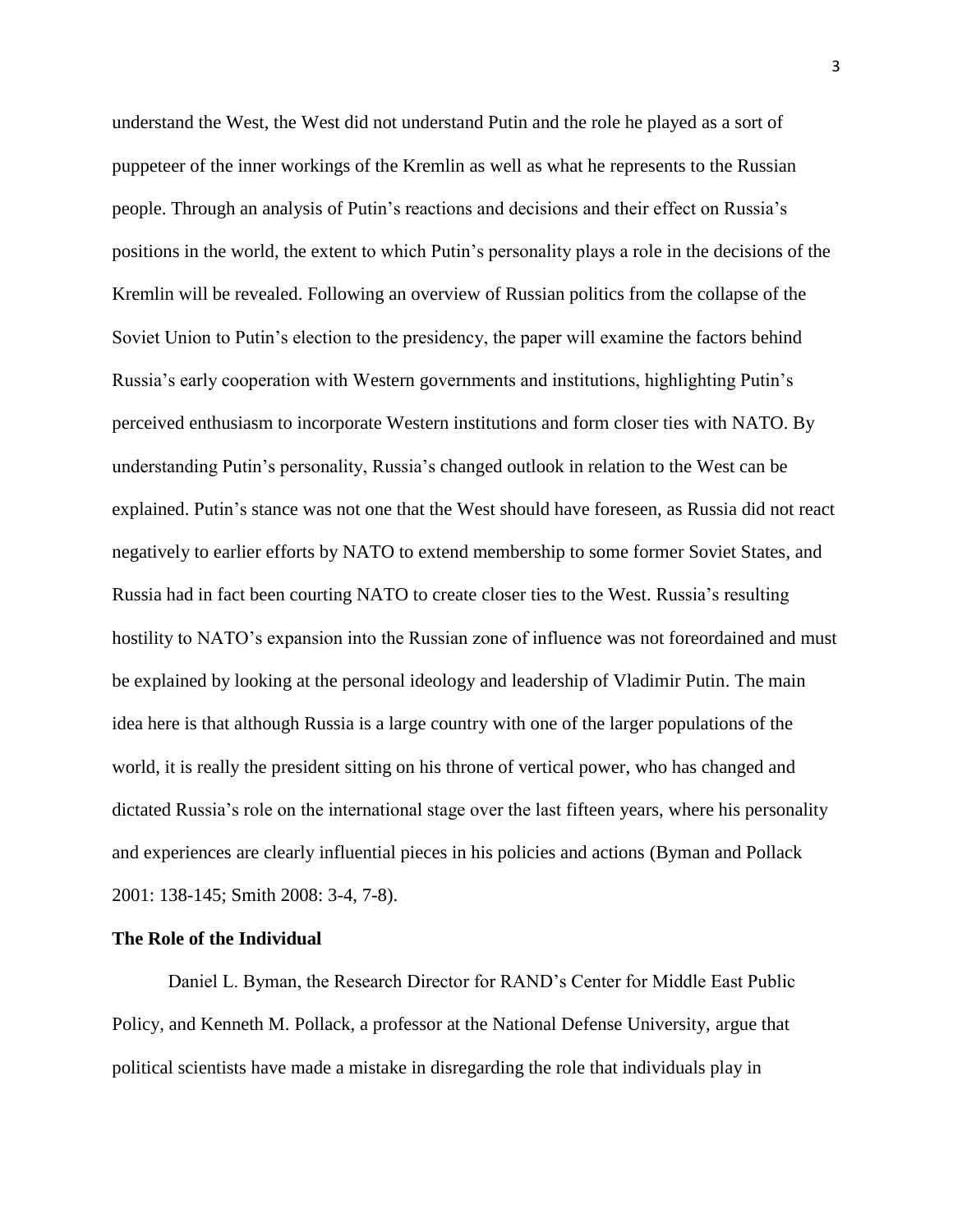understand the West, the West did not understand Putin and the role he played as a sort of puppeteer of the inner workings of the Kremlin as well as what he represents to the Russian people. Through an analysis of Putin's reactions and decisions and their effect on Russia's positions in the world, the extent to which Putin's personality plays a role in the decisions of the Kremlin will be revealed. Following an overview of Russian politics from the collapse of the Soviet Union to Putin's election to the presidency, the paper will examine the factors behind Russia's early cooperation with Western governments and institutions, highlighting Putin's perceived enthusiasm to incorporate Western institutions and form closer ties with NATO. By understanding Putin's personality, Russia's changed outlook in relation to the West can be explained. Putin's stance was not one that the West should have foreseen, as Russia did not react negatively to earlier efforts by NATO to extend membership to some former Soviet States, and Russia had in fact been courting NATO to create closer ties to the West. Russia's resulting hostility to NATO's expansion into the Russian zone of influence was not foreordained and must be explained by looking at the personal ideology and leadership of Vladimir Putin. The main idea here is that although Russia is a large country with one of the larger populations of the world, it is really the president sitting on his throne of vertical power, who has changed and dictated Russia's role on the international stage over the last fifteen years, where his personality and experiences are clearly influential pieces in his policies and actions (Byman and Pollack 2001: 138-145; Smith 2008: 3-4, 7-8).

**The Role of the Individual**

Daniel L. Byman, the Research Director for RAND's Center for Middle East Public Policy, and Kenneth M. Pollack, a professor at the National Defense University, argue that political scientists have made a mistake in disregarding the role that individuals play in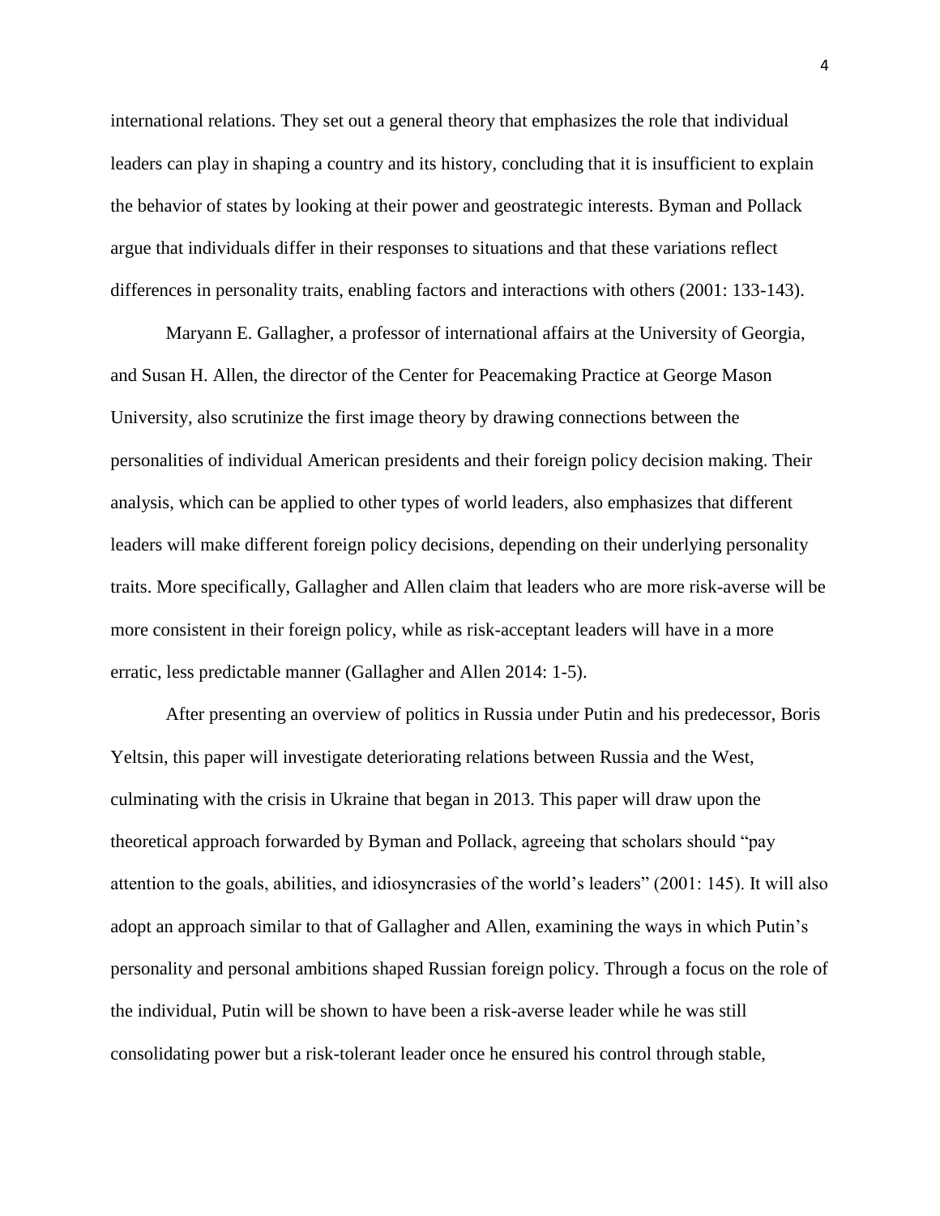international relations. They set out a general theory that emphasizes the role that individual leaders can play in shaping a country and its history, concluding that it is insufficient to explain the behavior of states by looking at their power and geostrategic interests. Byman and Pollack argue that individuals differ in their responses to situations and that these variations reflect differences in personality traits, enabling factors and interactions with others (2001: 133-143).

Maryann E. Gallagher, a professor of international affairs at the University of Georgia, and Susan H. Allen, the director of the Center for Peacemaking Practice at George Mason University, also scrutinize the first image theory by drawing connections between the personalities of individual American presidents and their foreign policy decision making. Their analysis, which can be applied to other types of world leaders, also emphasizes that different leaders will make different foreign policy decisions, depending on their underlying personality traits. More specifically, Gallagher and Allen claim that leaders who are more risk-averse will be more consistent in their foreign policy, while as risk-acceptant leaders will have in a more erratic, less predictable manner (Gallagher and Allen 2014: 1-5).

After presenting an overview of politics in Russia under Putin and his predecessor, Boris Yeltsin, this paper will investigate deteriorating relations between Russia and the West, culminating with the crisis in Ukraine that began in 2013. This paper will draw upon the theoretical approach forwarded by Byman and Pollack, agreeing that scholars should "pay attention to the goals, abilities, and idiosyncrasies of the world's leaders" (2001: 145). It will also adopt an approach similar to that of Gallagher and Allen, examining the ways in which Putin's personality and personal ambitions shaped Russian foreign policy. Through a focus on the role of the individual, Putin will be shown to have been a risk-averse leader while he was still consolidating power but a risk-tolerant leader once he ensured his control through stable,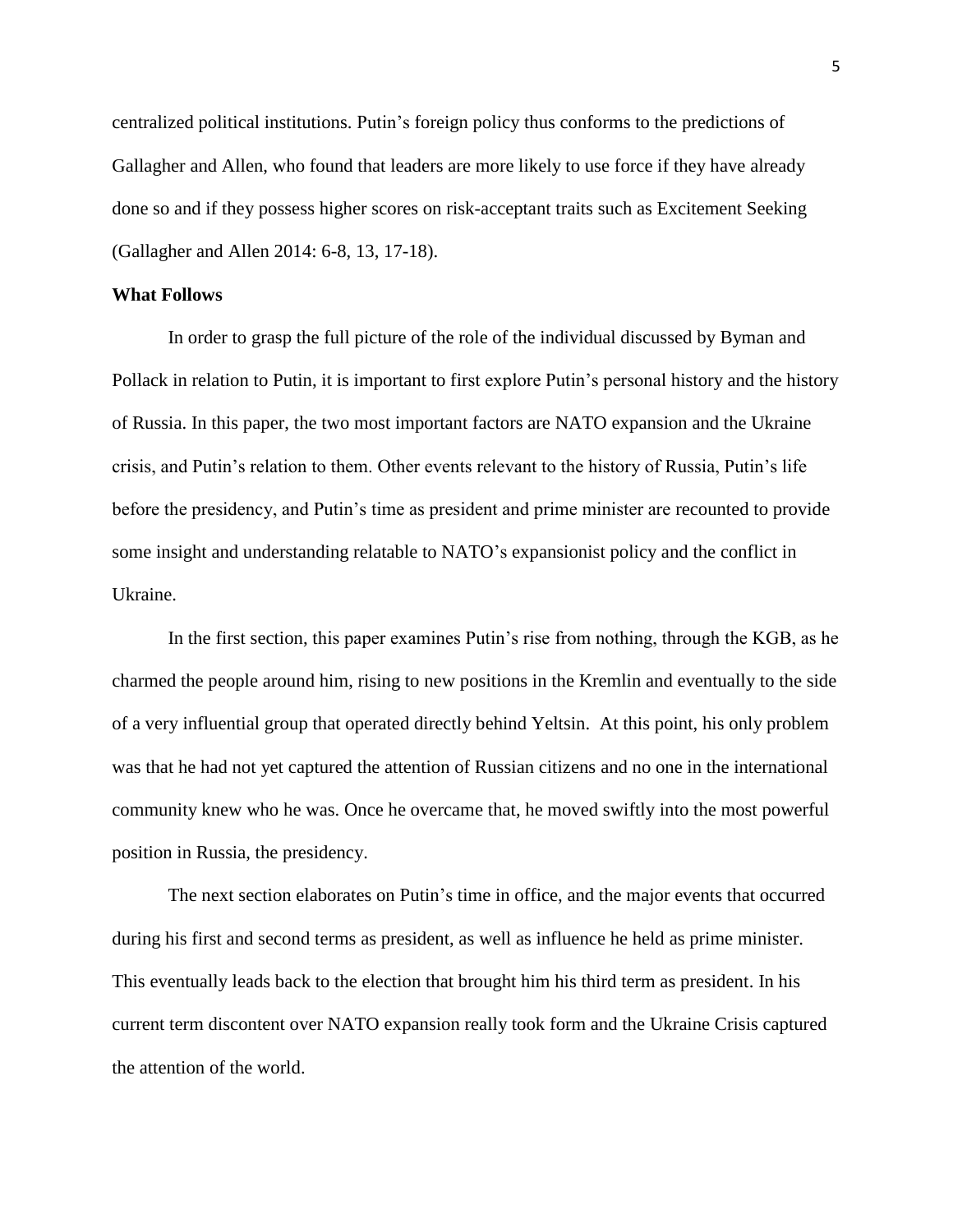centralized political institutions. Putin's foreign policy thus conforms to the predictions of Gallagher and Allen, who found that leaders are more likely to use force if they have already done so and if they possess higher scores on risk-acceptant traits such as Excitement Seeking (Gallagher and Allen 2014: 6-8, 13, 17-18).

**What Follows**

In order to grasp the full picture of the role of the individual discussed by Byman and Pollack in relation to Putin, it is important to first explore Putin's personal history and the history of Russia. In this paper, the two most important factors are NATO expansion and the Ukraine crisis, and Putin's relation to them. Other events relevant to the history of Russia, Putin's life before the presidency, and Putin's time as president and prime minister are recounted to provide some insight and understanding relatable to NATO's expansionist policy and the conflict in Ukraine.

In the first section, this paper examines Putin's rise from nothing, through the KGB, as he charmed the people around him, rising to new positions in the Kremlin and eventually to the side of a very influential group that operated directly behind Yeltsin. At this point, his only problem was that he had not yet captured the attention of Russian citizens and no one in the international community knew who he was. Once he overcame that, he moved swiftly into the most powerful position in Russia, the presidency.

The next section elaborates on Putin's time in office, and the major events that occurred during his first and second terms as president, as well as influence he held as prime minister. This eventually leads back to the election that brought him his third term as president. In his current term discontent over NATO expansion really took form and the Ukraine Crisis captured the attention of the world.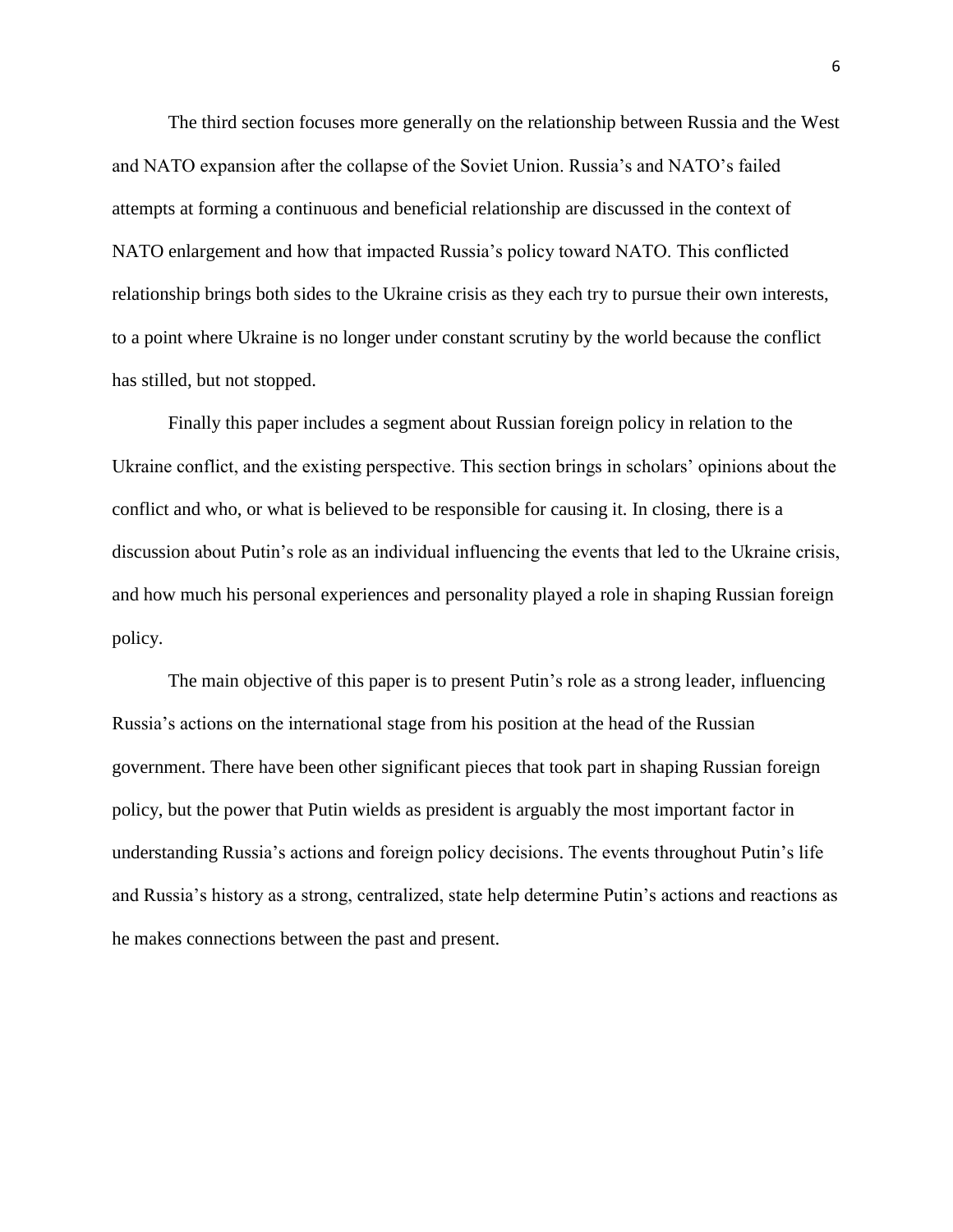The third section focuses more generally on the relationship between Russia and the West and NATO expansion after the collapse of the Soviet Union. Russia's and NATO's failed attempts at forming a continuous and beneficial relationship are discussed in the context of NATO enlargement and how that impacted Russia's policy toward NATO. This conflicted relationship brings both sides to the Ukraine crisis as they each try to pursue their own interests, to a point where Ukraine is no longer under constant scrutiny by the world because the conflict has stilled, but not stopped.

Finally this paper includes a segment about Russian foreign policy in relation to the Ukraine conflict, and the existing perspective. This section brings in scholars' opinions about the conflict and who, or what is believed to be responsible for causing it. In closing, there is a discussion about Putin's role as an individual influencing the events that led to the Ukraine crisis, and how much his personal experiences and personality played a role in shaping Russian foreign policy.

The main objective of this paper is to present Putin's role as a strong leader, influencing Russia's actions on the international stage from his position at the head of the Russian government. There have been other significant pieces that took part in shaping Russian foreign policy, but the power that Putin wields as president is arguably the most important factor in understanding Russia's actions and foreign policy decisions. The events throughout Putin's life and Russia's history as a strong, centralized, state help determine Putin's actions and reactions as he makes connections between the past and present.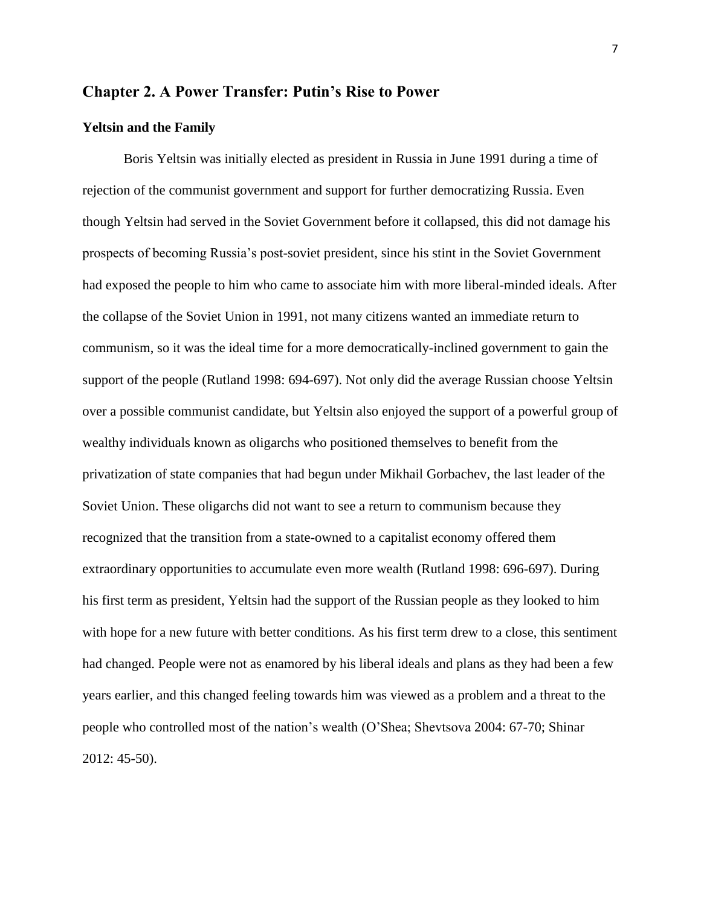## Chapter 2. A Power Transfer: Putin's Rise to Power

### Yeltsin and the Family

Boris Yeltsin was initially elected as president in Russia in June 1991 during a time of rejection of the communist government and support for further democratizing Russia. Even though Yeltsin had served in the Soviet Government before it collapsed, this did not damage his prospects of becoming Russia's post-soviet president, since his stint in the Soviet Government had exposed the people to him who came to associate him with more liberal-minded ideals. After the collapse of the Soviet Union in 1991, not many citizens wanted an immediate return to communism, so it was the ideal time for a more democratically-inclined government to gain the support of the people (Rutland 1998: 694-697). Not only did the average Russian choose Yeltsin over a possible communist candidate, but Yeltsin also enjoyed the support of a powerful group of wealthy individuals known as oligarchs who positioned themselves to benefit from the privatization of state companies that had begun under Mikhail Gorbachev, the last leader of the Soviet Union. These oligarchs did not want to see a return to communism because they recognized that the transition from a state-owned to a capitalist economy offered them extraordinary opportunities to accumulate even more wealth (Rutland 1998: 696-697). During his first term as president, Yeltsin had the support of the Russian people as they looked to him with hope for a new future with better conditions. As his first term drew to a close, this sentiment had changed. People were not as enamored by his liberal ideals and plans as they had been a few years earlier, and this changed feeling towards him was viewed as a problem and a threat to the people who controlled most of the nation's wealth (O'Shea; Shevtsova 2004: 67-70; Shinar 2012: 45-50).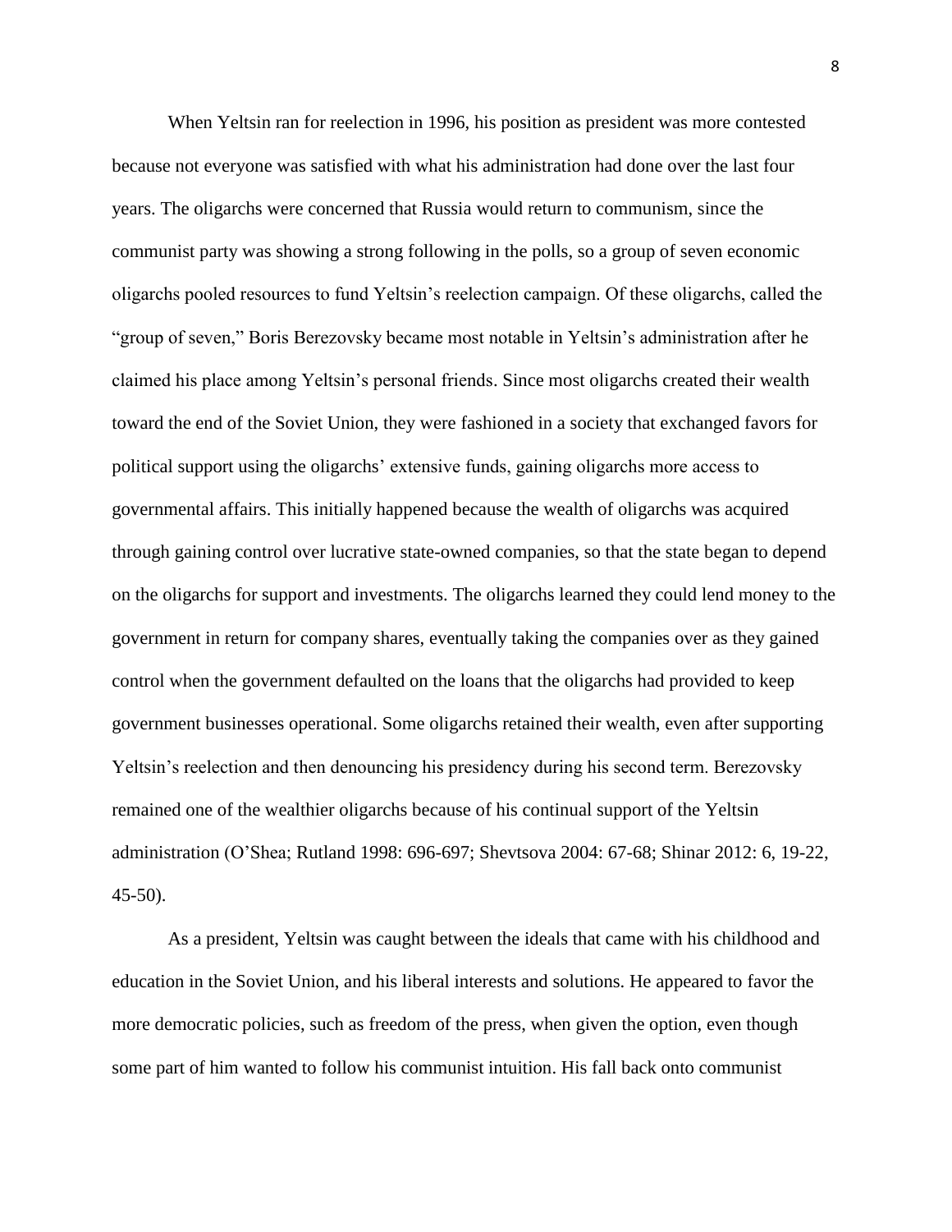When Yeltsin ran for reelection in 1996, his position as president was more contested because not everyone was satisfied with what his administration had done over the last four years. The oligarchs were concerned that Russia would return to communism, since the communist party was showing a strong following in the polls, so a group of seven economic oligarchs pooled resources to fund Yeltsin's reelection campaign. Of these oligarchs, called the "group of seven," Boris Berezovsky became most notable in Yeltsin's administration after he claimed his place among Yeltsin's personal friends. Since most oligarchs created their wealth toward the end of the Soviet Union, they were fashioned in a society that exchanged favors for political support using the oligarchs' extensive funds, gaining oligarchs more access to governmental affairs. This initially happened because the wealth of oligarchs was acquired through gaining control over lucrative state-owned companies, so that the state began to depend on the oligarchs for support and investments. The oligarchs learned they could lend money to the government in return for company shares, eventually taking the companies over as they gained control when the government defaulted on the loans that the oligarchs had provided to keep government businesses operational. Some oligarchs retained their wealth, even after supporting Yeltsin's reelection and then denouncing his presidency during his second term. Berezovsky remained one of the wealthier oligarchs because of his continual support of the Yeltsin administration (O'Shea; Rutland 1998: 696-697; Shevtsova 2004: 67-68; Shinar 2012: 6, 19-22, 45-50).

As a president, Yeltsin was caught between the ideals that came with his childhood and education in the Soviet Union, and his liberal interests and solutions. He appeared to favor the more democratic policies, such as freedom of the press, when given the option, even though some part of him wanted to follow his communist intuition. His fall back onto communist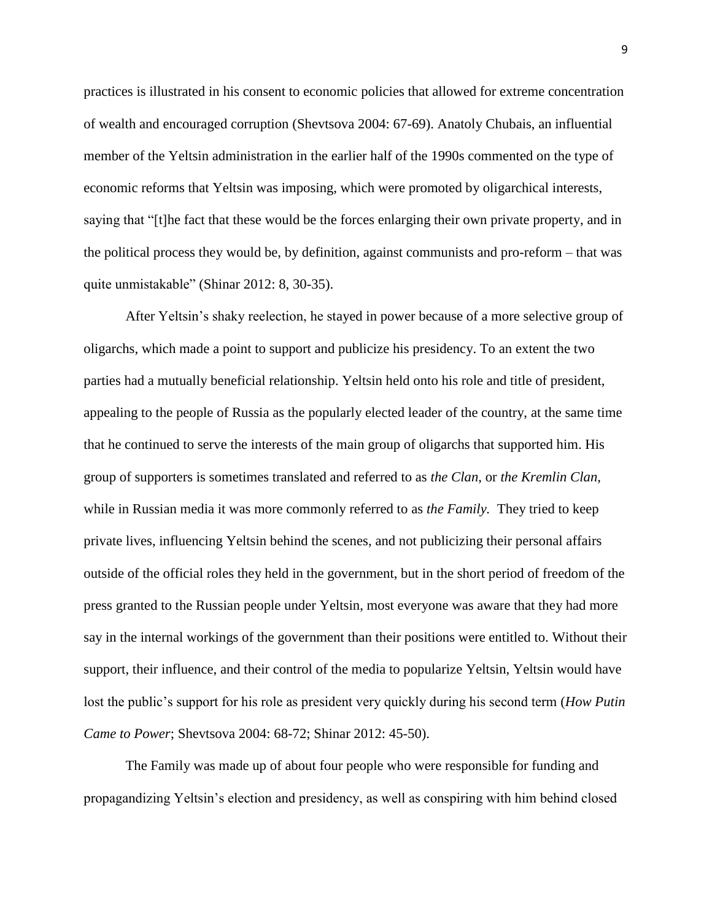practices is illustrated in his consent to economic policies that allowed for extreme concentration of wealth and encouraged corruption (Shevtsova 2004: 67-69). Anatoly Chubais, an influential member of the Yeltsin administration in the earlier half of the 1990s commented on the type of economic reforms that Yeltsin was imposing, which were promoted by oligarchical interests, saying that "[t]he fact that these would be the forces enlarging their own private property, and in the political process they would be, by definition, against communists and pro-reform – that was quite unmistakable" (Shinar 2012: 8, 30-35).

After Yeltsin's shaky reelection, he stayed in power because of a more selective group of oligarchs, which made a point to support and publicize his presidency. To an extent the two parties had a mutually beneficial relationship. Yeltsin held onto his role and title of president, appealing to the people of Russia as the popularly elected leader of the country, at the same time that he continued to serve the interests of the main group of oligarchs that supported him. His group of supporters is sometimes translated and referred to as *the Clan*, or *the Kremlin Clan,* while in Russian media it was more commonly referred to as *the Family.* They tried to keep private lives, influencing Yeltsin behind the scenes, and not publicizing their personal affairs outside of the official roles they held in the government, but in the short period of freedom of the press granted to the Russian people under Yeltsin, most everyone was aware that they had more say in the internal workings of the government than their positions were entitled to. Without their support, their influence, and their control of the media to popularize Yeltsin, Yeltsin would have lost the public's support for his role as president very quickly during his second term (*How Putin Came to Power*; Shevtsova 2004: 68-72; Shinar 2012: 45-50).

The Family was made up of about four people who were responsible for funding and propagandizing Yeltsin's election and presidency, as well as conspiring with him behind closed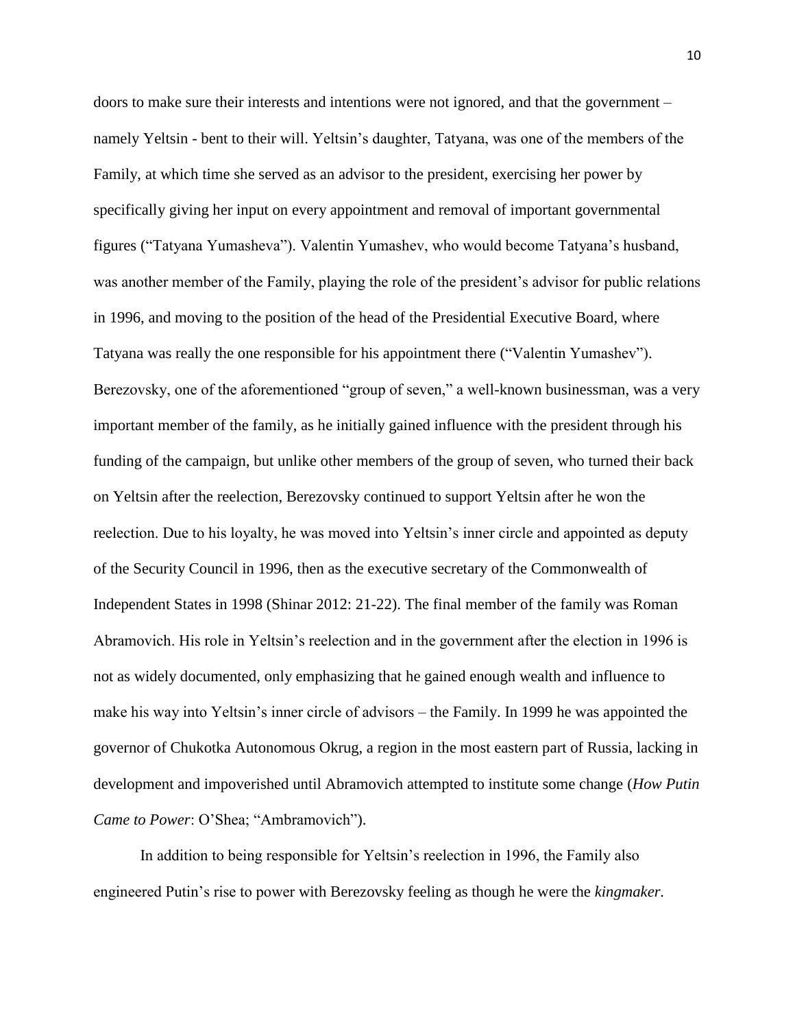doors to make sure their interests and intentions were not ignored, and that the government – namely Yeltsin - bent to their will. Yeltsin's daughter, Tatyana, was one of the members of the Family, at which time she served as an advisor to the president, exercising her power by specifically giving her input on every appointment and removal of important governmental figures ("Tatyana Yumasheva"). Valentin Yumashev, who would become Tatyana's husband, was another member of the Family, playing the role of the president's advisor for public relations in 1996, and moving to the position of the head of the Presidential Executive Board, where Tatyana was really the one responsible for his appointment there ("Valentin Yumashev"). Berezovsky, one of the aforementioned "group of seven," a well-known businessman, was a very important member of the family, as he initially gained influence with the president through his funding of the campaign, but unlike other members of the group of seven, who turned their back on Yeltsin after the reelection, Berezovsky continued to support Yeltsin after he won the reelection. Due to his loyalty, he was moved into Yeltsin's inner circle and appointed as deputy of the Security Council in 1996, then as the executive secretary of the Commonwealth of Independent States in 1998 (Shinar 2012: 21-22). The final member of the family was Roman Abramovich. His role in Yeltsin's reelection and in the government after the election in 1996 is not as widely documented, only emphasizing that he gained enough wealth and influence to make his way into Yeltsin's inner circle of advisors – the Family. In 1999 he was appointed the governor of Chukotka Autonomous Okrug, a region in the most eastern part of Russia, lacking in development and impoverished until Abramovich attempted to institute some change (*How Putin Came to Power*: O'Shea; "Ambramovich").

In addition to being responsible for Yeltsin's reelection in 1996, the Family also engineered Putin's rise to power with Berezovsky feeling as though he were the *kingmaker*.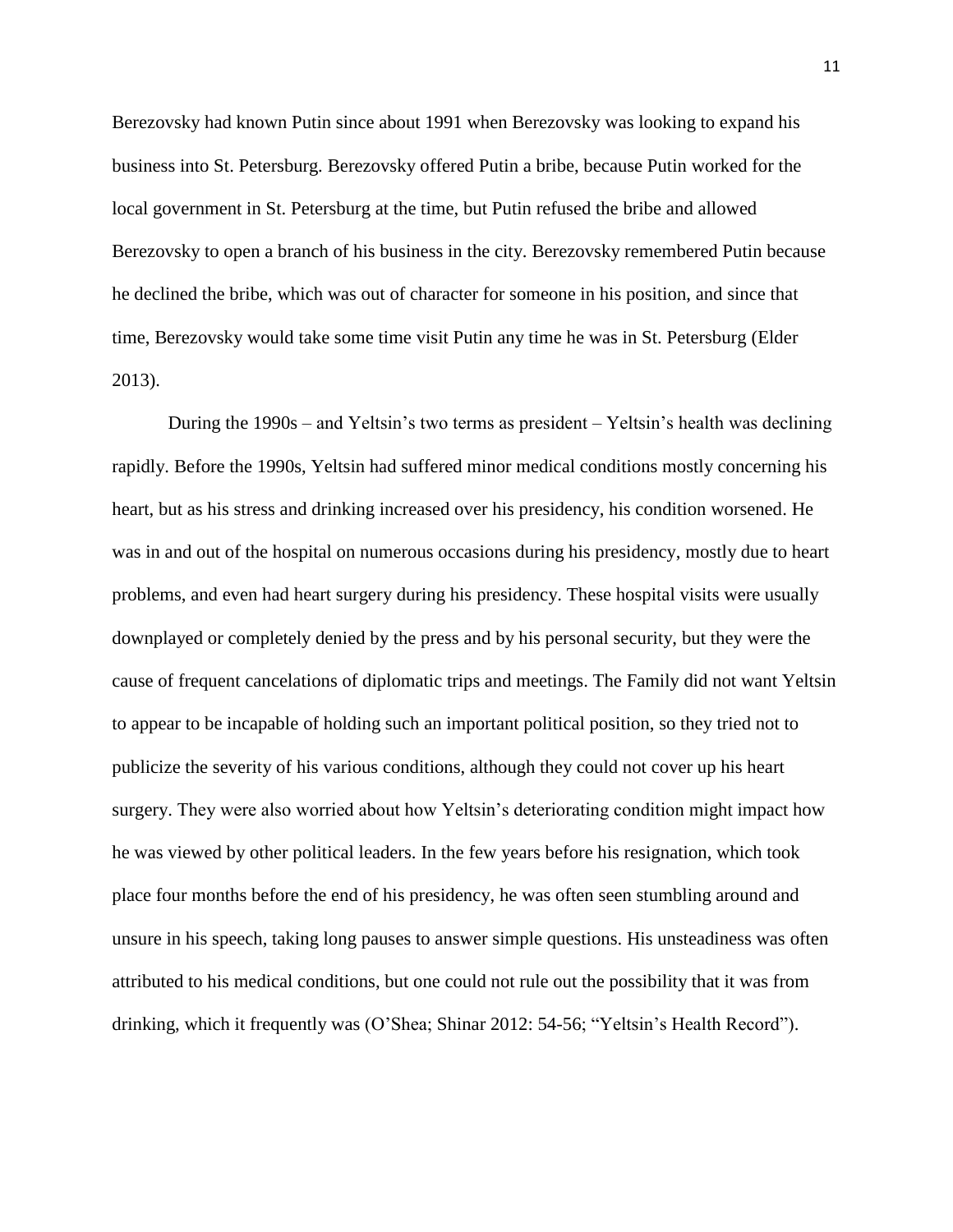Berezovsky had known Putin since about 1991 when Berezovsky was looking to expand his business into St. Petersburg. Berezovsky offered Putin a bribe, because Putin worked for the local government in St. Petersburg at the time, but Putin refused the bribe and allowed Berezovsky to open a branch of his business in the city. Berezovsky remembered Putin because he declined the bribe, which was out of character for someone in his position, and since that time, Berezovsky would take some time visit Putin any time he was in St. Petersburg (Elder 2013).

During the 1990s – and Yeltsin's two terms as president – Yeltsin's health was declining rapidly. Before the 1990s, Yeltsin had suffered minor medical conditions mostly concerning his heart, but as his stress and drinking increased over his presidency, his condition worsened. He was in and out of the hospital on numerous occasions during his presidency, mostly due to heart problems, and even had heart surgery during his presidency. These hospital visits were usually downplayed or completely denied by the press and by his personal security, but they were the cause of frequent cancelations of diplomatic trips and meetings. The Family did not want Yeltsin to appear to be incapable of holding such an important political position, so they tried not to publicize the severity of his various conditions, although they could not cover up his heart surgery. They were also worried about how Yeltsin's deteriorating condition might impact how he was viewed by other political leaders. In the few years before his resignation, which took place four months before the end of his presidency, he was often seen stumbling around and unsure in his speech, taking long pauses to answer simple questions. His unsteadiness was often attributed to his medical conditions, but one could not rule out the possibility that it was from drinking, which it frequently was (O'Shea; Shinar 2012: 54-56; "Yeltsin's Health Record").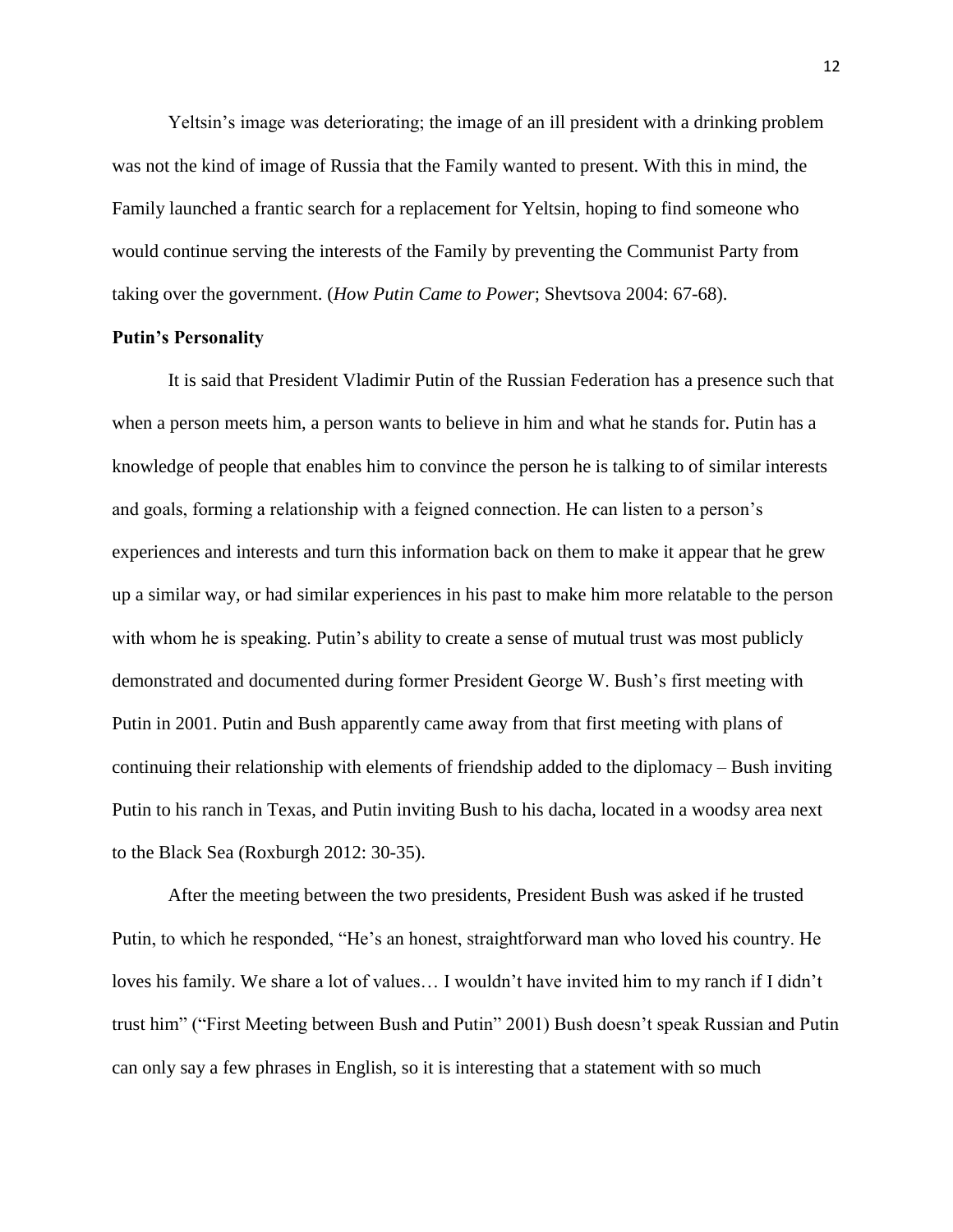Yeltsin's image was deteriorating; the image of an ill president with a drinking problem was not the kind of image of Russia that the Family wanted to present. With this in mind, the Family launched a frantic search for a replacement for Yeltsin, hoping to find someone who would continue serving the interests of the Family by preventing the Communist Party from taking over the government. (*How Putin Came to Power*; Shevtsova 2004: 67-68).

**Putin's Personality**

It is said that President Vladimir Putin of the Russian Federation has a presence such that when a person meets him, a person wants to believe in him and what he stands for. Putin has a knowledge of people that enables him to convince the person he is talking to of similar interests and goals, forming a relationship with a feigned connection. He can listen to a person's experiences and interests and turn this information back on them to make it appear that he grew up a similar way, or had similar experiences in his past to make him more relatable to the person with whom he is speaking. Putin's ability to create a sense of mutual trust was most publicly demonstrated and documented during former President George W. Bush's first meeting with Putin in 2001. Putin and Bush apparently came away from that first meeting with plans of continuing their relationship with elements of friendship added to the diplomacy – Bush inviting Putin to his ranch in Texas, and Putin inviting Bush to his dacha, located in a woodsy area next to the Black Sea (Roxburgh 2012: 30-35).

After the meeting between the two presidents, President Bush was asked if he trusted Putin, to which he responded, "He's an honest, straightforward man who loved his country. He loves his family. We share a lot of values… I wouldn't have invited him to my ranch if I didn't trust him" ("First Meeting between Bush and Putin" 2001) Bush doesn't speak Russian and Putin can only say a few phrases in English, so it is interesting that a statement with so much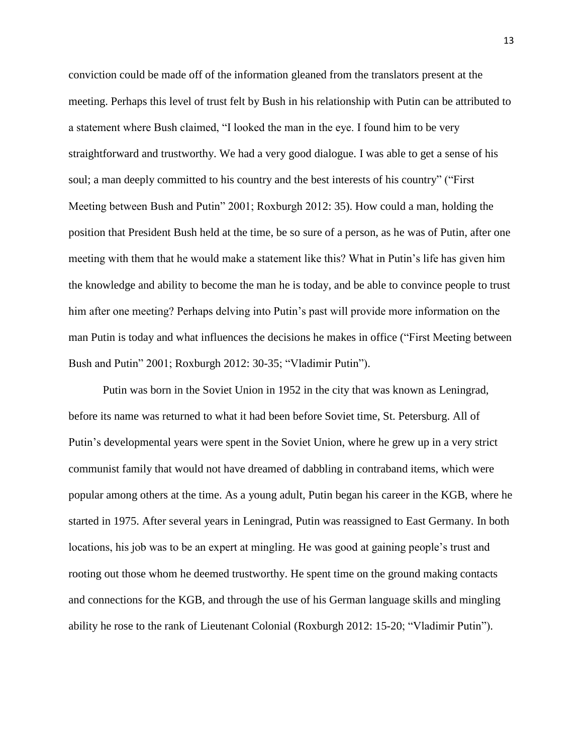conviction could be made off of the information gleaned from the translators present at the meeting. Perhaps this level of trust felt by Bush in his relationship with Putin can be attributed to a statement where Bush claimed, "I looked the man in the eye. I found him to be very straightforward and trustworthy. We had a very good dialogue. I was able to get a sense of his soul; a man deeply committed to his country and the best interests of his country" ("First Meeting between Bush and Putin" 2001; Roxburgh 2012: 35). How could a man, holding the position that President Bush held at the time, be so sure of a person, as he was of Putin, after one meeting with them that he would make a statement like this? What in Putin's life has given him the knowledge and ability to become the man he is today, and be able to convince people to trust him after one meeting? Perhaps delving into Putin's past will provide more information on the man Putin is today and what influences the decisions he makes in office ("First Meeting between Bush and Putin" 2001; Roxburgh 2012: 30-35; "Vladimir Putin").

Putin was born in the Soviet Union in 1952 in the city that was known as Leningrad, before its name was returned to what it had been before Soviet time, St. Petersburg. All of Putin's developmental years were spent in the Soviet Union, where he grew up in a very strict communist family that would not have dreamed of dabbling in contraband items, which were popular among others at the time. As a young adult, Putin began his career in the KGB, where he started in 1975. After several years in Leningrad, Putin was reassigned to East Germany. In both locations, his job was to be an expert at mingling. He was good at gaining people's trust and rooting out those whom he deemed trustworthy. He spent time on the ground making contacts and connections for the KGB, and through the use of his German language skills and mingling ability he rose to the rank of Lieutenant Colonial (Roxburgh 2012: 15-20; "Vladimir Putin").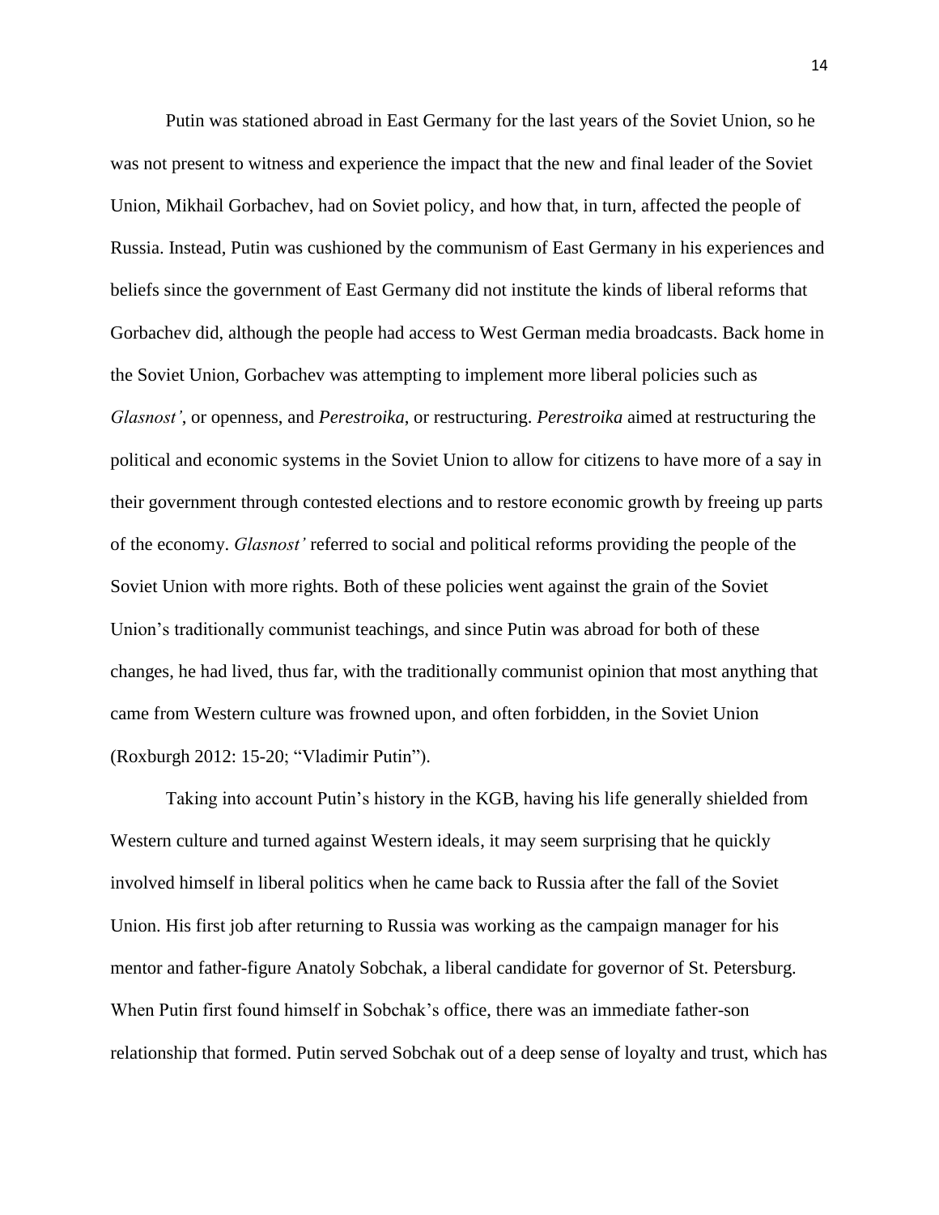Putin was stationed abroad in East Germany for the last years of the Soviet Union, so he was not present to witness and experience the impact that the new and final leader of the Soviet Union, Mikhail Gorbachev, had on Soviet policy, and how that, in turn, affected the people of Russia. Instead, Putin was cushioned by the communism of East Germany in his experiences and beliefs since the government of East Germany did not institute the kinds of liberal reforms that Gorbachev did, although the people had access to West German media broadcasts. Back home in the Soviet Union, Gorbachev was attempting to implement more liberal policies such as *Glasnost'*, or openness, and *Perestroika*, or restructuring. *Perestroika* aimed at restructuring the political and economic systems in the Soviet Union to allow for citizens to have more of a say in their government through contested elections and to restore economic growth by freeing up parts of the economy. *Glasnost'* referred to social and political reforms providing the people of the Soviet Union with more rights. Both of these policies went against the grain of the Soviet Union's traditionally communist teachings, and since Putin was abroad for both of these changes, he had lived, thus far, with the traditionally communist opinion that most anything that came from Western culture was frowned upon, and often forbidden, in the Soviet Union (Roxburgh 2012: 15-20; "Vladimir Putin").

Taking into account Putin's history in the KGB, having his life generally shielded from Western culture and turned against Western ideals, it may seem surprising that he quickly involved himself in liberal politics when he came back to Russia after the fall of the Soviet Union. His first job after returning to Russia was working as the campaign manager for his mentor and father-figure Anatoly Sobchak, a liberal candidate for governor of St. Petersburg. When Putin first found himself in Sobchak's office, there was an immediate father-son relationship that formed. Putin served Sobchak out of a deep sense of loyalty and trust, which has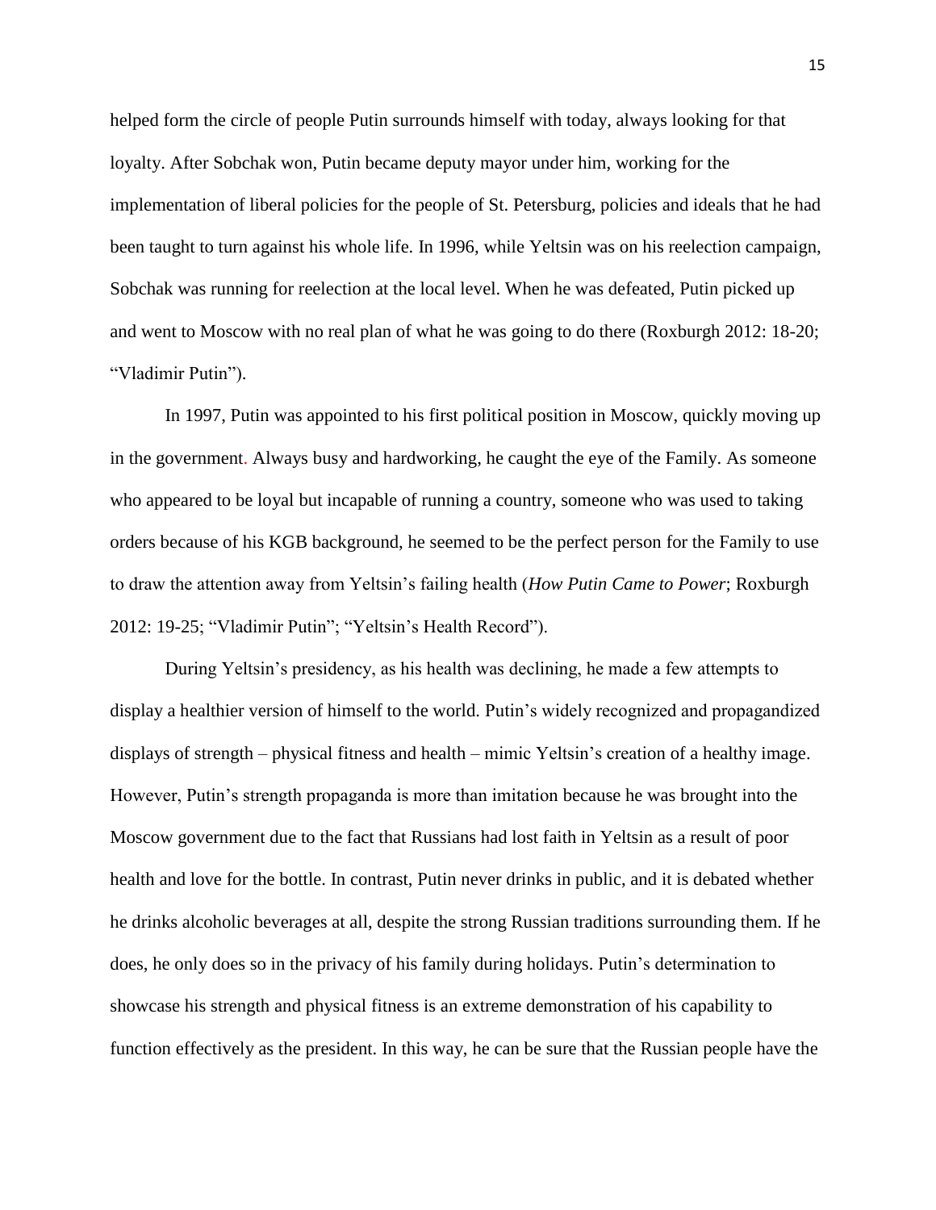helped form the circle of people Putin surrounds himself with today, always looking for that loyalty. After Sobchak won, Putin became deputy mayor under him, working for the implementation of liberal policies for the people of St. Petersburg, policies and ideals that he had been taught to turn against his whole life. In 1996, while Yeltsin was on his reelection campaign, Sobchak was running for reelection at the local level. When he was defeated, Putin picked up and went to Moscow with no real plan of what he was going to do there (Roxburgh 2012: 18-20; "Vladimir Putin").

In 1997, Putin was appointed to his first political position in Moscow, quickly moving up in the government. Always busy and hardworking, he caught the eye of the Family. As someone who appeared to be loyal but incapable of running a country, someone who was used to taking orders because of his KGB background, he seemed to be the perfect person for the Family to use to draw the attention away from Yeltsin's failing health (*How Putin Came to Power*; Roxburgh 2012: 19-25; "Vladimir Putin"; "Yeltsin's Health Record").

During Yeltsin's presidency, as his health was declining, he made a few attempts to display a healthier version of himself to the world. Putin's widely recognized and propagandized displays of strength – physical fitness and health – mimic Yeltsin's creation of a healthy image. However, Putin's strength propaganda is more than imitation because he was brought into the Moscow government due to the fact that Russians had lost faith in Yeltsin as a result of poor health and love for the bottle. In contrast, Putin never drinks in public, and it is debated whether he drinks alcoholic beverages at all, despite the strong Russian traditions surrounding them. If he does, he only does so in the privacy of his family during holidays. Putin's determination to showcase his strength and physical fitness is an extreme demonstration of his capability to function effectively as the president. In this way, he can be sure that the Russian people have the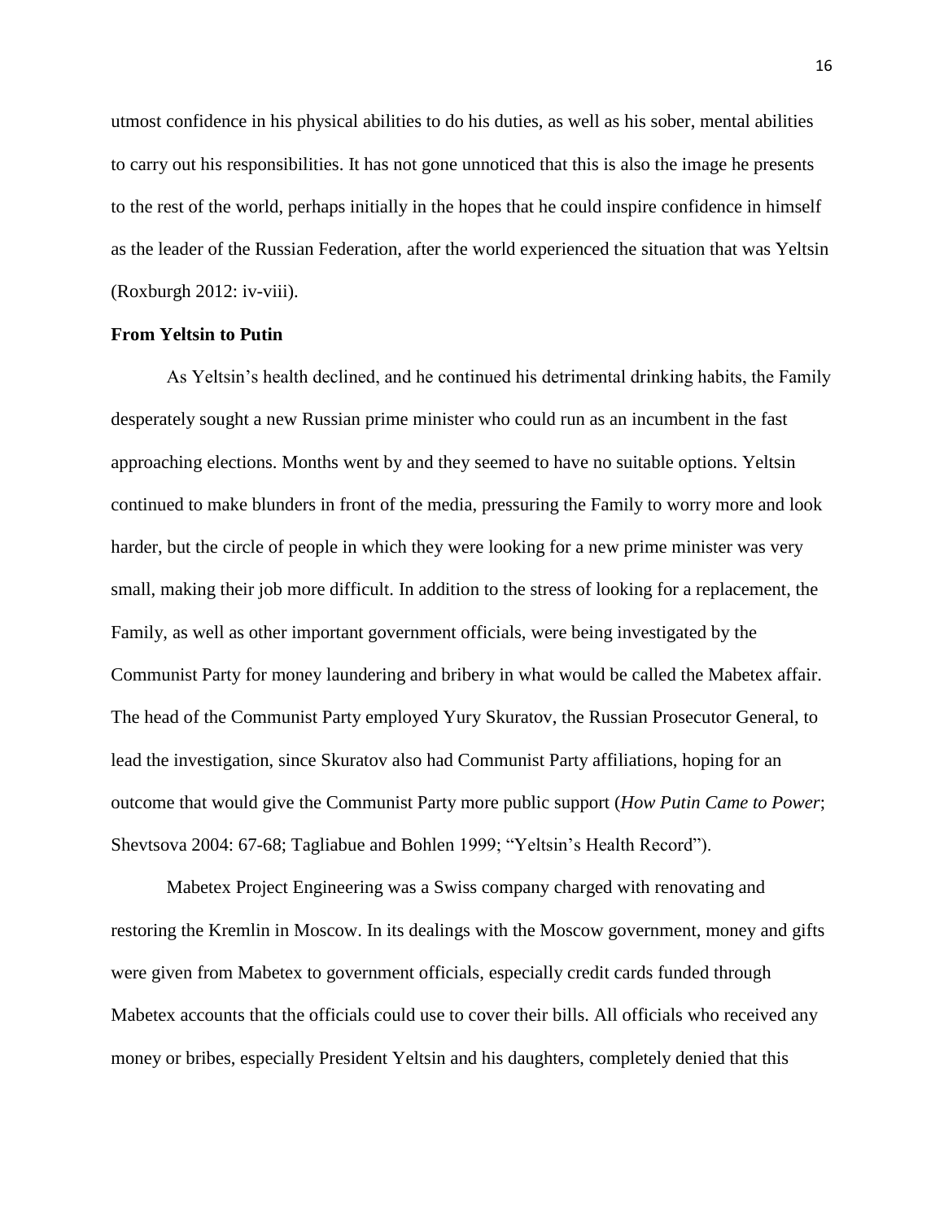utmost confidence in his physical abilities to do his duties, as well as his sober, mental abilities to carry out his responsibilities. It has not gone unnoticed that this is also the image he presents to the rest of the world, perhaps initially in the hopes that he could inspire confidence in himself as the leader of the Russian Federation, after the world experienced the situation that was Yeltsin (Roxburgh 2012: iv-viii).

**From Yeltsin to Putin**

As Yeltsin's health declined, and he continued his detrimental drinking habits, the Family desperately sought a new Russian prime minister who could run as an incumbent in the fast approaching elections. Months went by and they seemed to have no suitable options. Yeltsin continued to make blunders in front of the media, pressuring the Family to worry more and look harder, but the circle of people in which they were looking for a new prime minister was very small, making their job more difficult. In addition to the stress of looking for a replacement, the Family, as well as other important government officials, were being investigated by the Communist Party for money laundering and bribery in what would be called the Mabetex affair. The head of the Communist Party employed Yury Skuratov, the Russian Prosecutor General, to lead the investigation, since Skuratov also had Communist Party affiliations, hoping for an outcome that would give the Communist Party more public support (*How Putin Came to Power*; Shevtsova 2004: 67-68; Tagliabue and Bohlen 1999; "Yeltsin's Health Record").

Mabetex Project Engineering was a Swiss company charged with renovating and restoring the Kremlin in Moscow. In its dealings with the Moscow government, money and gifts were given from Mabetex to government officials, especially credit cards funded through Mabetex accounts that the officials could use to cover their bills. All officials who received any money or bribes, especially President Yeltsin and his daughters, completely denied that this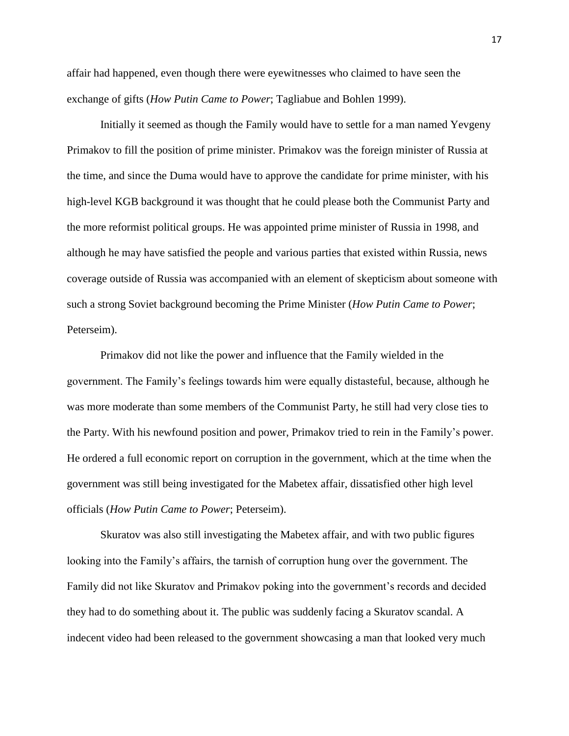affair had happened, even though there were eyewitnesses who claimed to have seen the exchange of gifts (*How Putin Came to Power*; Tagliabue and Bohlen 1999).

Initially it seemed as though the Family would have to settle for a man named Yevgeny Primakov to fill the position of prime minister. Primakov was the foreign minister of Russia at the time, and since the Duma would have to approve the candidate for prime minister, with his high-level KGB background it was thought that he could please both the Communist Party and the more reformist political groups. He was appointed prime minister of Russia in 1998, and although he may have satisfied the people and various parties that existed within Russia, news coverage outside of Russia was accompanied with an element of skepticism about someone with such a strong Soviet background becoming the Prime Minister (*How Putin Came to Power*; Peterseim).

Primakov did not like the power and influence that the Family wielded in the government. The Family's feelings towards him were equally distasteful, because, although he was more moderate than some members of the Communist Party, he still had very close ties to the Party. With his newfound position and power, Primakov tried to rein in the Family's power. He ordered a full economic report on corruption in the government, which at the time when the government was still being investigated for the Mabetex affair, dissatisfied other high level officials (*How Putin Came to Power*; Peterseim).

Skuratov was also still investigating the Mabetex affair, and with two public figures looking into the Family's affairs, the tarnish of corruption hung over the government. The Family did not like Skuratov and Primakov poking into the government's records and decided they had to do something about it. The public was suddenly facing a Skuratov scandal. A indecent video had been released to the government showcasing a man that looked very much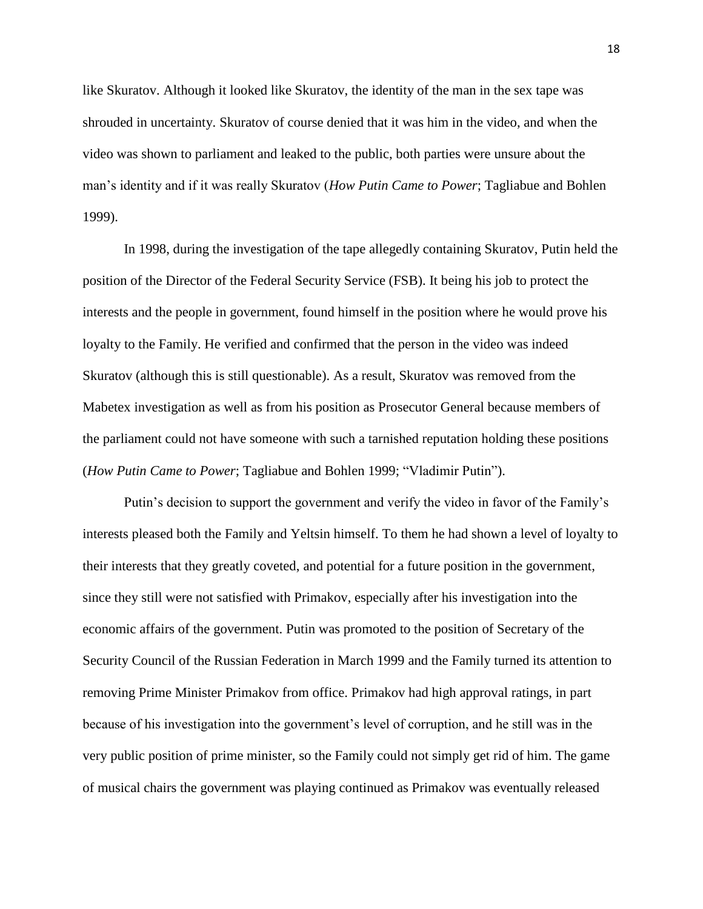like Skuratov. Although it looked like Skuratov, the identity of the man in the sex tape was shrouded in uncertainty. Skuratov of course denied that it was him in the video, and when the video was shown to parliament and leaked to the public, both parties were unsure about the man's identity and if it was really Skuratov (*How Putin Came to Power*; Tagliabue and Bohlen 1999).

In 1998, during the investigation of the tape allegedly containing Skuratov, Putin held the position of the Director of the Federal Security Service (FSB). It being his job to protect the interests and the people in government, found himself in the position where he would prove his loyalty to the Family. He verified and confirmed that the person in the video was indeed Skuratov (although this is still questionable). As a result, Skuratov was removed from the Mabetex investigation as well as from his position as Prosecutor General because members of the parliament could not have someone with such a tarnished reputation holding these positions (*How Putin Came to Power*; Tagliabue and Bohlen 1999; "Vladimir Putin").

Putin's decision to support the government and verify the video in favor of the Family's interests pleased both the Family and Yeltsin himself. To them he had shown a level of loyalty to their interests that they greatly coveted, and potential for a future position in the government, since they still were not satisfied with Primakov, especially after his investigation into the economic affairs of the government. Putin was promoted to the position of Secretary of the Security Council of the Russian Federation in March 1999 and the Family turned its attention to removing Prime Minister Primakov from office. Primakov had high approval ratings, in part because of his investigation into the government's level of corruption, and he still was in the very public position of prime minister, so the Family could not simply get rid of him. The game of musical chairs the government was playing continued as Primakov was eventually released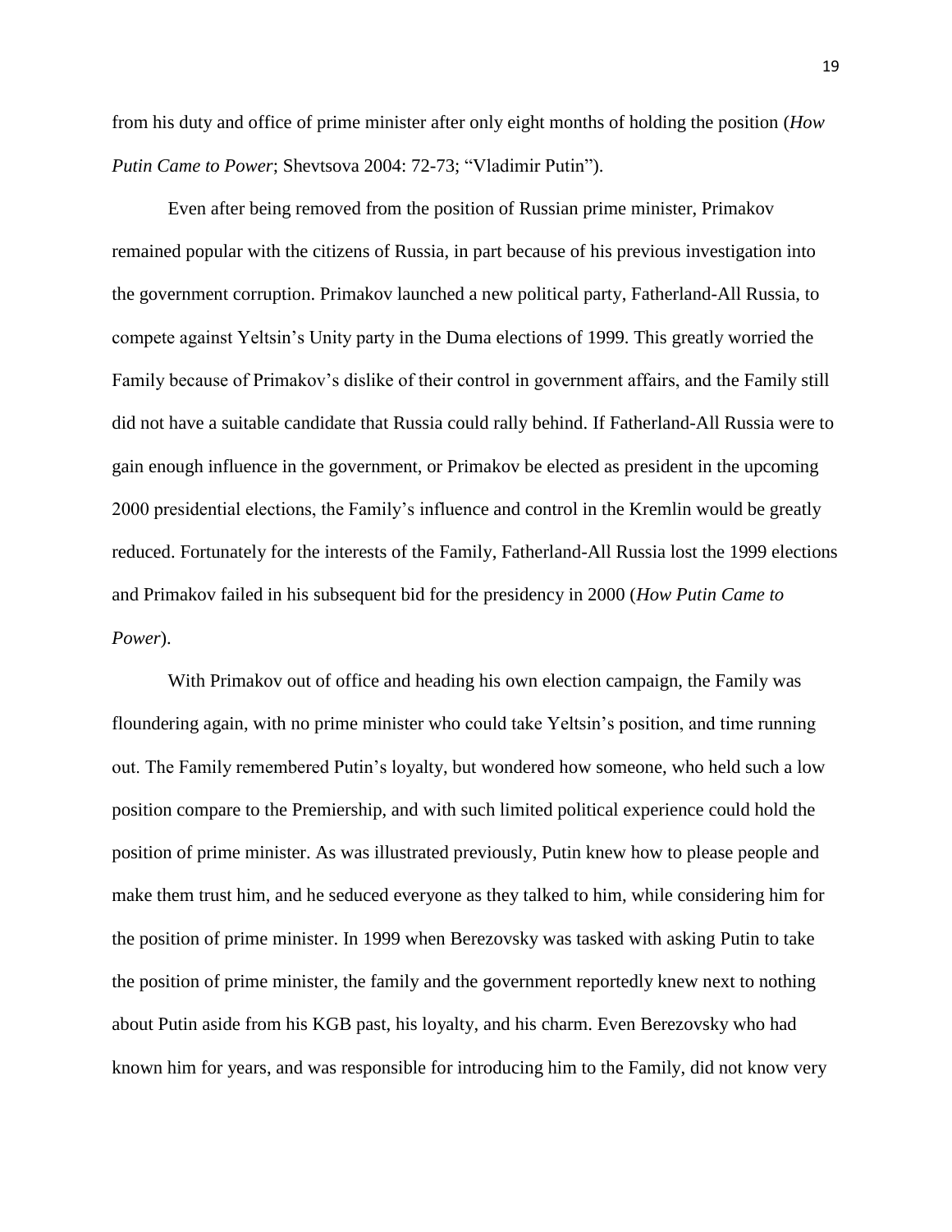from his duty and office of prime minister after only eight months of holding the position (*How Putin Came to Power*; Shevtsova 2004: 72-73; "Vladimir Putin").

Even after being removed from the position of Russian prime minister, Primakov remained popular with the citizens of Russia, in part because of his previous investigation into the government corruption. Primakov launched a new political party, Fatherland-All Russia, to compete against Yeltsin's Unity party in the Duma elections of 1999. This greatly worried the Family because of Primakov's dislike of their control in government affairs, and the Family still did not have a suitable candidate that Russia could rally behind. If Fatherland-All Russia were to gain enough influence in the government, or Primakov be elected as president in the upcoming 2000 presidential elections, the Family's influence and control in the Kremlin would be greatly reduced. Fortunately for the interests of the Family, Fatherland-All Russia lost the 1999 elections and Primakov failed in his subsequent bid for the presidency in 2000 (*How Putin Came to Power*).

With Primakov out of office and heading his own election campaign, the Family was floundering again, with no prime minister who could take Yeltsin's position, and time running out. The Family remembered Putin's loyalty, but wondered how someone, who held such a low position compare to the Premiership, and with such limited political experience could hold the position of prime minister. As was illustrated previously, Putin knew how to please people and make them trust him, and he seduced everyone as they talked to him, while considering him for the position of prime minister. In 1999 when Berezovsky was tasked with asking Putin to take the position of prime minister, the family and the government reportedly knew next to nothing about Putin aside from his KGB past, his loyalty, and his charm. Even Berezovsky who had known him for years, and was responsible for introducing him to the Family, did not know very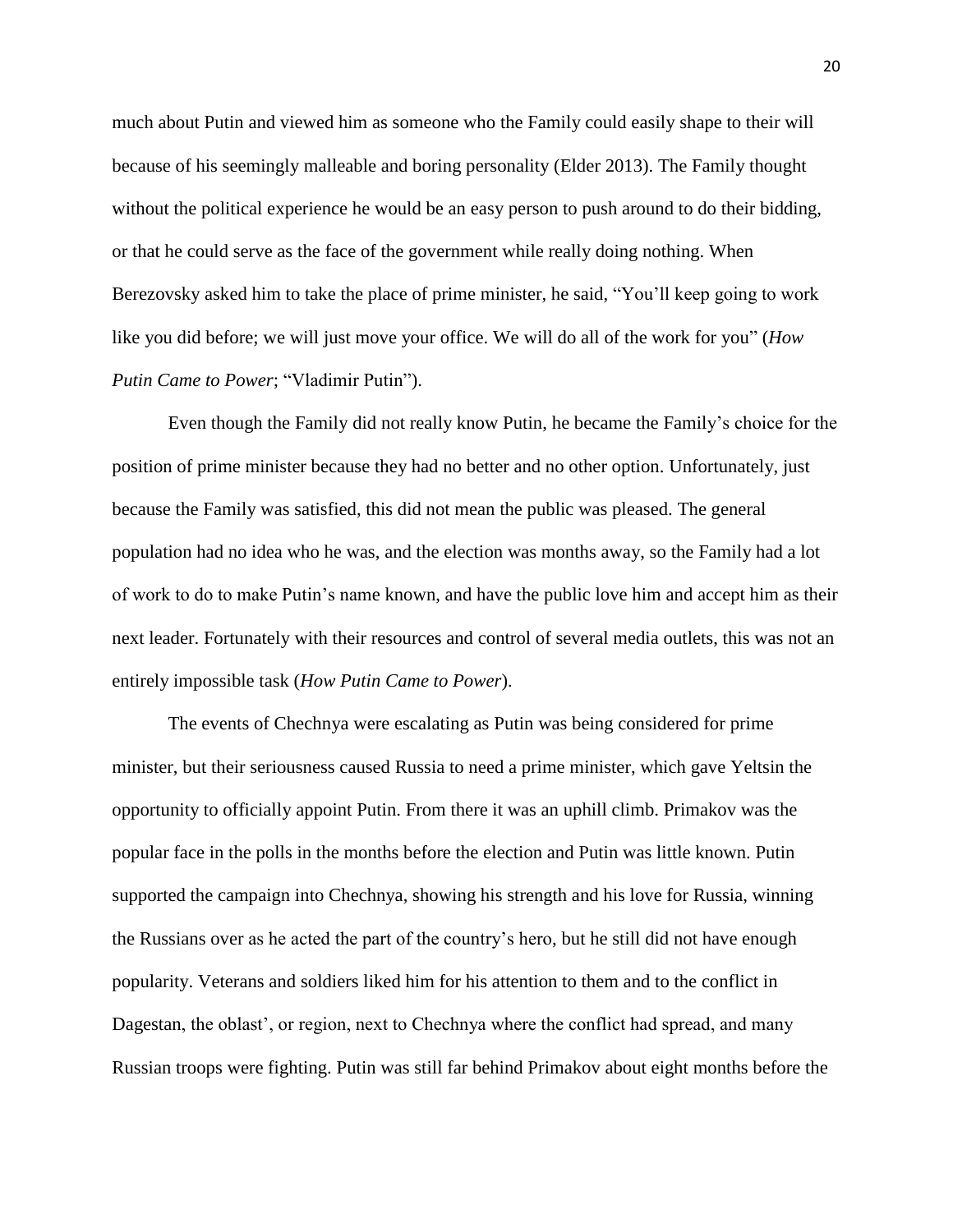much about Putin and viewed him as someone who the Family could easily shape to their will because of his seemingly malleable and boring personality (Elder 2013). The Family thought without the political experience he would be an easy person to push around to do their bidding, or that he could serve as the face of the government while really doing nothing. When Berezovsky asked him to take the place of prime minister, he said, “You’ll keep going to work like you did before; we will just move your office. We will do all of the work for you” (*How Putin Came to Power*; “Vladimir Putin”).

Even though the Family did not really know Putin, he became the Family’s choice for the position of prime minister because they had no better and no other option. Unfortunately, just because the Family was satisfied, this did not mean the public was pleased. The general population had no idea who he was, and the election was months away, so the Family had a lot of work to do to make Putin’s name known, and have the public love him and accept him as their next leader. Fortunately with their resources and control of several media outlets, this was not an entirely impossible task (*How Putin Came to Power*).

The events of Chechnya were escalating as Putin was being considered for prime minister, but their seriousness caused Russia to need a prime minister, which gave Yeltsin the opportunity to officially appoint Putin. From there it was an uphill climb. Primakov was the popular face in the polls in the months before the election and Putin was little known. Putin supported the campaign into Chechnya, showing his strength and his love for Russia, winning the Russians over as he acted the part of the country’s hero, but he still did not have enough popularity. Veterans and soldiers liked him for his attention to them and to the conflict in Dagestan, the oblast’, or region, next to Chechnya where the conflict had spread, and many Russian troops were fighting. Putin was still far behind Primakov about eight months before the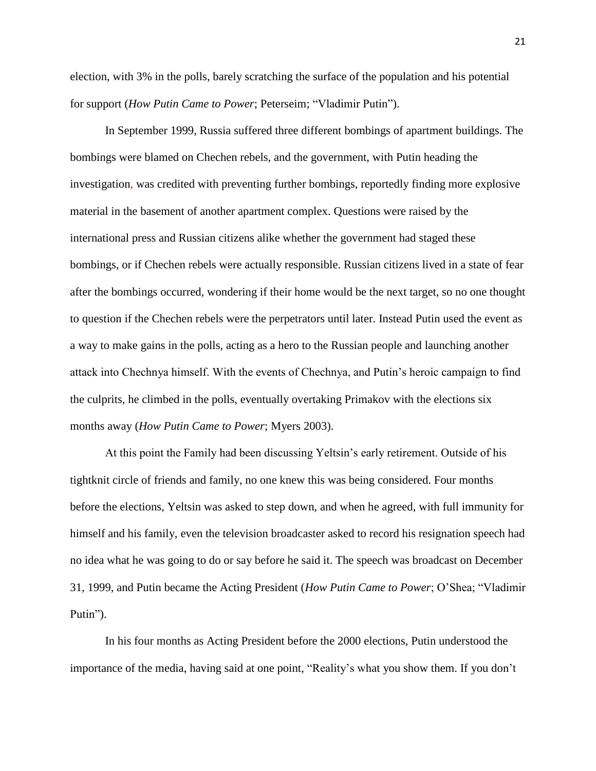election, with 3% in the polls, barely scratching the surface of the population and his potential for support (*How Putin Came to Power*; Peterseim; “Vladimir Putin”).

In September 1999, Russia suffered three different bombings of apartment buildings. The bombings were blamed on Chechen rebels, and the government, with Putin heading the investigation, was credited with preventing further bombings, reportedly finding more explosive material in the basement of another apartment complex. Questions were raised by the international press and Russian citizens alike whether the government had staged these bombings, or if Chechen rebels were actually responsible. Russian citizens lived in a state of fear after the bombings occurred, wondering if their home would be the next target, so no one thought to question if the Chechen rebels were the perpetrators until later. Instead Putin used the event as a way to make gains in the polls, acting as a hero to the Russian people and launching another attack into Chechnya himself. With the events of Chechnya, and Putin’s heroic campaign to find the culprits, he climbed in the polls, eventually overtaking Primakov with the elections six months away (*How Putin Came to Power*; Myers 2003).

At this point the Family had been discussing Yeltsin’s early retirement. Outside of his tightknit circle of friends and family, no one knew this was being considered. Four months before the elections, Yeltsin was asked to step down, and when he agreed, with full immunity for himself and his family, even the television broadcaster asked to record his resignation speech had no idea what he was going to do or say before he said it. The speech was broadcast on December 31, 1999, and Putin became the Acting President (*How Putin Came to Power*; O’Shea; “Vladimir Putin”).

In his four months as Acting President before the 2000 elections, Putin understood the importance of the media, having said at one point, “Reality’s what you show them. If you don’t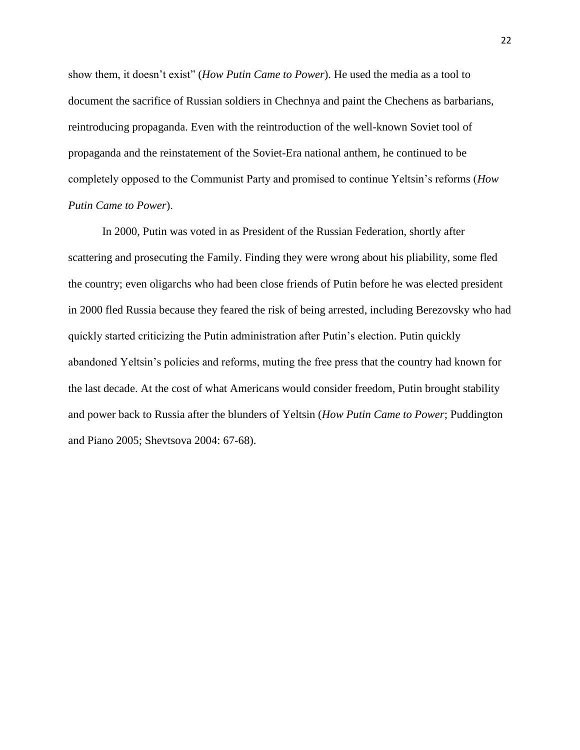show them, it doesn't exist" (*How Putin Came to Power*). He used the media as a tool to document the sacrifice of Russian soldiers in Chechnya and paint the Chechens as barbarians, reintroducing propaganda. Even with the reintroduction of the well-known Soviet tool of propaganda and the reinstatement of the Soviet-Era national anthem, he continued to be completely opposed to the Communist Party and promised to continue Yeltsin's reforms (*How Putin Came to Power*).

In 2000, Putin was voted in as President of the Russian Federation, shortly after scattering and prosecuting the Family. Finding they were wrong about his pliability, some fled the country; even oligarchs who had been close friends of Putin before he was elected president in 2000 fled Russia because they feared the risk of being arrested, including Berezovsky who had quickly started criticizing the Putin administration after Putin's election. Putin quickly abandoned Yeltsin's policies and reforms, muting the free press that the country had known for the last decade. At the cost of what Americans would consider freedom, Putin brought stability and power back to Russia after the blunders of Yeltsin (*How Putin Came to Power*; Puddington and Piano 2005; Shevtsova 2004: 67-68).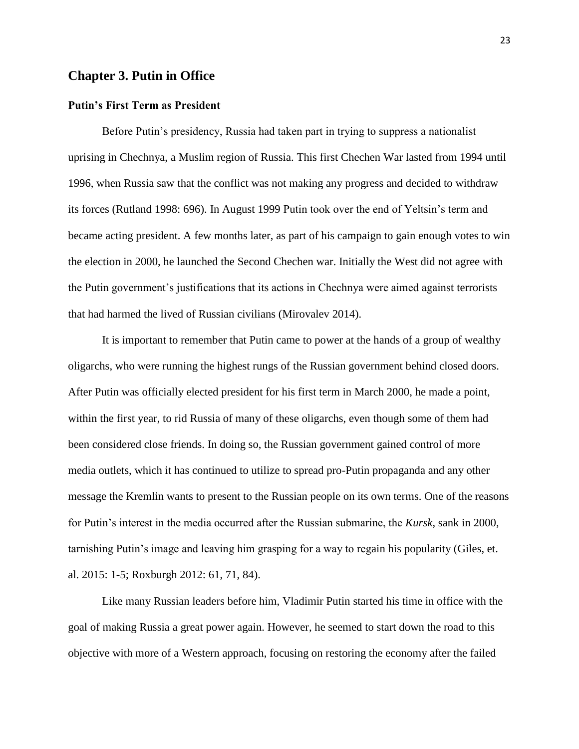## Chapter 3. Putin in Office

### Putin's First Term as President

Before Putin's presidency, Russia had taken part in trying to suppress a nationalist uprising in Chechnya, a Muslim region of Russia. This first Chechen War lasted from 1994 until 1996, when Russia saw that the conflict was not making any progress and decided to withdraw its forces (Rutland 1998: 696). In August 1999 Putin took over the end of Yeltsin's term and became acting president. A few months later, as part of his campaign to gain enough votes to win the election in 2000, he launched the Second Chechen war. Initially the West did not agree with the Putin government's justifications that its actions in Chechnya were aimed against terrorists that had harmed the lived of Russian civilians (Mirovalev 2014).

It is important to remember that Putin came to power at the hands of a group of wealthy oligarchs, who were running the highest rungs of the Russian government behind closed doors. After Putin was officially elected president for his first term in March 2000, he made a point, within the first year, to rid Russia of many of these oligarchs, even though some of them had been considered close friends. In doing so, the Russian government gained control of more media outlets, which it has continued to utilize to spread pro-Putin propaganda and any other message the Kremlin wants to present to the Russian people on its own terms. One of the reasons for Putin's interest in the media occurred after the Russian submarine, the *Kursk*, sank in 2000, tarnishing Putin's image and leaving him grasping for a way to regain his popularity (Giles, et. al. 2015: 1-5; Roxburgh 2012: 61, 71, 84).

Like many Russian leaders before him, Vladimir Putin started his time in office with the goal of making Russia a great power again. However, he seemed to start down the road to this objective with more of a Western approach, focusing on restoring the economy after the failed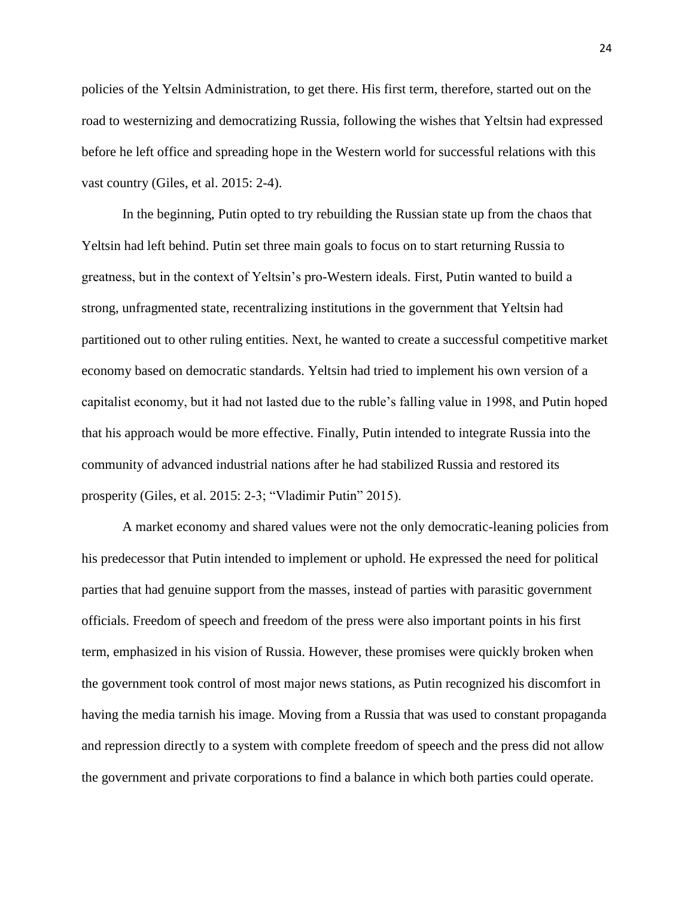policies of the Yeltsin Administration, to get there. His first term, therefore, started out on the road to westernizing and democratizing Russia, following the wishes that Yeltsin had expressed before he left office and spreading hope in the Western world for successful relations with this vast country (Giles, et al. 2015: 2-4).

In the beginning, Putin opted to try rebuilding the Russian state up from the chaos that Yeltsin had left behind. Putin set three main goals to focus on to start returning Russia to greatness, but in the context of Yeltsin's pro-Western ideals. First, Putin wanted to build a strong, unfragmented state, recentralizing institutions in the government that Yeltsin had partitioned out to other ruling entities. Next, he wanted to create a successful competitive market economy based on democratic standards. Yeltsin had tried to implement his own version of a capitalist economy, but it had not lasted due to the ruble's falling value in 1998, and Putin hoped that his approach would be more effective. Finally, Putin intended to integrate Russia into the community of advanced industrial nations after he had stabilized Russia and restored its prosperity (Giles, et al. 2015: 2-3; "Vladimir Putin" 2015).

A market economy and shared values were not the only democratic-leaning policies from his predecessor that Putin intended to implement or uphold. He expressed the need for political parties that had genuine support from the masses, instead of parties with parasitic government officials. Freedom of speech and freedom of the press were also important points in his first term, emphasized in his vision of Russia. However, these promises were quickly broken when the government took control of most major news stations, as Putin recognized his discomfort in having the media tarnish his image. Moving from a Russia that was used to constant propaganda and repression directly to a system with complete freedom of speech and the press did not allow the government and private corporations to find a balance in which both parties could operate.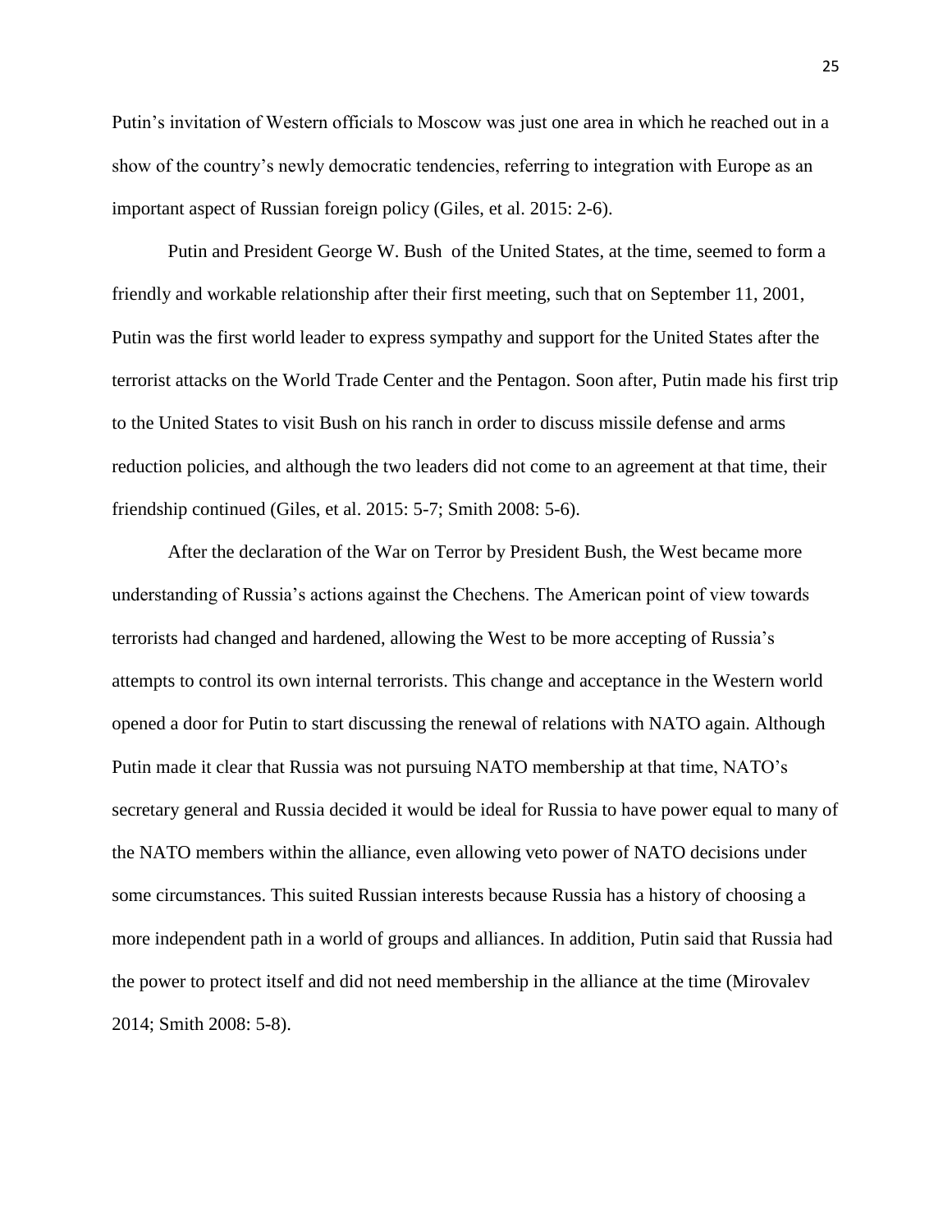Putin's invitation of Western officials to Moscow was just one area in which he reached out in a show of the country's newly democratic tendencies, referring to integration with Europe as an important aspect of Russian foreign policy (Giles, et al. 2015: 2-6).

Putin and President George W. Bush of the United States, at the time, seemed to form a friendly and workable relationship after their first meeting, such that on September 11, 2001, Putin was the first world leader to express sympathy and support for the United States after the terrorist attacks on the World Trade Center and the Pentagon. Soon after, Putin made his first trip to the United States to visit Bush on his ranch in order to discuss missile defense and arms reduction policies, and although the two leaders did not come to an agreement at that time, their friendship continued (Giles, et al. 2015: 5-7; Smith 2008: 5-6).

After the declaration of the War on Terror by President Bush, the West became more understanding of Russia's actions against the Chechens. The American point of view towards terrorists had changed and hardened, allowing the West to be more accepting of Russia's attempts to control its own internal terrorists. This change and acceptance in the Western world opened a door for Putin to start discussing the renewal of relations with NATO again. Although Putin made it clear that Russia was not pursuing NATO membership at that time, NATO's secretary general and Russia decided it would be ideal for Russia to have power equal to many of the NATO members within the alliance, even allowing veto power of NATO decisions under some circumstances. This suited Russian interests because Russia has a history of choosing a more independent path in a world of groups and alliances. In addition, Putin said that Russia had the power to protect itself and did not need membership in the alliance at the time (Mirovalev 2014; Smith 2008: 5-8).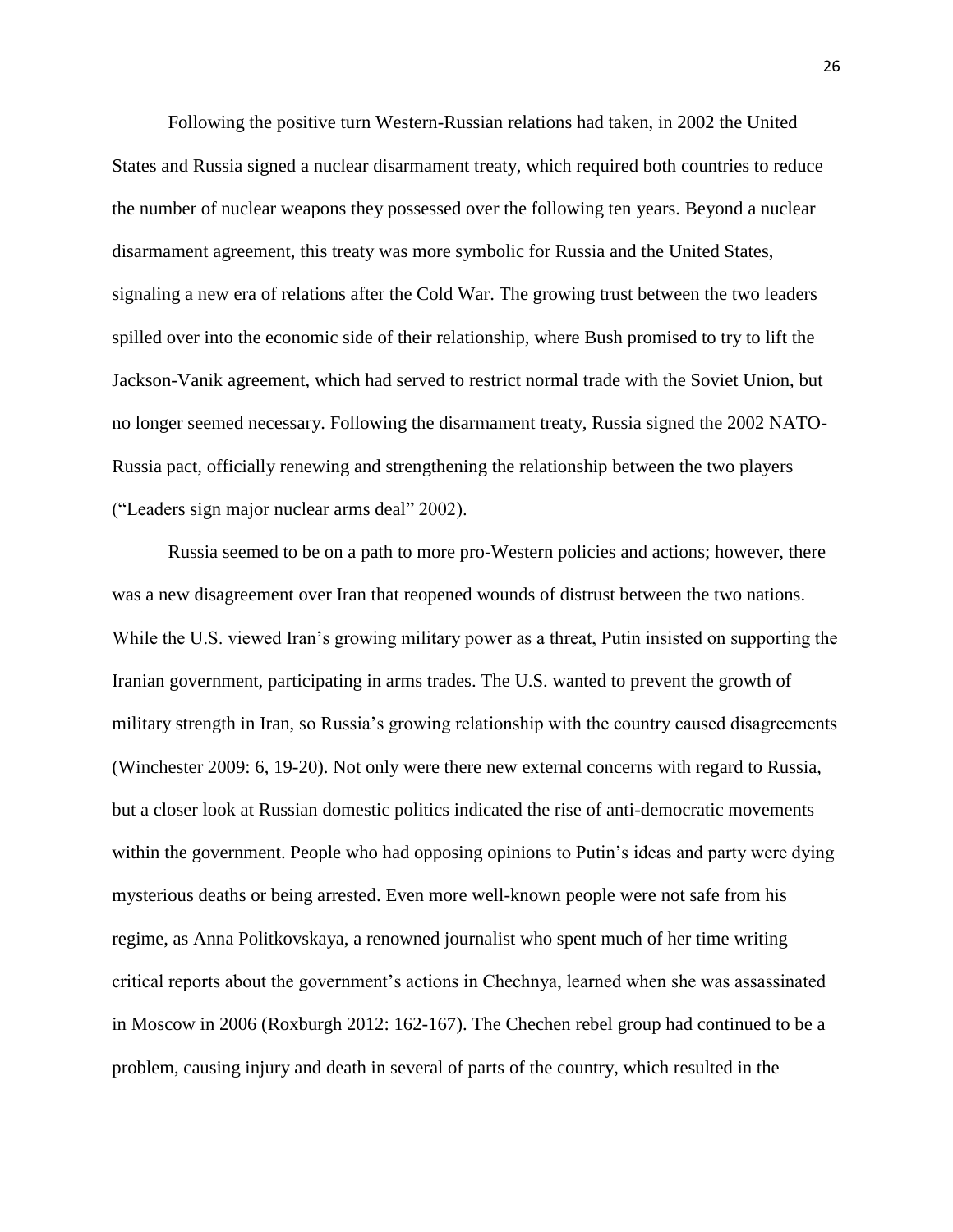Following the positive turn Western-Russian relations had taken, in 2002 the United States and Russia signed a nuclear disarmament treaty, which required both countries to reduce the number of nuclear weapons they possessed over the following ten years. Beyond a nuclear disarmament agreement, this treaty was more symbolic for Russia and the United States, signaling a new era of relations after the Cold War. The growing trust between the two leaders spilled over into the economic side of their relationship, where Bush promised to try to lift the Jackson-Vanik agreement, which had served to restrict normal trade with the Soviet Union, but no longer seemed necessary. Following the disarmament treaty, Russia signed the 2002 NATO-Russia pact, officially renewing and strengthening the relationship between the two players ("Leaders sign major nuclear arms deal" 2002).

Russia seemed to be on a path to more pro-Western policies and actions; however, there was a new disagreement over Iran that reopened wounds of distrust between the two nations. While the U.S. viewed Iran's growing military power as a threat, Putin insisted on supporting the Iranian government, participating in arms trades. The U.S. wanted to prevent the growth of military strength in Iran, so Russia's growing relationship with the country caused disagreements (Winchester 2009: 6, 19-20). Not only were there new external concerns with regard to Russia, but a closer look at Russian domestic politics indicated the rise of anti-democratic movements within the government. People who had opposing opinions to Putin's ideas and party were dying mysterious deaths or being arrested. Even more well-known people were not safe from his regime, as Anna Politkovskaya, a renowned journalist who spent much of her time writing critical reports about the government's actions in Chechnya, learned when she was assassinated in Moscow in 2006 (Roxburgh 2012: 162-167). The Chechen rebel group had continued to be a problem, causing injury and death in several of parts of the country, which resulted in the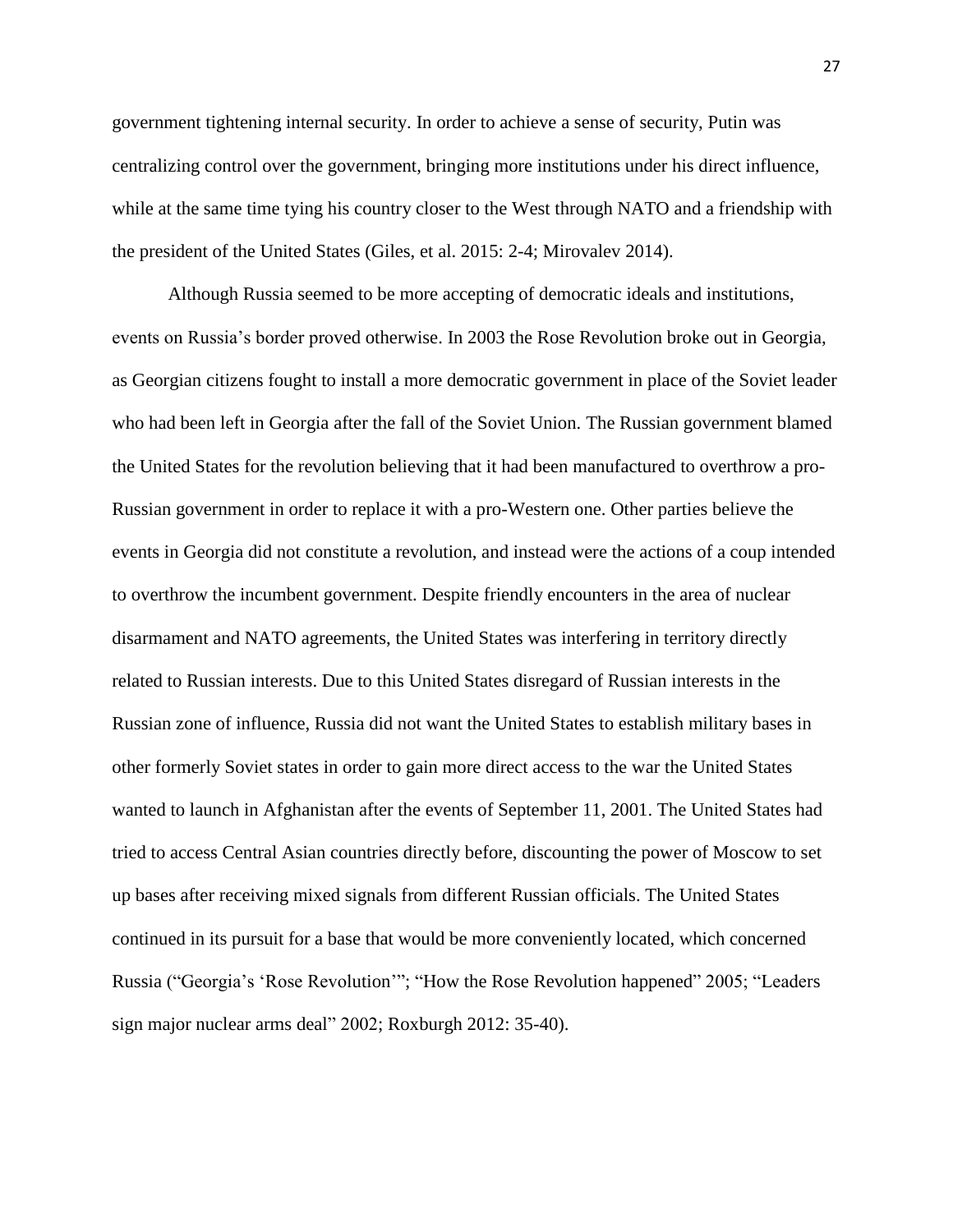government tightening internal security. In order to achieve a sense of security, Putin was centralizing control over the government, bringing more institutions under his direct influence, while at the same time tying his country closer to the West through NATO and a friendship with the president of the United States (Giles, et al. 2015: 2-4; Mirovalev 2014).

Although Russia seemed to be more accepting of democratic ideals and institutions, events on Russia's border proved otherwise. In 2003 the Rose Revolution broke out in Georgia, as Georgian citizens fought to install a more democratic government in place of the Soviet leader who had been left in Georgia after the fall of the Soviet Union. The Russian government blamed the United States for the revolution believing that it had been manufactured to overthrow a pro-Russian government in order to replace it with a pro-Western one. Other parties believe the events in Georgia did not constitute a revolution, and instead were the actions of a coup intended to overthrow the incumbent government. Despite friendly encounters in the area of nuclear disarmament and NATO agreements, the United States was interfering in territory directly related to Russian interests. Due to this United States disregard of Russian interests in the Russian zone of influence, Russia did not want the United States to establish military bases in other formerly Soviet states in order to gain more direct access to the war the United States wanted to launch in Afghanistan after the events of September 11, 2001. The United States had tried to access Central Asian countries directly before, discounting the power of Moscow to set up bases after receiving mixed signals from different Russian officials. The United States continued in its pursuit for a base that would be more conveniently located, which concerned Russia ("Georgia's 'Rose Revolution'"; "How the Rose Revolution happened" 2005; "Leaders sign major nuclear arms deal" 2002; Roxburgh 2012: 35-40).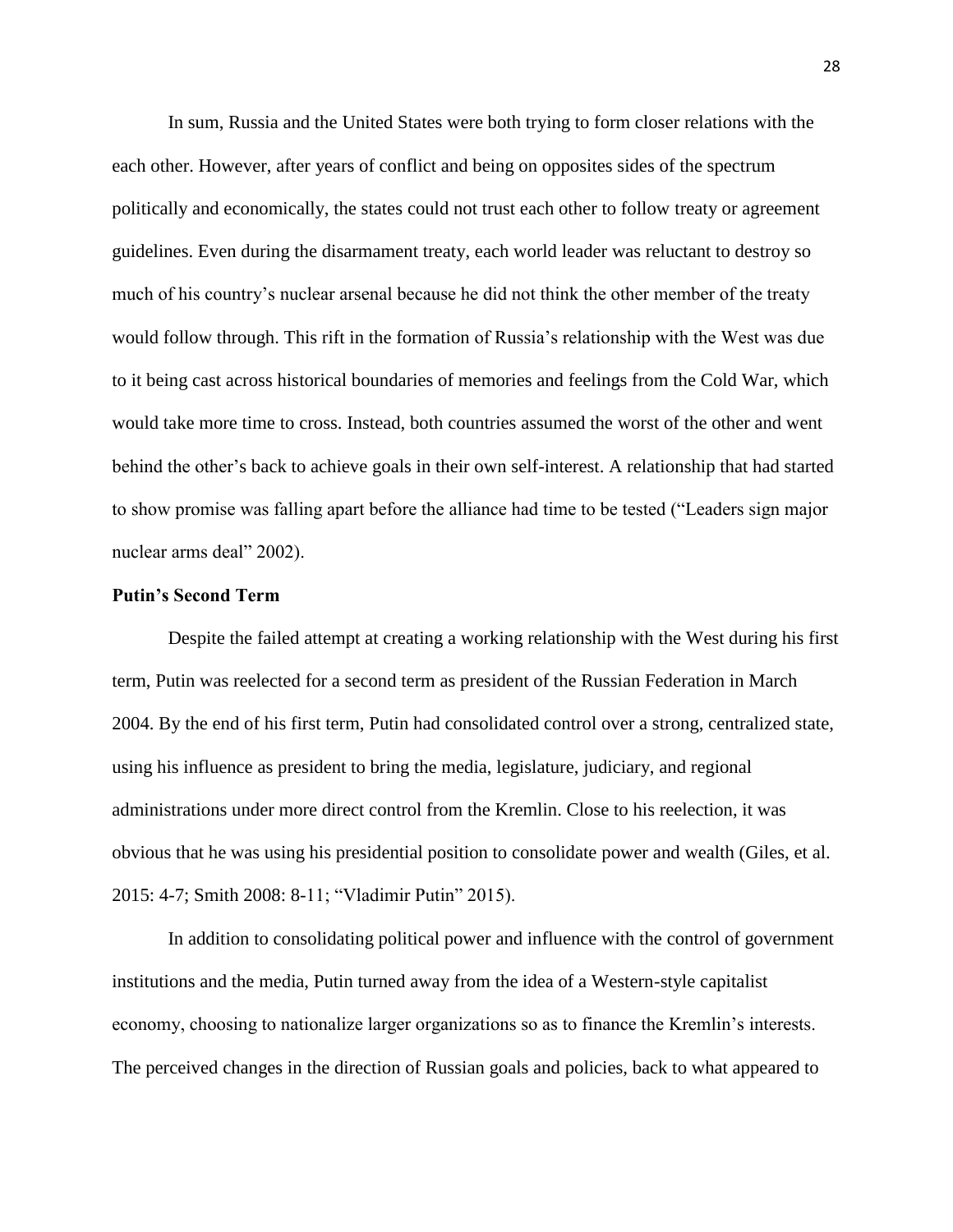In sum, Russia and the United States were both trying to form closer relations with the each other. However, after years of conflict and being on opposites sides of the spectrum politically and economically, the states could not trust each other to follow treaty or agreement guidelines. Even during the disarmament treaty, each world leader was reluctant to destroy so much of his country's nuclear arsenal because he did not think the other member of the treaty would follow through. This rift in the formation of Russia's relationship with the West was due to it being cast across historical boundaries of memories and feelings from the Cold War, which would take more time to cross. Instead, both countries assumed the worst of the other and went behind the other's back to achieve goals in their own self-interest. A relationship that had started to show promise was falling apart before the alliance had time to be tested ("Leaders sign major nuclear arms deal" 2002).

**Putin's Second Term**

Despite the failed attempt at creating a working relationship with the West during his first term, Putin was reelected for a second term as president of the Russian Federation in March 2004. By the end of his first term, Putin had consolidated control over a strong, centralized state, using his influence as president to bring the media, legislature, judiciary, and regional administrations under more direct control from the Kremlin. Close to his reelection, it was obvious that he was using his presidential position to consolidate power and wealth (Giles, et al. 2015: 4-7; Smith 2008: 8-11; "Vladimir Putin" 2015).

In addition to consolidating political power and influence with the control of government institutions and the media, Putin turned away from the idea of a Western-style capitalist economy, choosing to nationalize larger organizations so as to finance the Kremlin's interests. The perceived changes in the direction of Russian goals and policies, back to what appeared to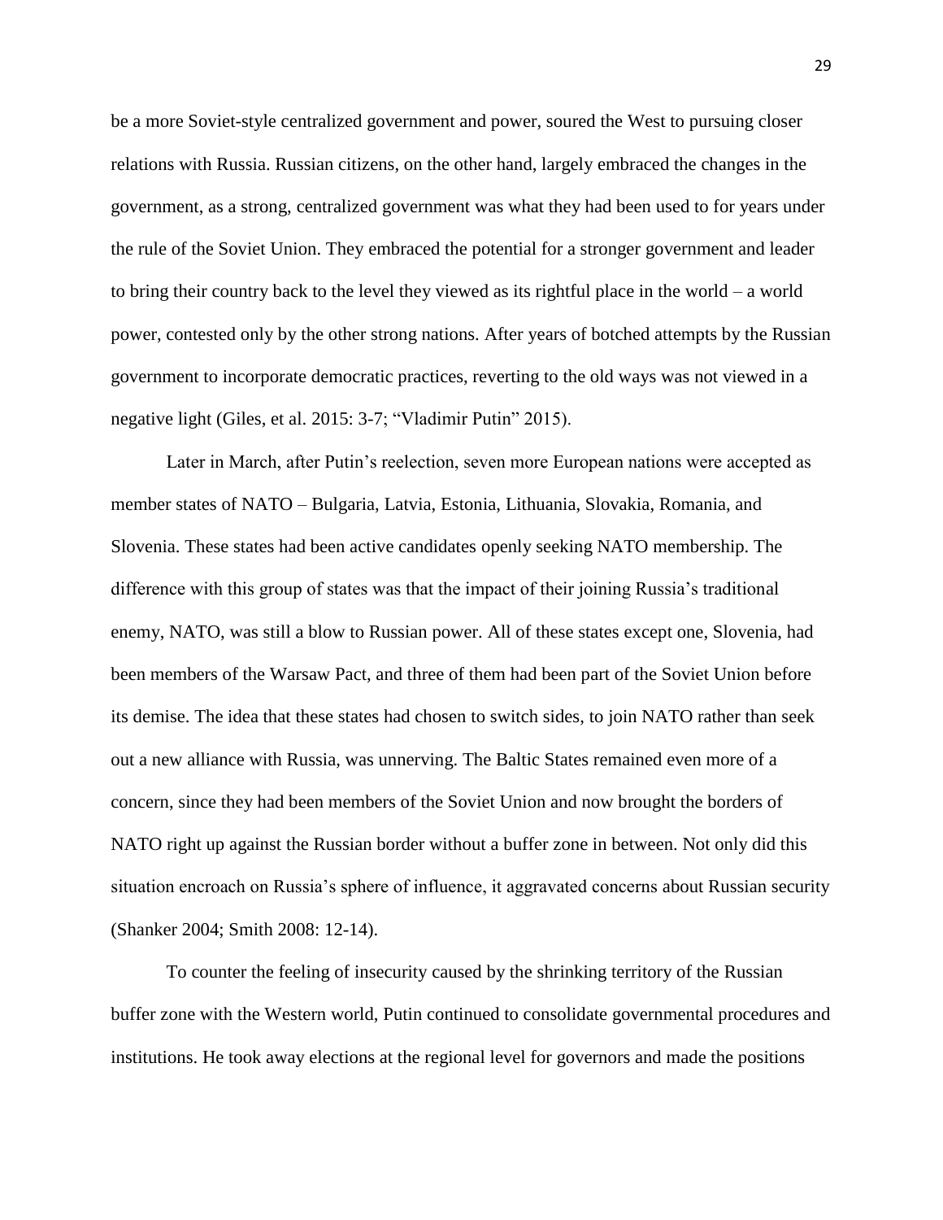be a more Soviet-style centralized government and power, soured the West to pursuing closer relations with Russia. Russian citizens, on the other hand, largely embraced the changes in the government, as a strong, centralized government was what they had been used to for years under the rule of the Soviet Union. They embraced the potential for a stronger government and leader to bring their country back to the level they viewed as its rightful place in the world – a world power, contested only by the other strong nations. After years of botched attempts by the Russian government to incorporate democratic practices, reverting to the old ways was not viewed in a negative light (Giles, et al. 2015: 3-7; "Vladimir Putin" 2015).

Later in March, after Putin's reelection, seven more European nations were accepted as member states of NATO – Bulgaria, Latvia, Estonia, Lithuania, Slovakia, Romania, and Slovenia. These states had been active candidates openly seeking NATO membership. The difference with this group of states was that the impact of their joining Russia's traditional enemy, NATO, was still a blow to Russian power. All of these states except one, Slovenia, had been members of the Warsaw Pact, and three of them had been part of the Soviet Union before its demise. The idea that these states had chosen to switch sides, to join NATO rather than seek out a new alliance with Russia, was unnerving. The Baltic States remained even more of a concern, since they had been members of the Soviet Union and now brought the borders of NATO right up against the Russian border without a buffer zone in between. Not only did this situation encroach on Russia's sphere of influence, it aggravated concerns about Russian security (Shanker 2004; Smith 2008: 12-14).

To counter the feeling of insecurity caused by the shrinking territory of the Russian buffer zone with the Western world, Putin continued to consolidate governmental procedures and institutions. He took away elections at the regional level for governors and made the positions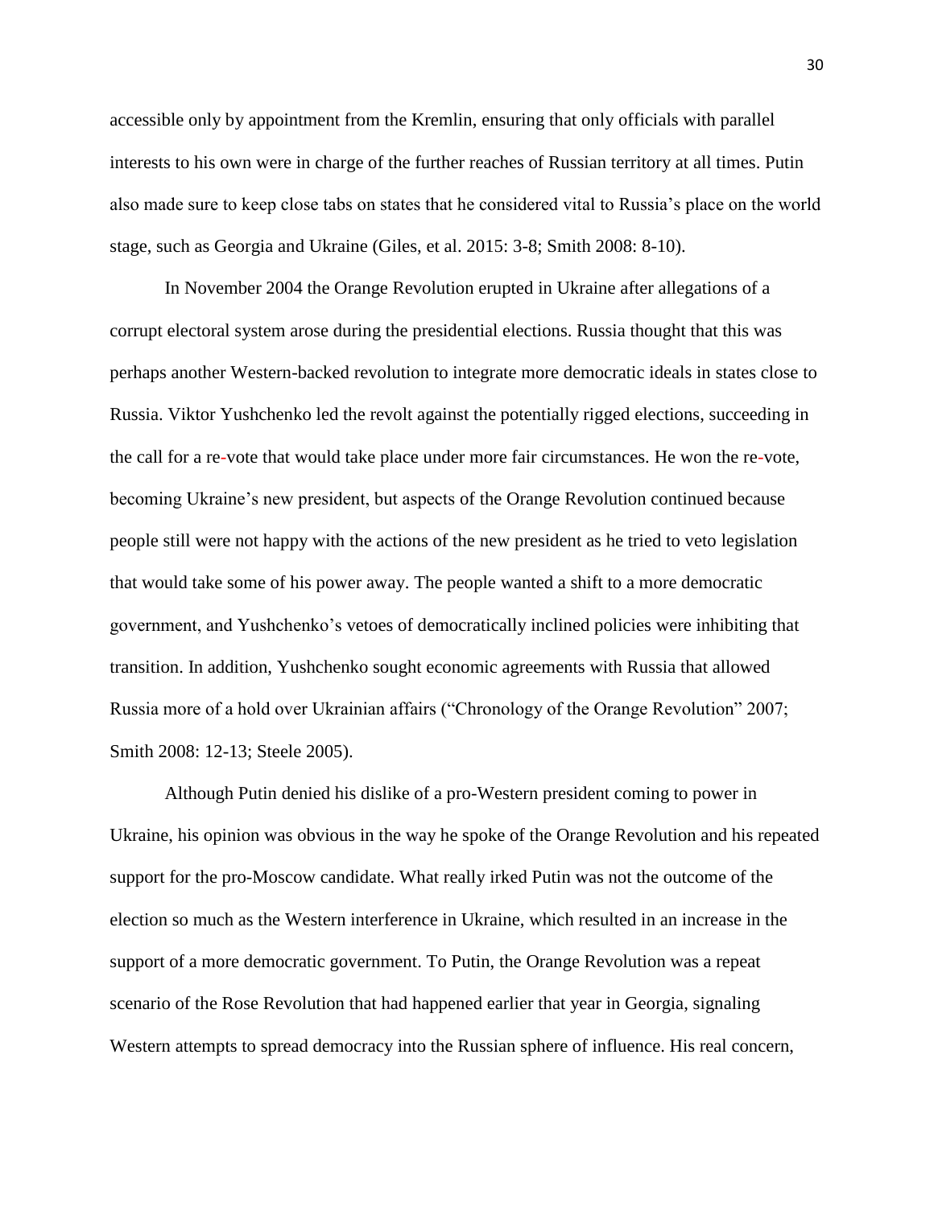accessible only by appointment from the Kremlin, ensuring that only officials with parallel interests to his own were in charge of the further reaches of Russian territory at all times. Putin also made sure to keep close tabs on states that he considered vital to Russia's place on the world stage, such as Georgia and Ukraine (Giles, et al. 2015: 3-8; Smith 2008: 8-10).

In November 2004 the Orange Revolution erupted in Ukraine after allegations of a corrupt electoral system arose during the presidential elections. Russia thought that this was perhaps another Western-backed revolution to integrate more democratic ideals in states close to Russia. Viktor Yushchenko led the revolt against the potentially rigged elections, succeeding in the call for a re-vote that would take place under more fair circumstances. He won the re-vote, becoming Ukraine's new president, but aspects of the Orange Revolution continued because people still were not happy with the actions of the new president as he tried to veto legislation that would take some of his power away. The people wanted a shift to a more democratic government, and Yushchenko's vetoes of democratically inclined policies were inhibiting that transition. In addition, Yushchenko sought economic agreements with Russia that allowed Russia more of a hold over Ukrainian affairs ("Chronology of the Orange Revolution" 2007; Smith 2008: 12-13; Steele 2005).

Although Putin denied his dislike of a pro-Western president coming to power in Ukraine, his opinion was obvious in the way he spoke of the Orange Revolution and his repeated support for the pro-Moscow candidate. What really irked Putin was not the outcome of the election so much as the Western interference in Ukraine, which resulted in an increase in the support of a more democratic government. To Putin, the Orange Revolution was a repeat scenario of the Rose Revolution that had happened earlier that year in Georgia, signaling Western attempts to spread democracy into the Russian sphere of influence. His real concern,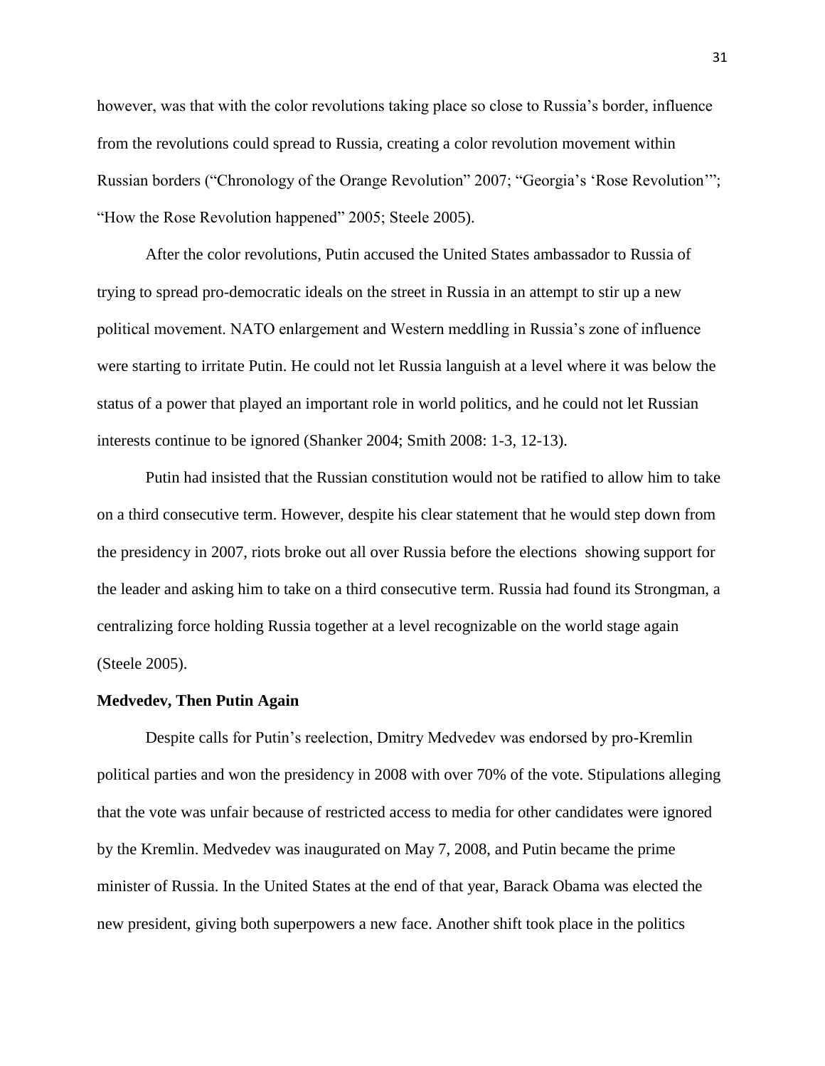however, was that with the color revolutions taking place so close to Russia's border, influence from the revolutions could spread to Russia, creating a color revolution movement within Russian borders ("Chronology of the Orange Revolution" 2007; "Georgia's 'Rose Revolution'"; "How the Rose Revolution happened" 2005; Steele 2005).

After the color revolutions, Putin accused the United States ambassador to Russia of trying to spread pro-democratic ideals on the street in Russia in an attempt to stir up a new political movement. NATO enlargement and Western meddling in Russia's zone of influence were starting to irritate Putin. He could not let Russia languish at a level where it was below the status of a power that played an important role in world politics, and he could not let Russian interests continue to be ignored (Shanker 2004; Smith 2008: 1-3, 12-13).

Putin had insisted that the Russian constitution would not be ratified to allow him to take on a third consecutive term. However, despite his clear statement that he would step down from the presidency in 2007, riots broke out all over Russia before the elections showing support for the leader and asking him to take on a third consecutive term. Russia had found its Strongman, a centralizing force holding Russia together at a level recognizable on the world stage again (Steele 2005).

**Medvedev, Then Putin Again**

Despite calls for Putin's reelection, Dmitry Medvedev was endorsed by pro-Kremlin political parties and won the presidency in 2008 with over 70% of the vote. Stipulations alleging that the vote was unfair because of restricted access to media for other candidates were ignored by the Kremlin. Medvedev was inaugurated on May 7, 2008, and Putin became the prime minister of Russia. In the United States at the end of that year, Barack Obama was elected the new president, giving both superpowers a new face. Another shift took place in the politics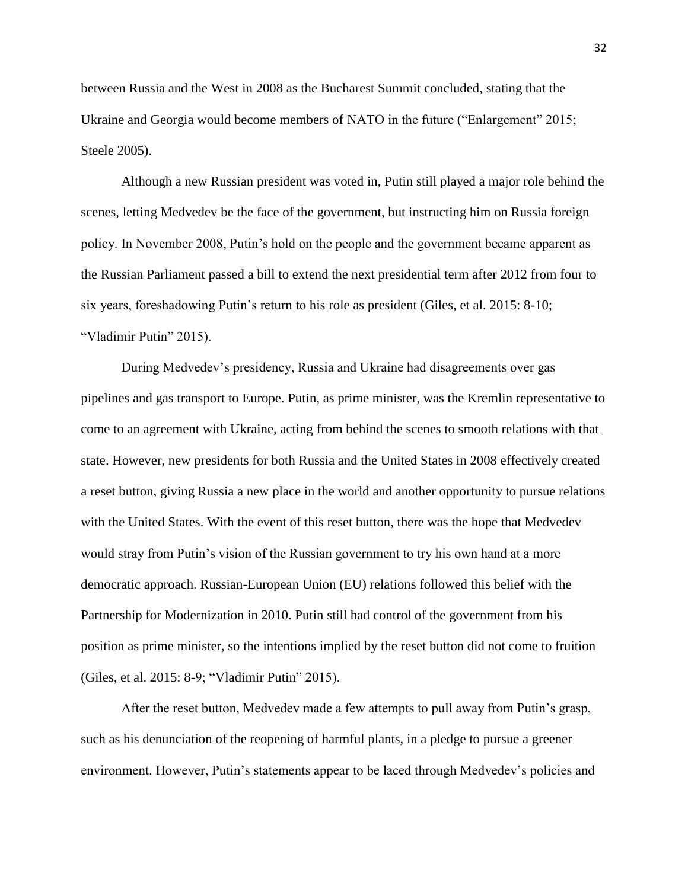between Russia and the West in 2008 as the Bucharest Summit concluded, stating that the Ukraine and Georgia would become members of NATO in the future ("Enlargement" 2015; Steele 2005).

Although a new Russian president was voted in, Putin still played a major role behind the scenes, letting Medvedev be the face of the government, but instructing him on Russia foreign policy. In November 2008, Putin's hold on the people and the government became apparent as the Russian Parliament passed a bill to extend the next presidential term after 2012 from four to six years, foreshadowing Putin's return to his role as president (Giles, et al. 2015: 8-10; "Vladimir Putin" 2015).

During Medvedev's presidency, Russia and Ukraine had disagreements over gas pipelines and gas transport to Europe. Putin, as prime minister, was the Kremlin representative to come to an agreement with Ukraine, acting from behind the scenes to smooth relations with that state. However, new presidents for both Russia and the United States in 2008 effectively created a reset button, giving Russia a new place in the world and another opportunity to pursue relations with the United States. With the event of this reset button, there was the hope that Medvedev would stray from Putin's vision of the Russian government to try his own hand at a more democratic approach. Russian-European Union (EU) relations followed this belief with the Partnership for Modernization in 2010. Putin still had control of the government from his position as prime minister, so the intentions implied by the reset button did not come to fruition (Giles, et al. 2015: 8-9; "Vladimir Putin" 2015).

After the reset button, Medvedev made a few attempts to pull away from Putin's grasp, such as his denunciation of the reopening of harmful plants, in a pledge to pursue a greener environment. However, Putin's statements appear to be laced through Medvedev's policies and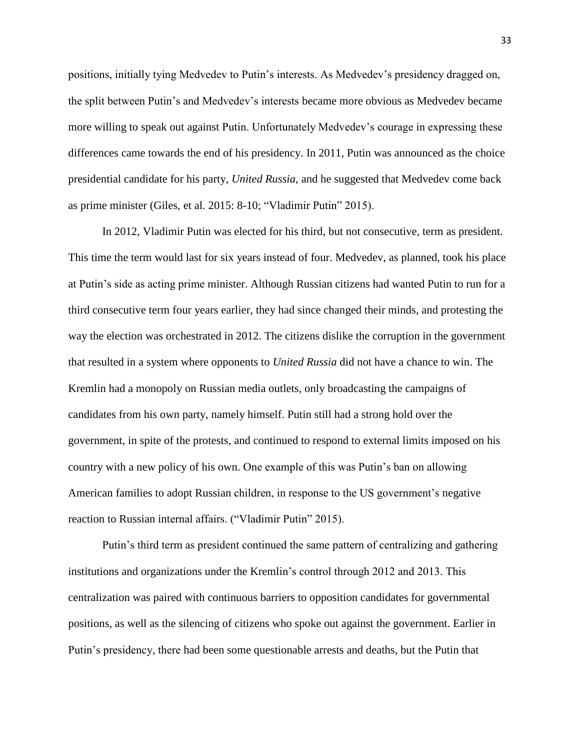positions, initially tying Medvedev to Putin's interests. As Medvedev's presidency dragged on, the split between Putin's and Medvedev's interests became more obvious as Medvedev became more willing to speak out against Putin. Unfortunately Medvedev's courage in expressing these differences came towards the end of his presidency. In 2011, Putin was announced as the choice presidential candidate for his party, *United Russia*, and he suggested that Medvedev come back as prime minister (Giles, et al. 2015: 8-10; "Vladimir Putin" 2015).

In 2012, Vladimir Putin was elected for his third, but not consecutive, term as president. This time the term would last for six years instead of four. Medvedev, as planned, took his place at Putin's side as acting prime minister. Although Russian citizens had wanted Putin to run for a third consecutive term four years earlier, they had since changed their minds, and protesting the way the election was orchestrated in 2012. The citizens dislike the corruption in the government that resulted in a system where opponents to *United Russia* did not have a chance to win. The Kremlin had a monopoly on Russian media outlets, only broadcasting the campaigns of candidates from his own party, namely himself. Putin still had a strong hold over the government, in spite of the protests, and continued to respond to external limits imposed on his country with a new policy of his own. One example of this was Putin's ban on allowing American families to adopt Russian children, in response to the US government's negative reaction to Russian internal affairs. ("Vladimir Putin" 2015).

Putin's third term as president continued the same pattern of centralizing and gathering institutions and organizations under the Kremlin's control through 2012 and 2013. This centralization was paired with continuous barriers to opposition candidates for governmental positions, as well as the silencing of citizens who spoke out against the government. Earlier in Putin's presidency, there had been some questionable arrests and deaths, but the Putin that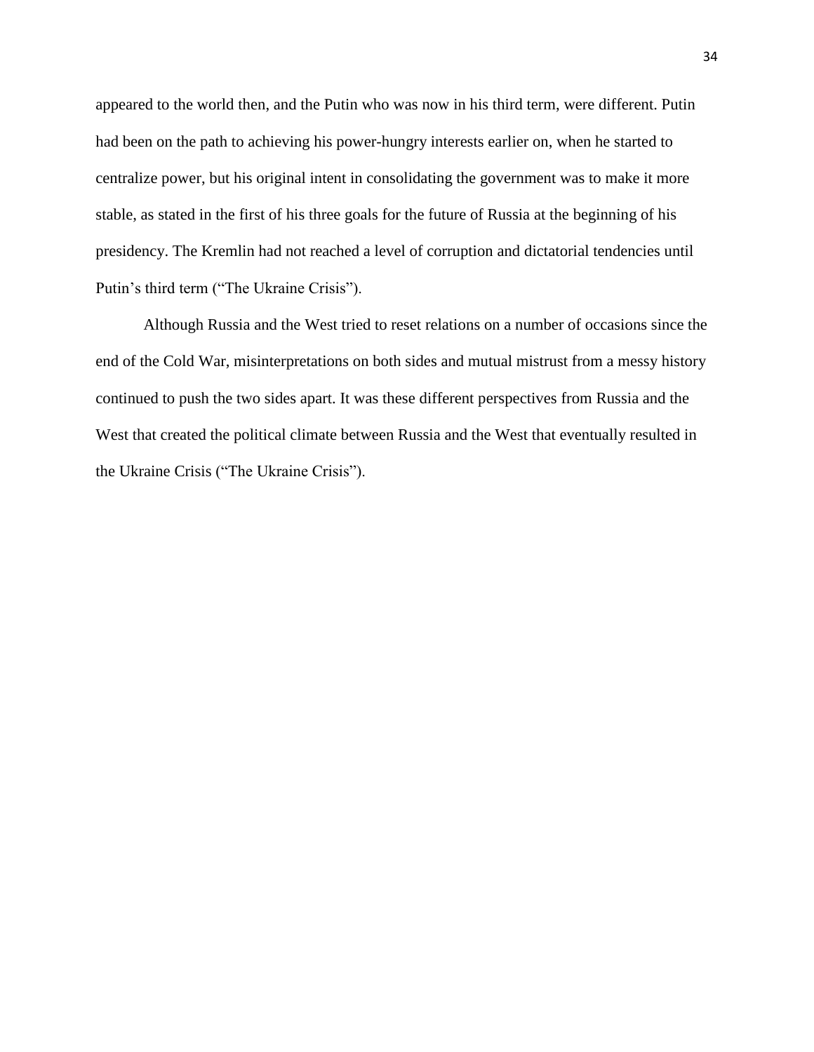appeared to the world then, and the Putin who was now in his third term, were different. Putin had been on the path to achieving his power-hungry interests earlier on, when he started to centralize power, but his original intent in consolidating the government was to make it more stable, as stated in the first of his three goals for the future of Russia at the beginning of his presidency. The Kremlin had not reached a level of corruption and dictatorial tendencies until Putin's third term ("The Ukraine Crisis").

Although Russia and the West tried to reset relations on a number of occasions since the end of the Cold War, misinterpretations on both sides and mutual mistrust from a messy history continued to push the two sides apart. It was these different perspectives from Russia and the West that created the political climate between Russia and the West that eventually resulted in the Ukraine Crisis ("The Ukraine Crisis").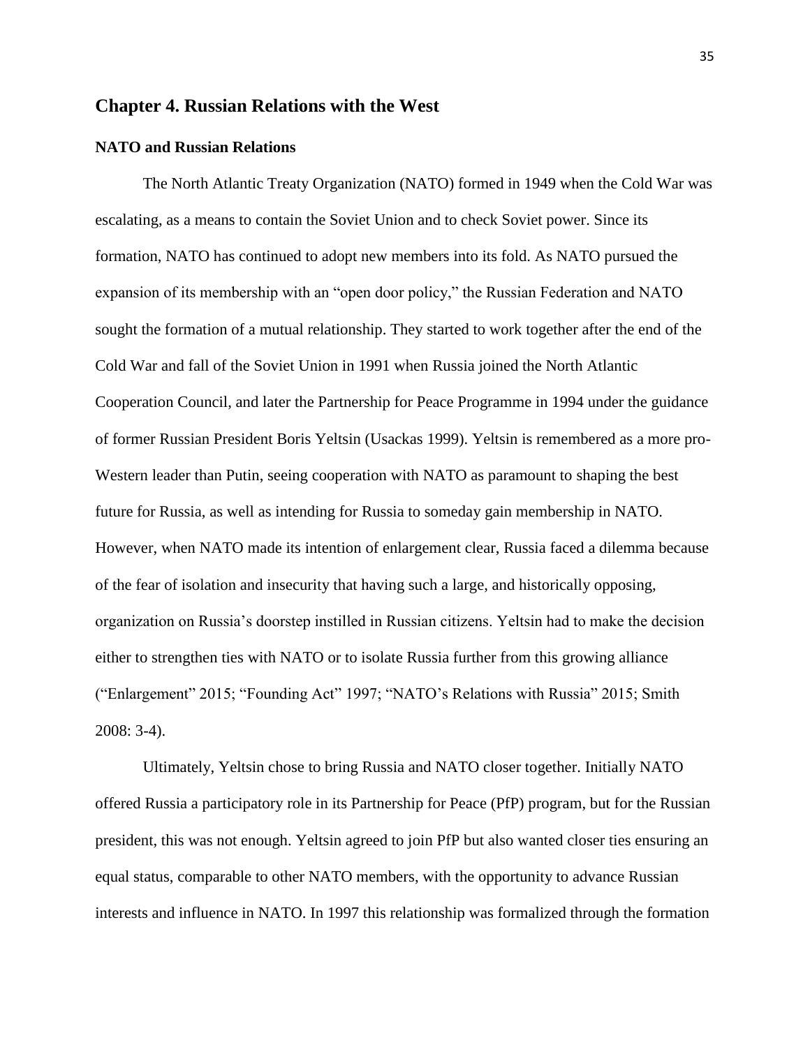## Chapter 4. Russian Relations with the West

### NATO and Russian Relations

The North Atlantic Treaty Organization (NATO) formed in 1949 when the Cold War was escalating, as a means to contain the Soviet Union and to check Soviet power. Since its formation, NATO has continued to adopt new members into its fold. As NATO pursued the expansion of its membership with an "open door policy," the Russian Federation and NATO sought the formation of a mutual relationship. They started to work together after the end of the Cold War and fall of the Soviet Union in 1991 when Russia joined the North Atlantic Cooperation Council, and later the Partnership for Peace Programme in 1994 under the guidance of former Russian President Boris Yeltsin (Usackas 1999). Yeltsin is remembered as a more pro-Western leader than Putin, seeing cooperation with NATO as paramount to shaping the best future for Russia, as well as intending for Russia to someday gain membership in NATO. However, when NATO made its intention of enlargement clear, Russia faced a dilemma because of the fear of isolation and insecurity that having such a large, and historically opposing, organization on Russia's doorstep instilled in Russian citizens. Yeltsin had to make the decision either to strengthen ties with NATO or to isolate Russia further from this growing alliance ("Enlargement" 2015; "Founding Act" 1997; "NATO's Relations with Russia" 2015; Smith 2008: 3-4).

Ultimately, Yeltsin chose to bring Russia and NATO closer together. Initially NATO offered Russia a participatory role in its Partnership for Peace (PfP) program, but for the Russian president, this was not enough. Yeltsin agreed to join PfP but also wanted closer ties ensuring an equal status, comparable to other NATO members, with the opportunity to advance Russian interests and influence in NATO. In 1997 this relationship was formalized through the formation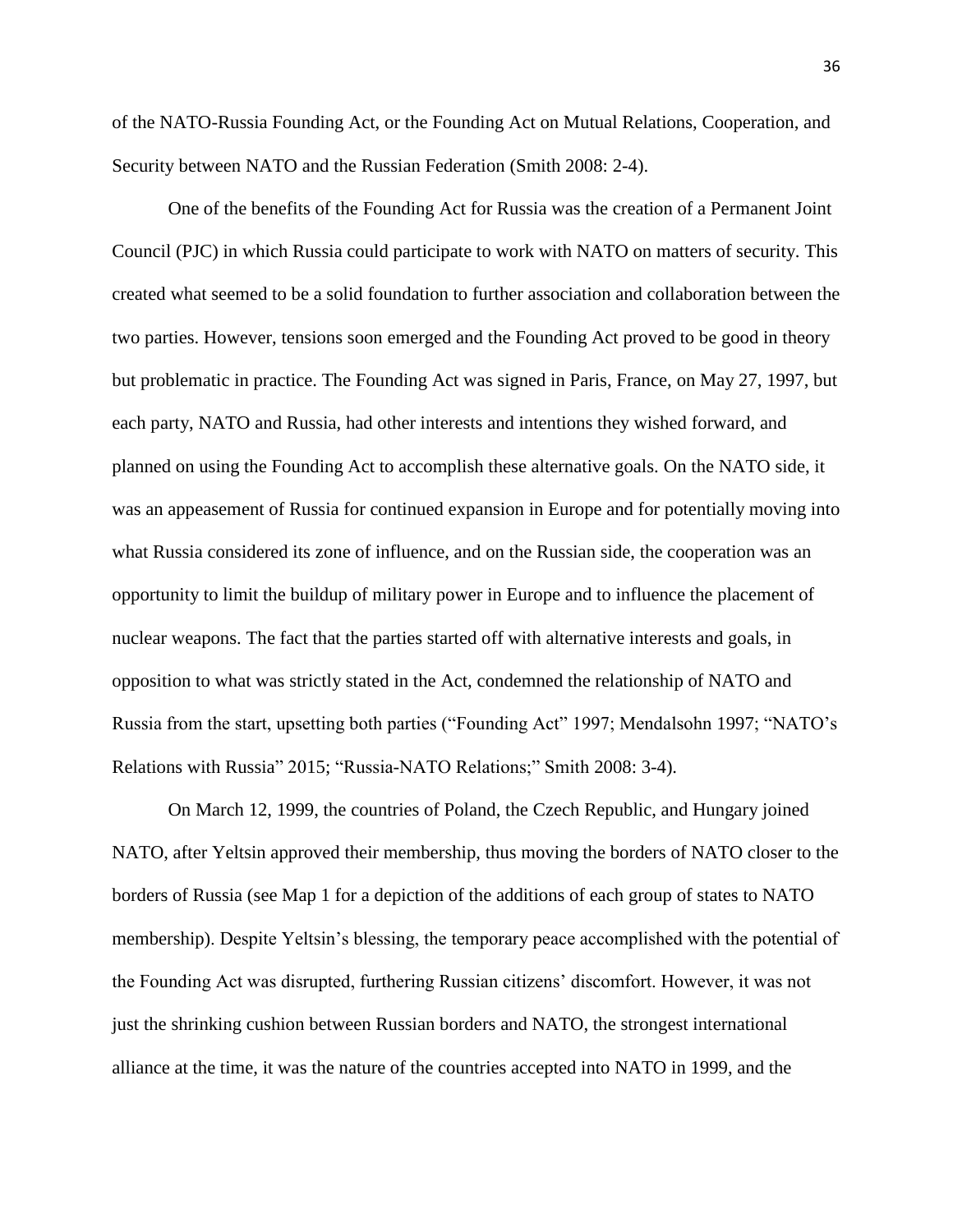of the NATO-Russia Founding Act, or the Founding Act on Mutual Relations, Cooperation, and Security between NATO and the Russian Federation (Smith 2008: 2-4).

One of the benefits of the Founding Act for Russia was the creation of a Permanent Joint Council (PJC) in which Russia could participate to work with NATO on matters of security. This created what seemed to be a solid foundation to further association and collaboration between the two parties. However, tensions soon emerged and the Founding Act proved to be good in theory but problematic in practice. The Founding Act was signed in Paris, France, on May 27, 1997, but each party, NATO and Russia, had other interests and intentions they wished forward, and planned on using the Founding Act to accomplish these alternative goals. On the NATO side, it was an appeasement of Russia for continued expansion in Europe and for potentially moving into what Russia considered its zone of influence, and on the Russian side, the cooperation was an opportunity to limit the buildup of military power in Europe and to influence the placement of nuclear weapons. The fact that the parties started off with alternative interests and goals, in opposition to what was strictly stated in the Act, condemned the relationship of NATO and Russia from the start, upsetting both parties ("Founding Act" 1997; Mendalsohn 1997; "NATO's Relations with Russia" 2015; "Russia-NATO Relations;" Smith 2008: 3-4).

On March 12, 1999, the countries of Poland, the Czech Republic, and Hungary joined NATO, after Yeltsin approved their membership, thus moving the borders of NATO closer to the borders of Russia (see Map 1 for a depiction of the additions of each group of states to NATO membership). Despite Yeltsin's blessing, the temporary peace accomplished with the potential of the Founding Act was disrupted, furthering Russian citizens' discomfort. However, it was not just the shrinking cushion between Russian borders and NATO, the strongest international alliance at the time, it was the nature of the countries accepted into NATO in 1999, and the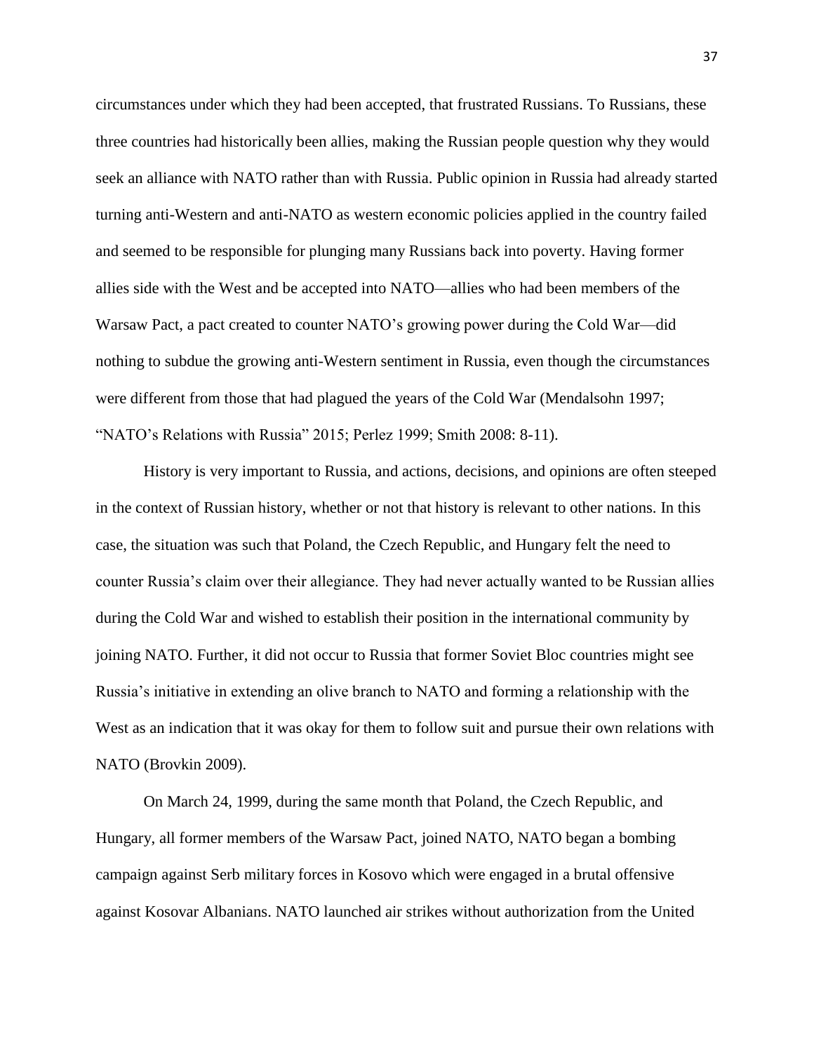circumstances under which they had been accepted, that frustrated Russians. To Russians, these three countries had historically been allies, making the Russian people question why they would seek an alliance with NATO rather than with Russia. Public opinion in Russia had already started turning anti-Western and anti-NATO as western economic policies applied in the country failed and seemed to be responsible for plunging many Russians back into poverty. Having former allies side with the West and be accepted into NATO—allies who had been members of the Warsaw Pact, a pact created to counter NATO's growing power during the Cold War—did nothing to subdue the growing anti-Western sentiment in Russia, even though the circumstances were different from those that had plagued the years of the Cold War (Mendalsohn 1997; "NATO's Relations with Russia" 2015; Perlez 1999; Smith 2008: 8-11).

History is very important to Russia, and actions, decisions, and opinions are often steeped in the context of Russian history, whether or not that history is relevant to other nations. In this case, the situation was such that Poland, the Czech Republic, and Hungary felt the need to counter Russia's claim over their allegiance. They had never actually wanted to be Russian allies during the Cold War and wished to establish their position in the international community by joining NATO. Further, it did not occur to Russia that former Soviet Bloc countries might see Russia's initiative in extending an olive branch to NATO and forming a relationship with the West as an indication that it was okay for them to follow suit and pursue their own relations with NATO (Brovkin 2009).

On March 24, 1999, during the same month that Poland, the Czech Republic, and Hungary, all former members of the Warsaw Pact, joined NATO, NATO began a bombing campaign against Serb military forces in Kosovo which were engaged in a brutal offensive against Kosovar Albanians. NATO launched air strikes without authorization from the United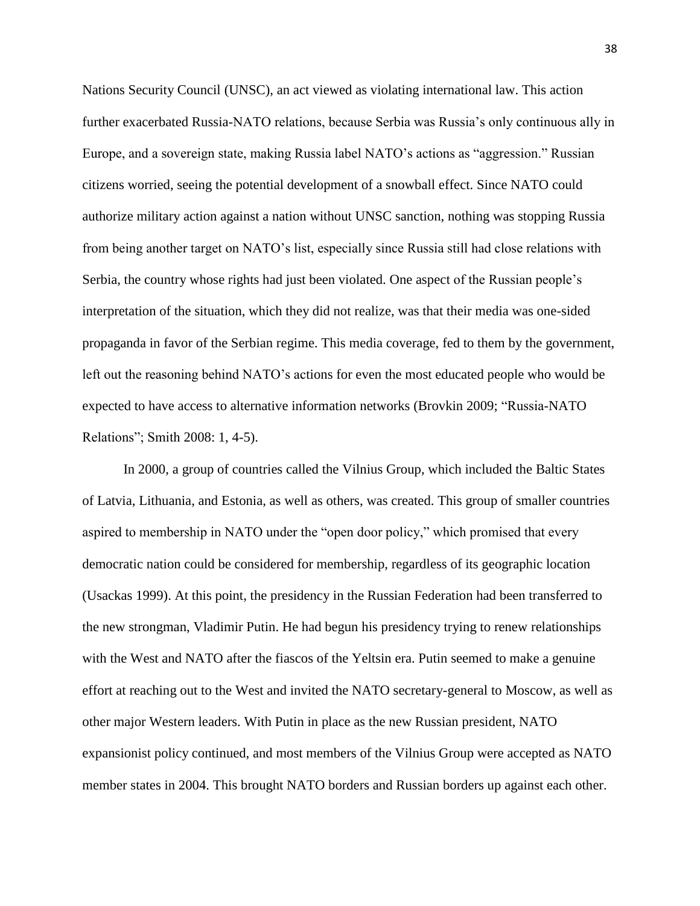Nations Security Council (UNSC), an act viewed as violating international law. This action further exacerbated Russia-NATO relations, because Serbia was Russia's only continuous ally in Europe, and a sovereign state, making Russia label NATO's actions as "aggression." Russian citizens worried, seeing the potential development of a snowball effect. Since NATO could authorize military action against a nation without UNSC sanction, nothing was stopping Russia from being another target on NATO's list, especially since Russia still had close relations with Serbia, the country whose rights had just been violated. One aspect of the Russian people's interpretation of the situation, which they did not realize, was that their media was one-sided propaganda in favor of the Serbian regime. This media coverage, fed to them by the government, left out the reasoning behind NATO's actions for even the most educated people who would be expected to have access to alternative information networks (Brovkin 2009; "Russia-NATO Relations"; Smith 2008: 1, 4-5).

In 2000, a group of countries called the Vilnius Group, which included the Baltic States of Latvia, Lithuania, and Estonia, as well as others, was created. This group of smaller countries aspired to membership in NATO under the "open door policy," which promised that every democratic nation could be considered for membership, regardless of its geographic location (Usackas 1999). At this point, the presidency in the Russian Federation had been transferred to the new strongman, Vladimir Putin. He had begun his presidency trying to renew relationships with the West and NATO after the fiascos of the Yeltsin era. Putin seemed to make a genuine effort at reaching out to the West and invited the NATO secretary-general to Moscow, as well as other major Western leaders. With Putin in place as the new Russian president, NATO expansionist policy continued, and most members of the Vilnius Group were accepted as NATO member states in 2004. This brought NATO borders and Russian borders up against each other.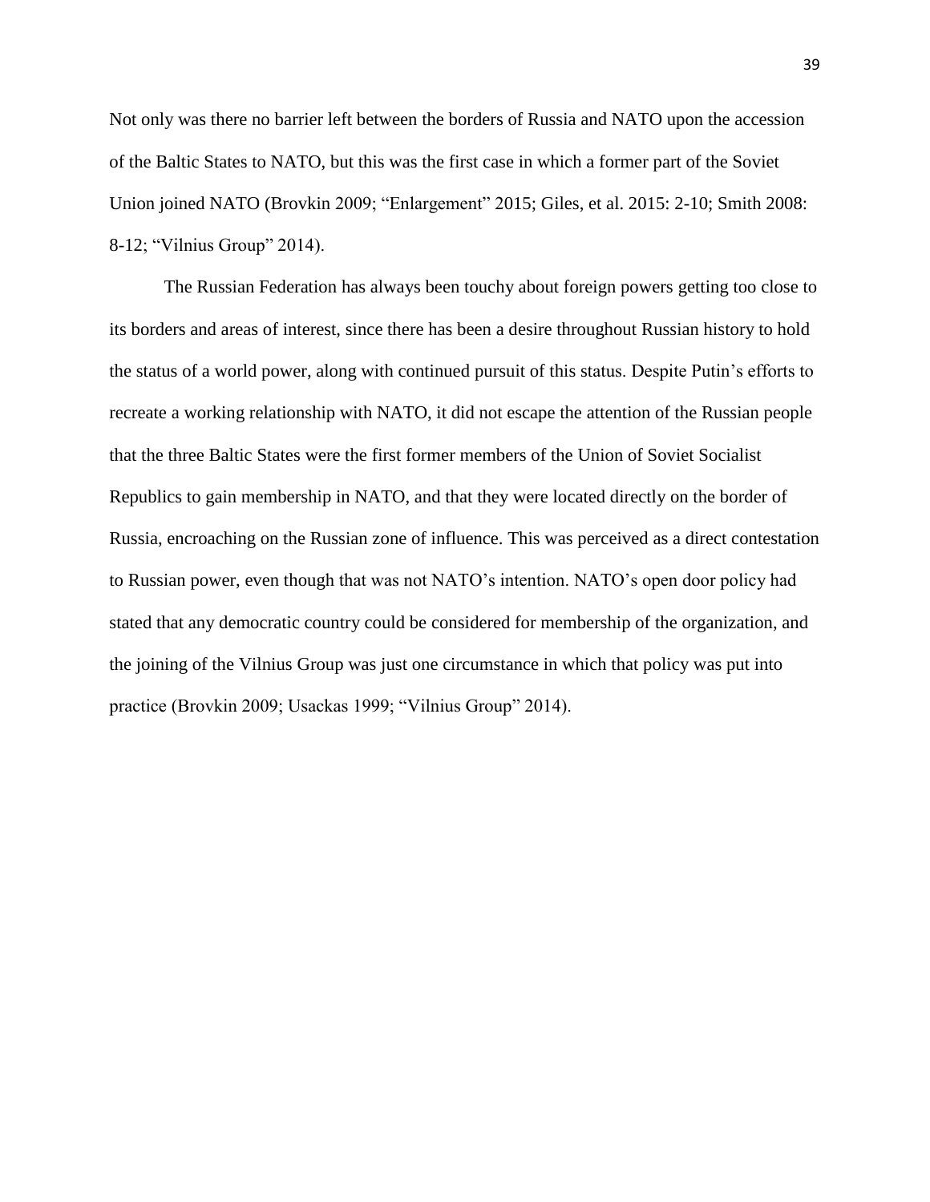Not only was there no barrier left between the borders of Russia and NATO upon the accession of the Baltic States to NATO, but this was the first case in which a former part of the Soviet Union joined NATO (Brovkin 2009; "Enlargement" 2015; Giles, et al. 2015: 2-10; Smith 2008: 8-12; "Vilnius Group" 2014).

The Russian Federation has always been touchy about foreign powers getting too close to its borders and areas of interest, since there has been a desire throughout Russian history to hold the status of a world power, along with continued pursuit of this status. Despite Putin's efforts to recreate a working relationship with NATO, it did not escape the attention of the Russian people that the three Baltic States were the first former members of the Union of Soviet Socialist Republics to gain membership in NATO, and that they were located directly on the border of Russia, encroaching on the Russian zone of influence. This was perceived as a direct contestation to Russian power, even though that was not NATO's intention. NATO's open door policy had stated that any democratic country could be considered for membership of the organization, and the joining of the Vilnius Group was just one circumstance in which that policy was put into practice (Brovkin 2009; Usackas 1999; "Vilnius Group" 2014).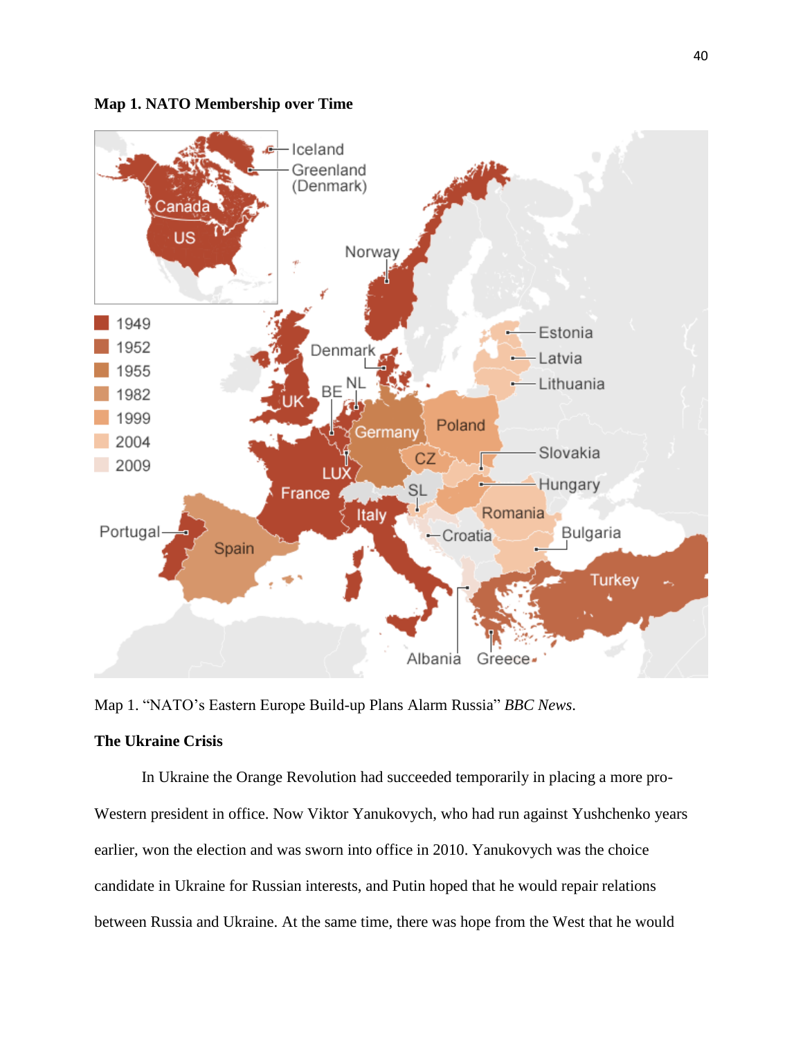**Map 1. NATO Membership over Time**

Map 1. "NATO's Eastern Europe Build-up Plans Alarm Russia" *BBC News*.

**The Ukraine Crisis**

In Ukraine the Orange Revolution had succeeded temporarily in placing a more pro-Western president in office. Now Viktor Yanukovych, who had run against Yushchenko years earlier, won the election and was sworn into office in 2010. Yanukovych was the choice candidate in Ukraine for Russian interests, and Putin hoped that he would repair relations between Russia and Ukraine. At the same time, there was hope from the West that he would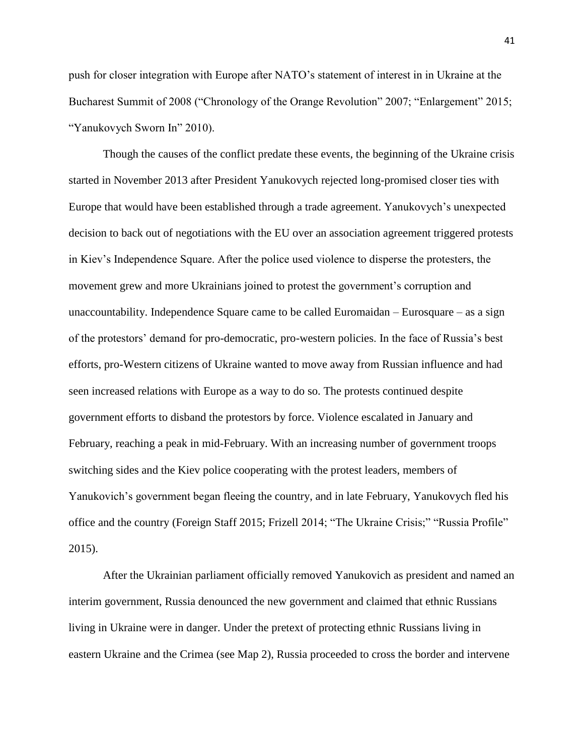push for closer integration with Europe after NATO's statement of interest in in Ukraine at the Bucharest Summit of 2008 ("Chronology of the Orange Revolution" 2007; "Enlargement" 2015; "Yanukovych Sworn In" 2010).

Though the causes of the conflict predate these events, the beginning of the Ukraine crisis started in November 2013 after President Yanukovych rejected long-promised closer ties with Europe that would have been established through a trade agreement. Yanukovych's unexpected decision to back out of negotiations with the EU over an association agreement triggered protests in Kiev's Independence Square. After the police used violence to disperse the protesters, the movement grew and more Ukrainians joined to protest the government's corruption and unaccountability. Independence Square came to be called Euromaidan – Eurosquare – as a sign of the protestors' demand for pro-democratic, pro-western policies. In the face of Russia's best efforts, pro-Western citizens of Ukraine wanted to move away from Russian influence and had seen increased relations with Europe as a way to do so. The protests continued despite government efforts to disband the protestors by force. Violence escalated in January and February, reaching a peak in mid-February. With an increasing number of government troops switching sides and the Kiev police cooperating with the protest leaders, members of Yanukovich's government began fleeing the country, and in late February, Yanukovych fled his office and the country (Foreign Staff 2015; Frizell 2014; "The Ukraine Crisis;" "Russia Profile" 2015).

After the Ukrainian parliament officially removed Yanukovich as president and named an interim government, Russia denounced the new government and claimed that ethnic Russians living in Ukraine were in danger. Under the pretext of protecting ethnic Russians living in eastern Ukraine and the Crimea (see Map 2), Russia proceeded to cross the border and intervene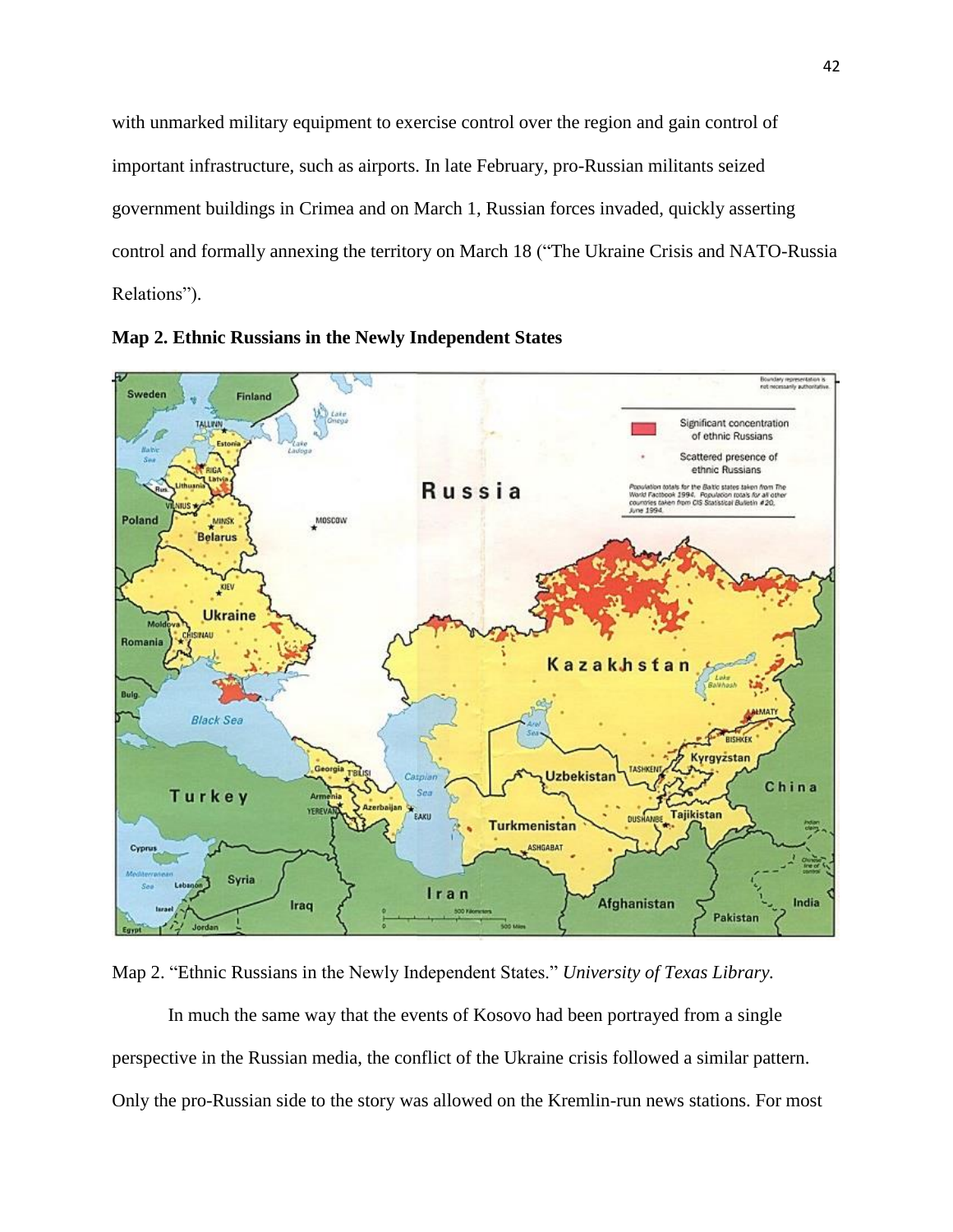with unmarked military equipment to exercise control over the region and gain control of important infrastructure, such as airports. In late February, pro-Russian militants seized government buildings in Crimea and on March 1, Russian forces invaded, quickly asserting control and formally annexing the territory on March 18 ("The Ukraine Crisis and NATO-Russia Relations").

**Map 2. Ethnic Russians in the Newly Independent States**

Map 2. "Ethnic Russians in the Newly Independent States." *University of Texas Library.*

In much the same way that the events of Kosovo had been portrayed from a single perspective in the Russian media, the conflict of the Ukraine crisis followed a similar pattern. Only the pro-Russian side to the story was allowed on the Kremlin-run news stations. For most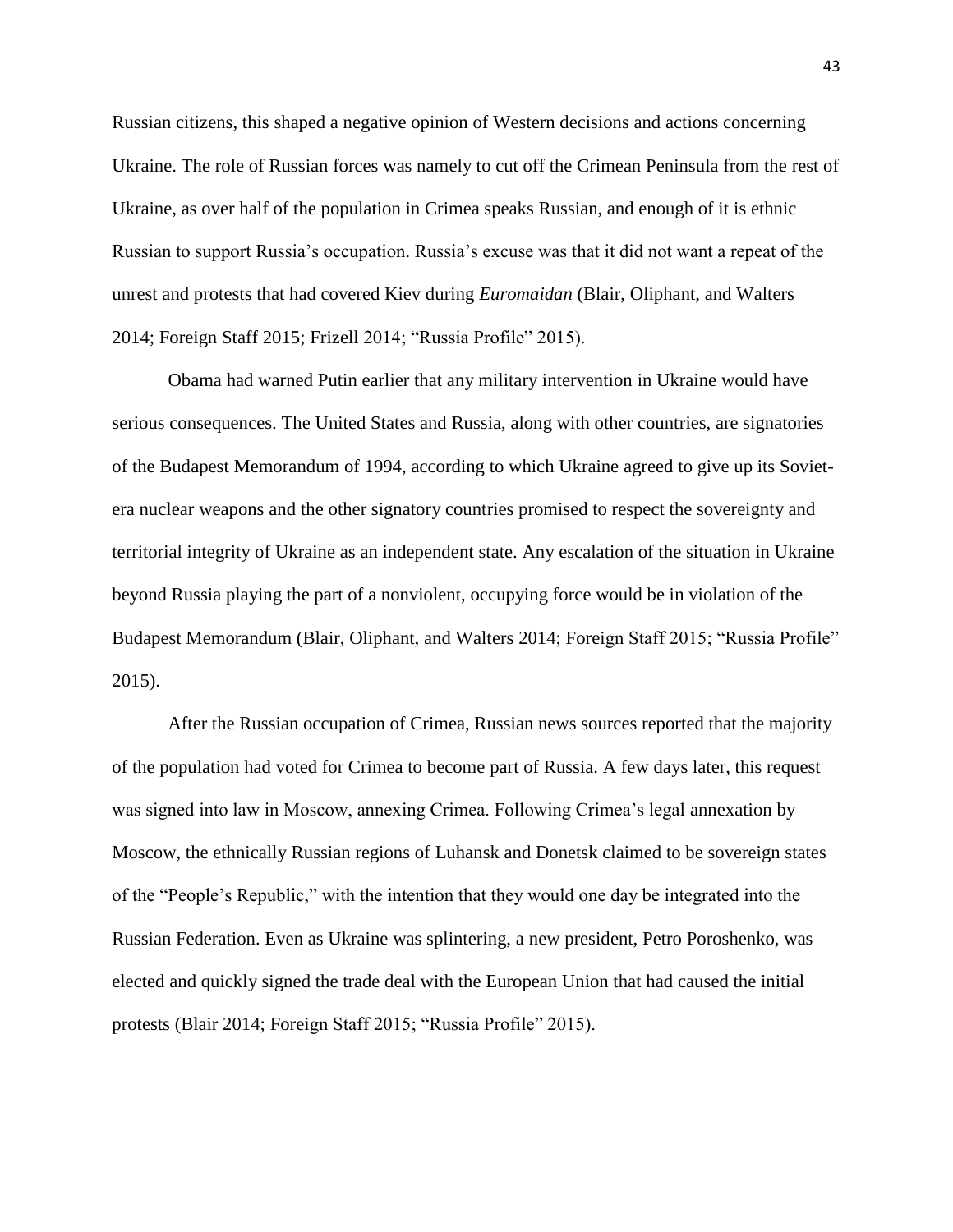Russian citizens, this shaped a negative opinion of Western decisions and actions concerning Ukraine. The role of Russian forces was namely to cut off the Crimean Peninsula from the rest of Ukraine, as over half of the population in Crimea speaks Russian, and enough of it is ethnic Russian to support Russia's occupation. Russia's excuse was that it did not want a repeat of the unrest and protests that had covered Kiev during *Euromaidan* (Blair, Oliphant, and Walters 2014; Foreign Staff 2015; Frizell 2014; "Russia Profile" 2015).

Obama had warned Putin earlier that any military intervention in Ukraine would have serious consequences. The United States and Russia, along with other countries, are signatories of the Budapest Memorandum of 1994, according to which Ukraine agreed to give up its Soviet-era nuclear weapons and the other signatory countries promised to respect the sovereignty and territorial integrity of Ukraine as an independent state. Any escalation of the situation in Ukraine beyond Russia playing the part of a nonviolent, occupying force would be in violation of the Budapest Memorandum (Blair, Oliphant, and Walters 2014; Foreign Staff 2015; "Russia Profile" 2015).

After the Russian occupation of Crimea, Russian news sources reported that the majority of the population had voted for Crimea to become part of Russia. A few days later, this request was signed into law in Moscow, annexing Crimea. Following Crimea's legal annexation by Moscow, the ethnically Russian regions of Luhansk and Donetsk claimed to be sovereign states of the "People's Republic," with the intention that they would one day be integrated into the Russian Federation. Even as Ukraine was splintering, a new president, Petro Poroshenko, was elected and quickly signed the trade deal with the European Union that had caused the initial protests (Blair 2014; Foreign Staff 2015; "Russia Profile" 2015).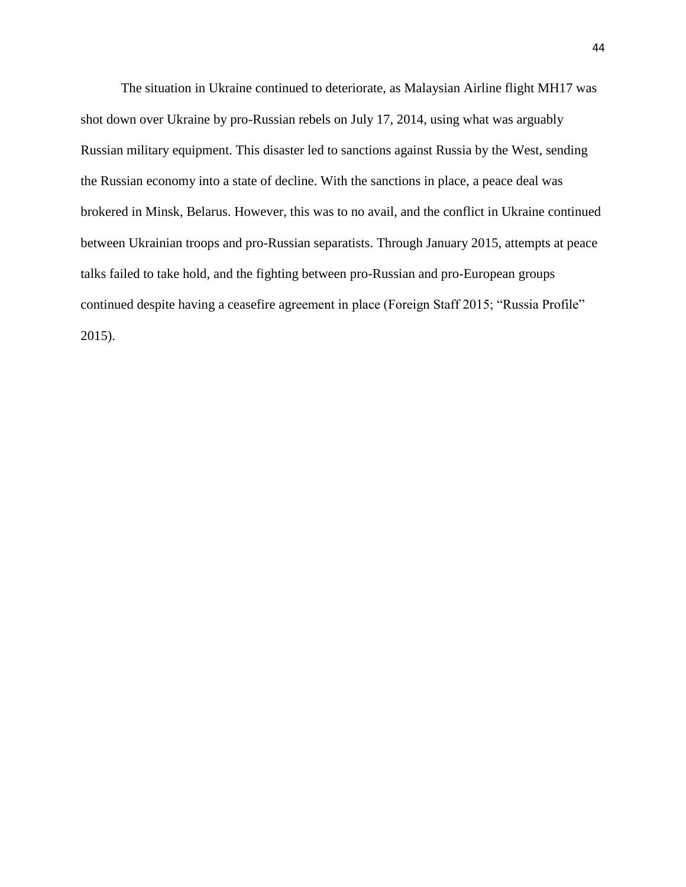The situation in Ukraine continued to deteriorate, as Malaysian Airline flight MH17 was shot down over Ukraine by pro-Russian rebels on July 17, 2014, using what was arguably Russian military equipment. This disaster led to sanctions against Russia by the West, sending the Russian economy into a state of decline. With the sanctions in place, a peace deal was brokered in Minsk, Belarus. However, this was to no avail, and the conflict in Ukraine continued between Ukrainian troops and pro-Russian separatists. Through January 2015, attempts at peace talks failed to take hold, and the fighting between pro-Russian and pro-European groups continued despite having a ceasefire agreement in place (Foreign Staff 2015; “Russia Profile” 2015).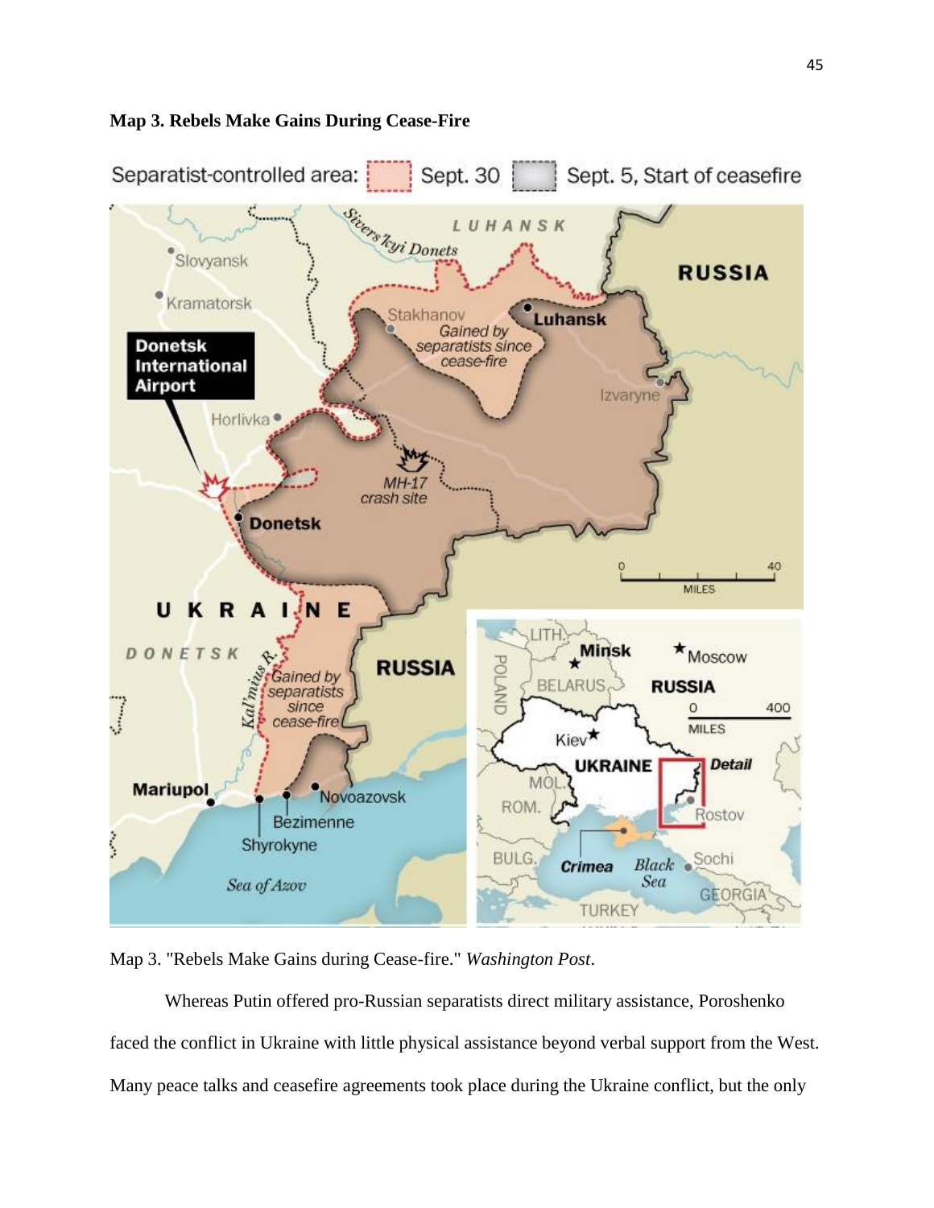**Map 3. Rebels Make Gains During Cease-Fire**

Map 3. "Rebels Make Gains during Cease-fire." *Washington Post*.

Whereas Putin offered pro-Russian separatists direct military assistance, Poroshenko faced the conflict in Ukraine with little physical assistance beyond verbal support from the West. Many peace talks and ceasefire agreements took place during the Ukraine conflict, but the only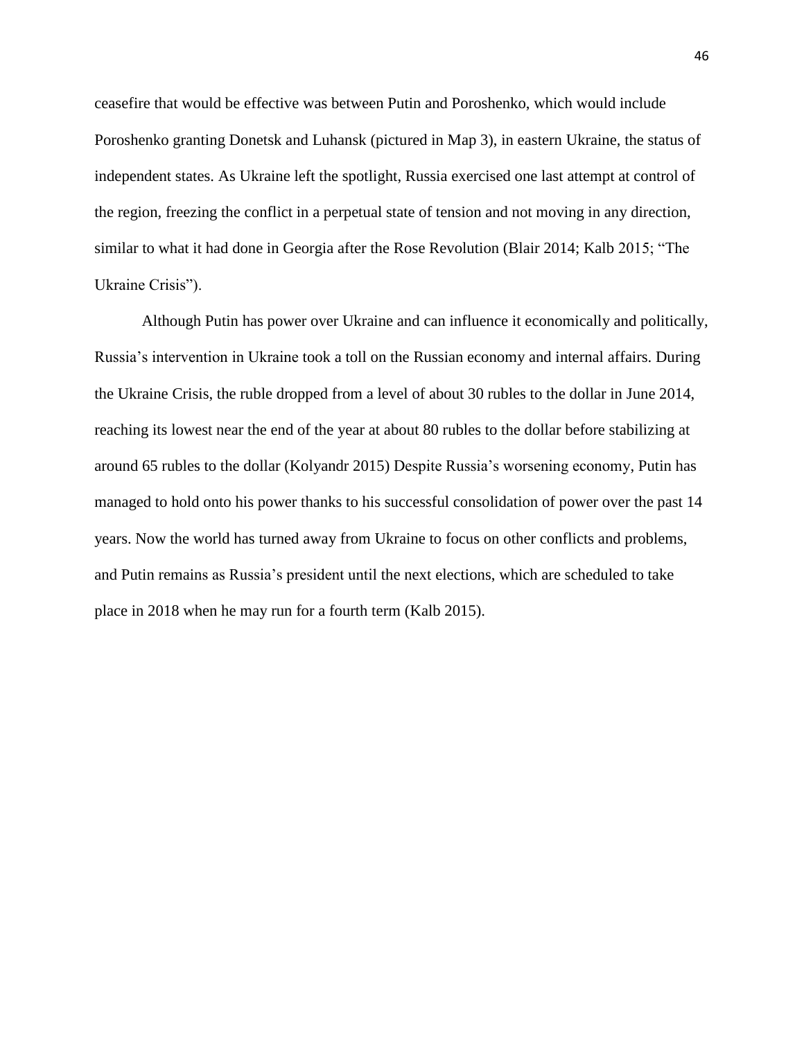ceasefire that would be effective was between Putin and Poroshenko, which would include Poroshenko granting Donetsk and Luhansk (pictured in Map 3), in eastern Ukraine, the status of independent states. As Ukraine left the spotlight, Russia exercised one last attempt at control of the region, freezing the conflict in a perpetual state of tension and not moving in any direction, similar to what it had done in Georgia after the Rose Revolution (Blair 2014; Kalb 2015; "The Ukraine Crisis").

Although Putin has power over Ukraine and can influence it economically and politically, Russia's intervention in Ukraine took a toll on the Russian economy and internal affairs. During the Ukraine Crisis, the ruble dropped from a level of about 30 rubles to the dollar in June 2014, reaching its lowest near the end of the year at about 80 rubles to the dollar before stabilizing at around 65 rubles to the dollar (Kolyandr 2015) Despite Russia's worsening economy, Putin has managed to hold onto his power thanks to his successful consolidation of power over the past 14 years. Now the world has turned away from Ukraine to focus on other conflicts and problems, and Putin remains as Russia's president until the next elections, which are scheduled to take place in 2018 when he may run for a fourth term (Kalb 2015).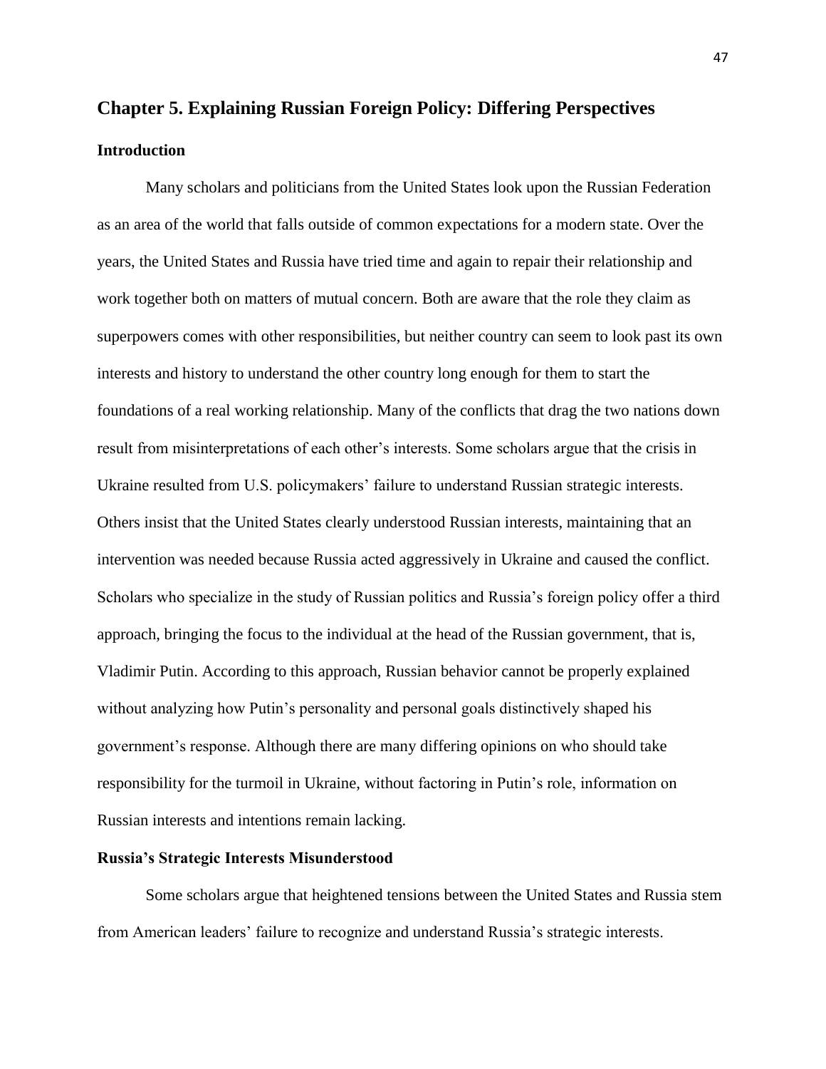## Chapter 5. Explaining Russian Foreign Policy: Differing Perspectives

### Introduction

Many scholars and politicians from the United States look upon the Russian Federation as an area of the world that falls outside of common expectations for a modern state. Over the years, the United States and Russia have tried time and again to repair their relationship and work together both on matters of mutual concern. Both are aware that the role they claim as superpowers comes with other responsibilities, but neither country can seem to look past its own interests and history to understand the other country long enough for them to start the foundations of a real working relationship. Many of the conflicts that drag the two nations down result from misinterpretations of each other's interests. Some scholars argue that the crisis in Ukraine resulted from U.S. policymakers' failure to understand Russian strategic interests. Others insist that the United States clearly understood Russian interests, maintaining that an intervention was needed because Russia acted aggressively in Ukraine and caused the conflict. Scholars who specialize in the study of Russian politics and Russia's foreign policy offer a third approach, bringing the focus to the individual at the head of the Russian government, that is, Vladimir Putin. According to this approach, Russian behavior cannot be properly explained without analyzing how Putin's personality and personal goals distinctively shaped his government's response. Although there are many differing opinions on who should take responsibility for the turmoil in Ukraine, without factoring in Putin's role, information on Russian interests and intentions remain lacking.

### Russia's Strategic Interests Misunderstood

Some scholars argue that heightened tensions between the United States and Russia stem from American leaders' failure to recognize and understand Russia's strategic interests.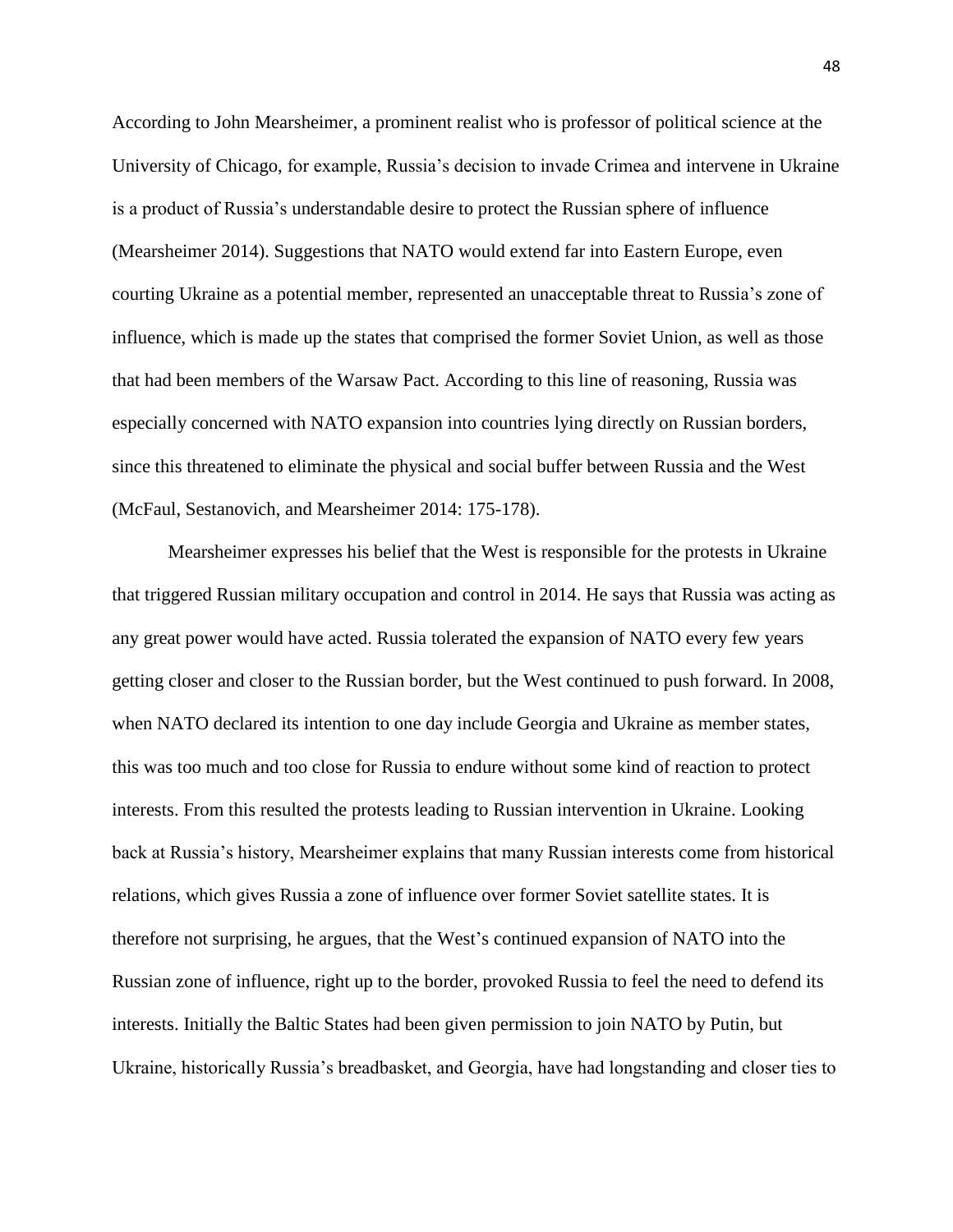According to John Mearsheimer, a prominent realist who is professor of political science at the University of Chicago, for example, Russia's decision to invade Crimea and intervene in Ukraine is a product of Russia's understandable desire to protect the Russian sphere of influence (Mearsheimer 2014). Suggestions that NATO would extend far into Eastern Europe, even courting Ukraine as a potential member, represented an unacceptable threat to Russia's zone of influence, which is made up the states that comprised the former Soviet Union, as well as those that had been members of the Warsaw Pact. According to this line of reasoning, Russia was especially concerned with NATO expansion into countries lying directly on Russian borders, since this threatened to eliminate the physical and social buffer between Russia and the West (McFaul, Sestanovich, and Mearsheimer 2014: 175-178).

Mearsheimer expresses his belief that the West is responsible for the protests in Ukraine that triggered Russian military occupation and control in 2014. He says that Russia was acting as any great power would have acted. Russia tolerated the expansion of NATO every few years getting closer and closer to the Russian border, but the West continued to push forward. In 2008, when NATO declared its intention to one day include Georgia and Ukraine as member states, this was too much and too close for Russia to endure without some kind of reaction to protect interests. From this resulted the protests leading to Russian intervention in Ukraine. Looking back at Russia's history, Mearsheimer explains that many Russian interests come from historical relations, which gives Russia a zone of influence over former Soviet satellite states. It is therefore not surprising, he argues, that the West's continued expansion of NATO into the Russian zone of influence, right up to the border, provoked Russia to feel the need to defend its interests. Initially the Baltic States had been given permission to join NATO by Putin, but Ukraine, historically Russia's breadbasket, and Georgia, have had longstanding and closer ties to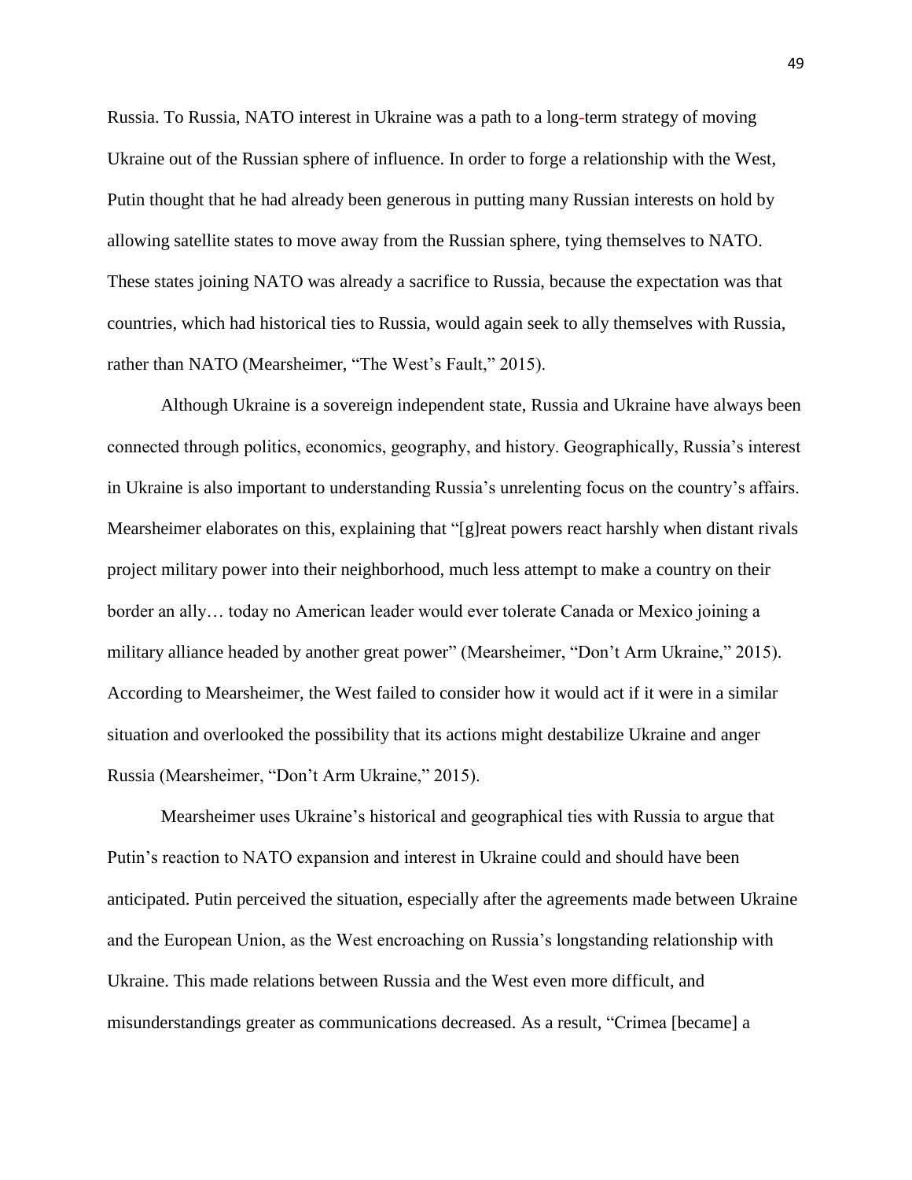Russia. To Russia, NATO interest in Ukraine was a path to a long-term strategy of moving Ukraine out of the Russian sphere of influence. In order to forge a relationship with the West, Putin thought that he had already been generous in putting many Russian interests on hold by allowing satellite states to move away from the Russian sphere, tying themselves to NATO. These states joining NATO was already a sacrifice to Russia, because the expectation was that countries, which had historical ties to Russia, would again seek to ally themselves with Russia, rather than NATO (Mearsheimer, "The West's Fault," 2015).

Although Ukraine is a sovereign independent state, Russia and Ukraine have always been connected through politics, economics, geography, and history. Geographically, Russia's interest in Ukraine is also important to understanding Russia's unrelenting focus on the country's affairs. Mearsheimer elaborates on this, explaining that "[g]reat powers react harshly when distant rivals project military power into their neighborhood, much less attempt to make a country on their border an ally… today no American leader would ever tolerate Canada or Mexico joining a military alliance headed by another great power" (Mearsheimer, "Don't Arm Ukraine," 2015). According to Mearsheimer, the West failed to consider how it would act if it were in a similar situation and overlooked the possibility that its actions might destabilize Ukraine and anger Russia (Mearsheimer, "Don't Arm Ukraine," 2015).

Mearsheimer uses Ukraine's historical and geographical ties with Russia to argue that Putin's reaction to NATO expansion and interest in Ukraine could and should have been anticipated. Putin perceived the situation, especially after the agreements made between Ukraine and the European Union, as the West encroaching on Russia's longstanding relationship with Ukraine. This made relations between Russia and the West even more difficult, and misunderstandings greater as communications decreased. As a result, "Crimea [became] a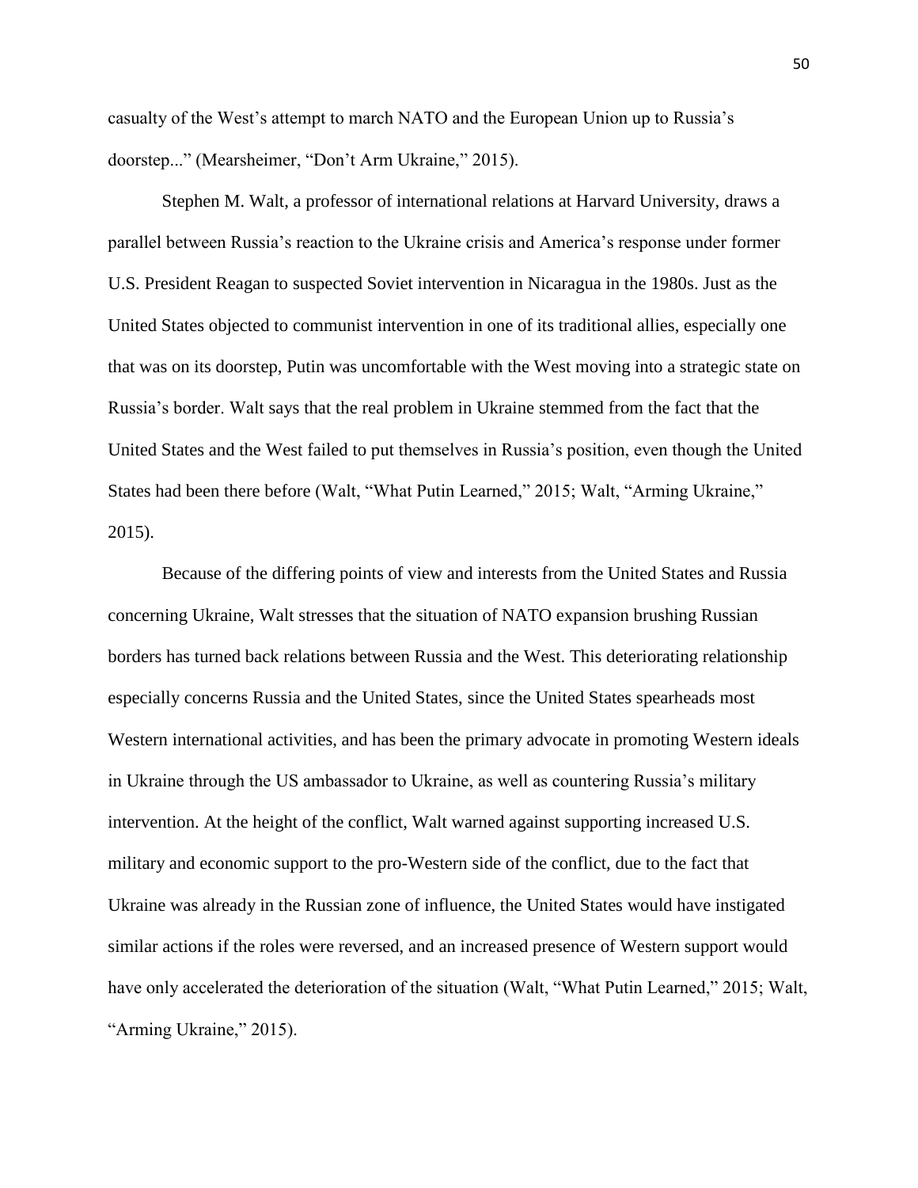casualty of the West's attempt to march NATO and the European Union up to Russia's doorstep..." (Mearsheimer, "Don't Arm Ukraine," 2015).

Stephen M. Walt, a professor of international relations at Harvard University, draws a parallel between Russia's reaction to the Ukraine crisis and America's response under former U.S. President Reagan to suspected Soviet intervention in Nicaragua in the 1980s. Just as the United States objected to communist intervention in one of its traditional allies, especially one that was on its doorstep, Putin was uncomfortable with the West moving into a strategic state on Russia's border. Walt says that the real problem in Ukraine stemmed from the fact that the United States and the West failed to put themselves in Russia's position, even though the United States had been there before (Walt, "What Putin Learned," 2015; Walt, "Arming Ukraine," 2015).

Because of the differing points of view and interests from the United States and Russia concerning Ukraine, Walt stresses that the situation of NATO expansion brushing Russian borders has turned back relations between Russia and the West. This deteriorating relationship especially concerns Russia and the United States, since the United States spearheads most Western international activities, and has been the primary advocate in promoting Western ideals in Ukraine through the US ambassador to Ukraine, as well as countering Russia's military intervention. At the height of the conflict, Walt warned against supporting increased U.S. military and economic support to the pro-Western side of the conflict, due to the fact that Ukraine was already in the Russian zone of influence, the United States would have instigated similar actions if the roles were reversed, and an increased presence of Western support would have only accelerated the deterioration of the situation (Walt, "What Putin Learned," 2015; Walt, "Arming Ukraine," 2015).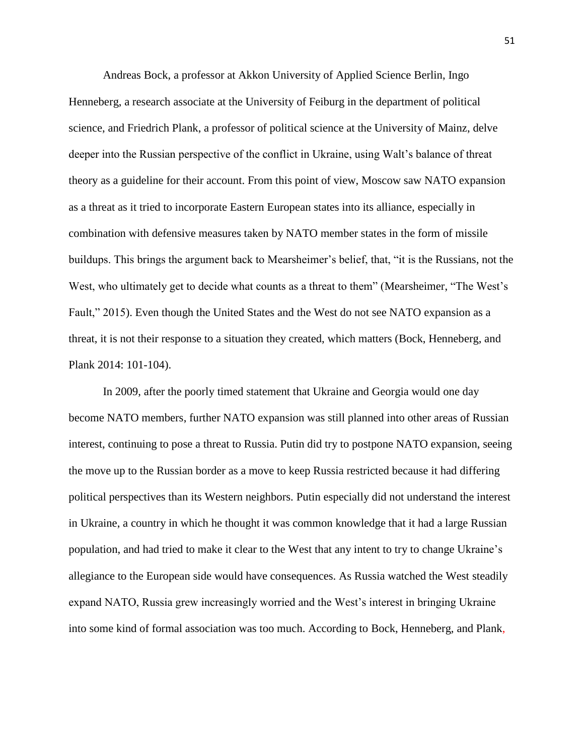Andreas Bock, a professor at Akkon University of Applied Science Berlin, Ingo Henneberg, a research associate at the University of Feiburg in the department of political science, and Friedrich Plank, a professor of political science at the University of Mainz, delve deeper into the Russian perspective of the conflict in Ukraine, using Walt's balance of threat theory as a guideline for their account. From this point of view, Moscow saw NATO expansion as a threat as it tried to incorporate Eastern European states into its alliance, especially in combination with defensive measures taken by NATO member states in the form of missile buildups. This brings the argument back to Mearsheimer's belief, that, "it is the Russians, not the West, who ultimately get to decide what counts as a threat to them" (Mearsheimer, "The West's Fault," 2015). Even though the United States and the West do not see NATO expansion as a threat, it is not their response to a situation they created, which matters (Bock, Henneberg, and Plank 2014: 101-104).

In 2009, after the poorly timed statement that Ukraine and Georgia would one day become NATO members, further NATO expansion was still planned into other areas of Russian interest, continuing to pose a threat to Russia. Putin did try to postpone NATO expansion, seeing the move up to the Russian border as a move to keep Russia restricted because it had differing political perspectives than its Western neighbors. Putin especially did not understand the interest in Ukraine, a country in which he thought it was common knowledge that it had a large Russian population, and had tried to make it clear to the West that any intent to try to change Ukraine's allegiance to the European side would have consequences. As Russia watched the West steadily expand NATO, Russia grew increasingly worried and the West's interest in bringing Ukraine into some kind of formal association was too much. According to Bock, Henneberg, and Plank,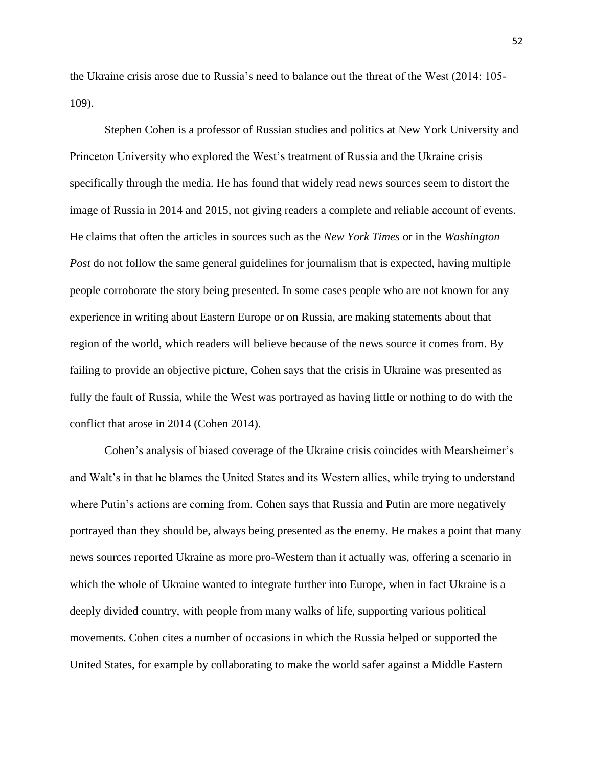the Ukraine crisis arose due to Russia's need to balance out the threat of the West (2014: 105-109).

Stephen Cohen is a professor of Russian studies and politics at New York University and Princeton University who explored the West's treatment of Russia and the Ukraine crisis specifically through the media. He has found that widely read news sources seem to distort the image of Russia in 2014 and 2015, not giving readers a complete and reliable account of events. He claims that often the articles in sources such as the *New York Times* or in the *Washington Post* do not follow the same general guidelines for journalism that is expected, having multiple people corroborate the story being presented. In some cases people who are not known for any experience in writing about Eastern Europe or on Russia, are making statements about that region of the world, which readers will believe because of the news source it comes from. By failing to provide an objective picture, Cohen says that the crisis in Ukraine was presented as fully the fault of Russia, while the West was portrayed as having little or nothing to do with the conflict that arose in 2014 (Cohen 2014).

Cohen's analysis of biased coverage of the Ukraine crisis coincides with Mearsheimer's and Walt's in that he blames the United States and its Western allies, while trying to understand where Putin's actions are coming from. Cohen says that Russia and Putin are more negatively portrayed than they should be, always being presented as the enemy. He makes a point that many news sources reported Ukraine as more pro-Western than it actually was, offering a scenario in which the whole of Ukraine wanted to integrate further into Europe, when in fact Ukraine is a deeply divided country, with people from many walks of life, supporting various political movements. Cohen cites a number of occasions in which the Russia helped or supported the United States, for example by collaborating to make the world safer against a Middle Eastern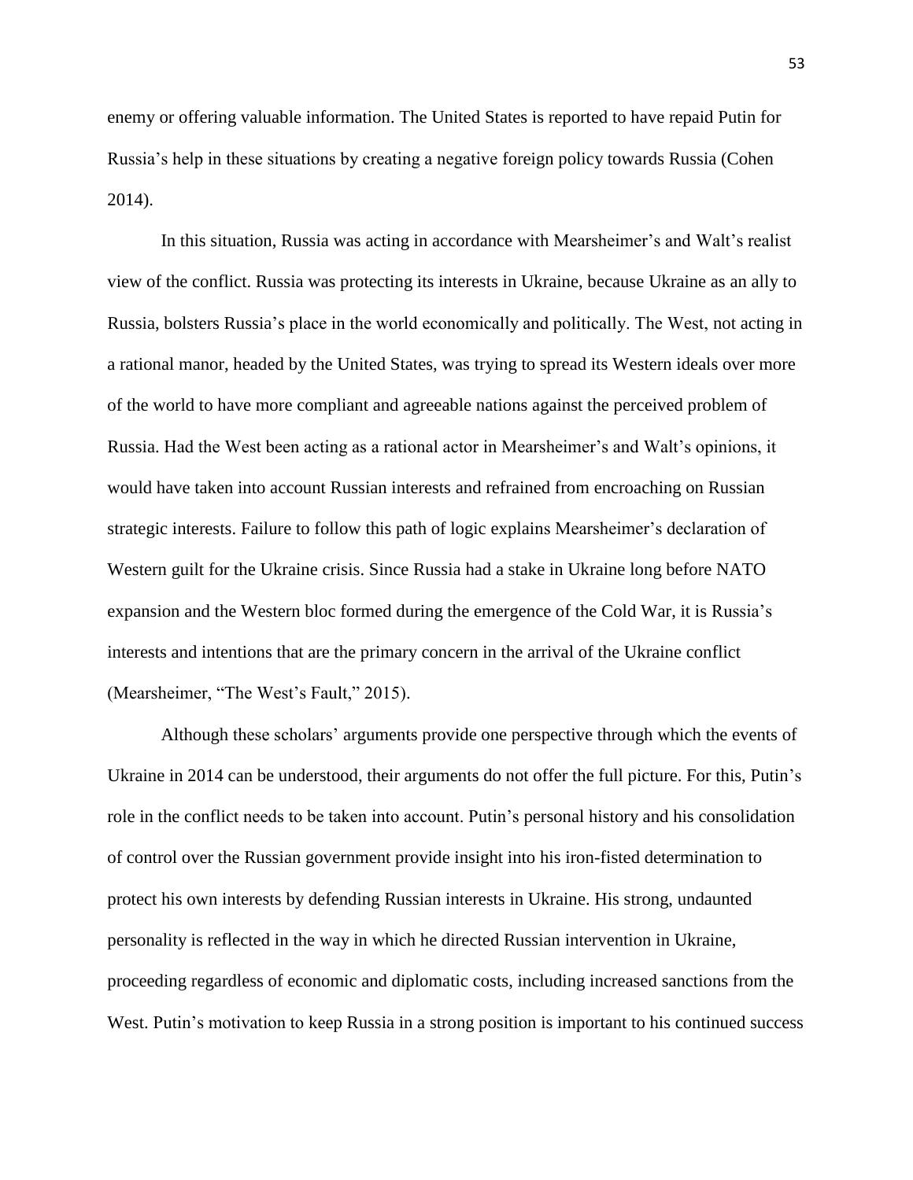enemy or offering valuable information. The United States is reported to have repaid Putin for Russia's help in these situations by creating a negative foreign policy towards Russia (Cohen 2014).

In this situation, Russia was acting in accordance with Mearsheimer's and Walt's realist view of the conflict. Russia was protecting its interests in Ukraine, because Ukraine as an ally to Russia, bolsters Russia's place in the world economically and politically. The West, not acting in a rational manor, headed by the United States, was trying to spread its Western ideals over more of the world to have more compliant and agreeable nations against the perceived problem of Russia. Had the West been acting as a rational actor in Mearsheimer's and Walt's opinions, it would have taken into account Russian interests and refrained from encroaching on Russian strategic interests. Failure to follow this path of logic explains Mearsheimer's declaration of Western guilt for the Ukraine crisis. Since Russia had a stake in Ukraine long before NATO expansion and the Western bloc formed during the emergence of the Cold War, it is Russia's interests and intentions that are the primary concern in the arrival of the Ukraine conflict (Mearsheimer, "The West's Fault," 2015).

Although these scholars' arguments provide one perspective through which the events of Ukraine in 2014 can be understood, their arguments do not offer the full picture. For this, Putin's role in the conflict needs to be taken into account. Putin's personal history and his consolidation of control over the Russian government provide insight into his iron-fisted determination to protect his own interests by defending Russian interests in Ukraine. His strong, undaunted personality is reflected in the way in which he directed Russian intervention in Ukraine, proceeding regardless of economic and diplomatic costs, including increased sanctions from the West. Putin's motivation to keep Russia in a strong position is important to his continued success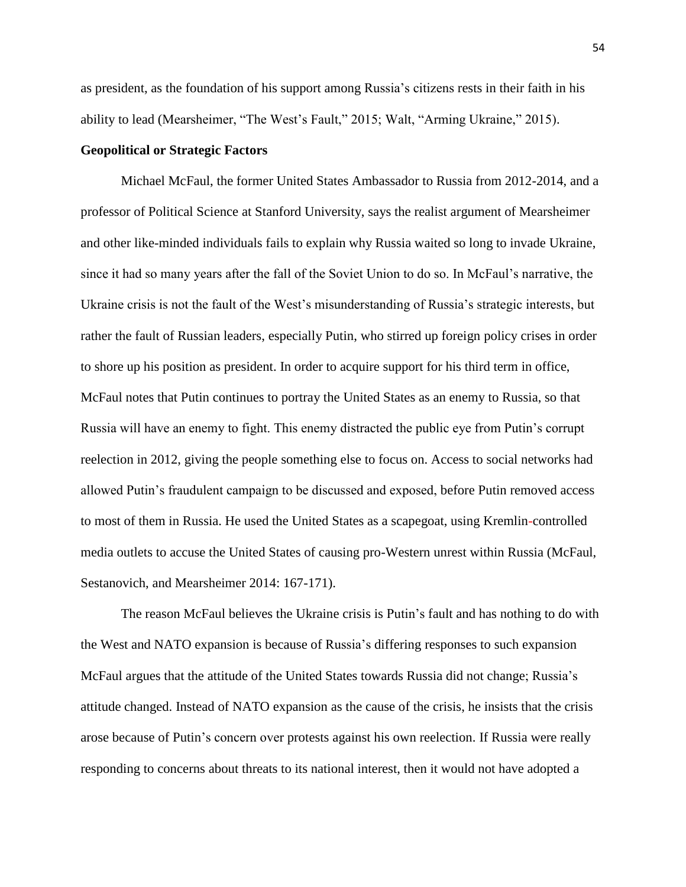as president, as the foundation of his support among Russia's citizens rests in their faith in his ability to lead (Mearsheimer, "The West's Fault," 2015; Walt, "Arming Ukraine," 2015).

**Geopolitical or Strategic Factors**

Michael McFaul, the former United States Ambassador to Russia from 2012-2014, and a professor of Political Science at Stanford University, says the realist argument of Mearsheimer and other like-minded individuals fails to explain why Russia waited so long to invade Ukraine, since it had so many years after the fall of the Soviet Union to do so. In McFaul's narrative, the Ukraine crisis is not the fault of the West's misunderstanding of Russia's strategic interests, but rather the fault of Russian leaders, especially Putin, who stirred up foreign policy crises in order to shore up his position as president. In order to acquire support for his third term in office, McFaul notes that Putin continues to portray the United States as an enemy to Russia, so that Russia will have an enemy to fight. This enemy distracted the public eye from Putin's corrupt reelection in 2012, giving the people something else to focus on. Access to social networks had allowed Putin's fraudulent campaign to be discussed and exposed, before Putin removed access to most of them in Russia. He used the United States as a scapegoat, using Kremlin-controlled media outlets to accuse the United States of causing pro-Western unrest within Russia (McFaul, Sestanovich, and Mearsheimer 2014: 167-171).

The reason McFaul believes the Ukraine crisis is Putin's fault and has nothing to do with the West and NATO expansion is because of Russia's differing responses to such expansion McFaul argues that the attitude of the United States towards Russia did not change; Russia's attitude changed. Instead of NATO expansion as the cause of the crisis, he insists that the crisis arose because of Putin's concern over protests against his own reelection. If Russia were really responding to concerns about threats to its national interest, then it would not have adopted a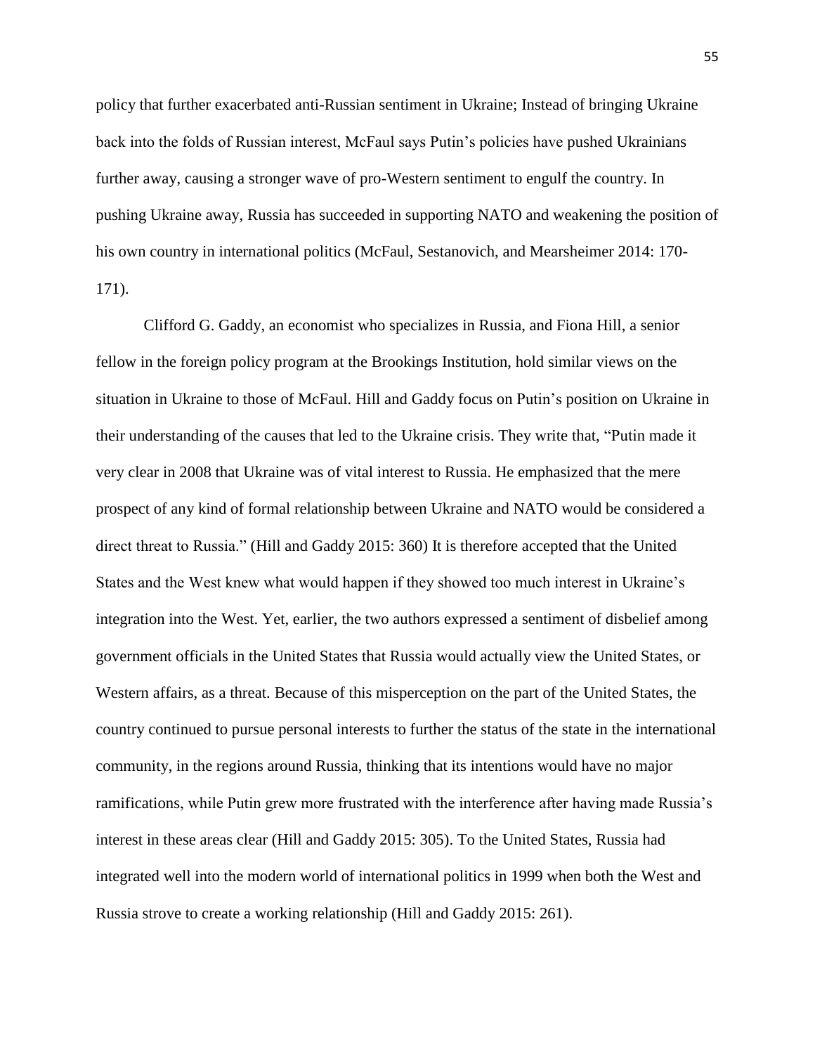policy that further exacerbated anti-Russian sentiment in Ukraine; Instead of bringing Ukraine back into the folds of Russian interest, McFaul says Putin's policies have pushed Ukrainians further away, causing a stronger wave of pro-Western sentiment to engulf the country. In pushing Ukraine away, Russia has succeeded in supporting NATO and weakening the position of his own country in international politics (McFaul, Sestanovich, and Mearsheimer 2014: 170-171).

Clifford G. Gaddy, an economist who specializes in Russia, and Fiona Hill, a senior fellow in the foreign policy program at the Brookings Institution, hold similar views on the situation in Ukraine to those of McFaul. Hill and Gaddy focus on Putin's position on Ukraine in their understanding of the causes that led to the Ukraine crisis. They write that, "Putin made it very clear in 2008 that Ukraine was of vital interest to Russia. He emphasized that the mere prospect of any kind of formal relationship between Ukraine and NATO would be considered a direct threat to Russia." (Hill and Gaddy 2015: 360) It is therefore accepted that the United States and the West knew what would happen if they showed too much interest in Ukraine's integration into the West. Yet, earlier, the two authors expressed a sentiment of disbelief among government officials in the United States that Russia would actually view the United States, or Western affairs, as a threat. Because of this misperception on the part of the United States, the country continued to pursue personal interests to further the status of the state in the international community, in the regions around Russia, thinking that its intentions would have no major ramifications, while Putin grew more frustrated with the interference after having made Russia's interest in these areas clear (Hill and Gaddy 2015: 305). To the United States, Russia had integrated well into the modern world of international politics in 1999 when both the West and Russia strove to create a working relationship (Hill and Gaddy 2015: 261).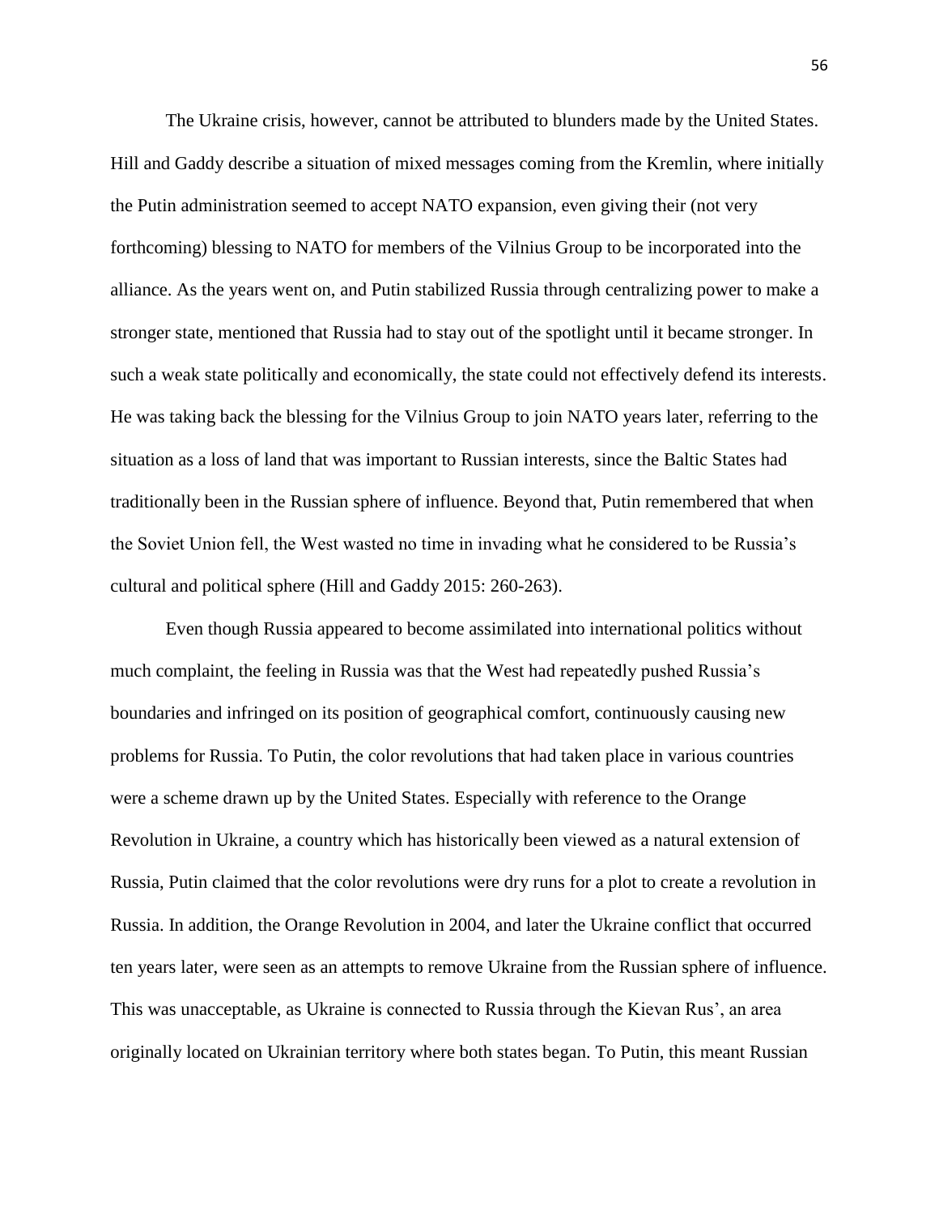The Ukraine crisis, however, cannot be attributed to blunders made by the United States. Hill and Gaddy describe a situation of mixed messages coming from the Kremlin, where initially the Putin administration seemed to accept NATO expansion, even giving their (not very forthcoming) blessing to NATO for members of the Vilnius Group to be incorporated into the alliance. As the years went on, and Putin stabilized Russia through centralizing power to make a stronger state, mentioned that Russia had to stay out of the spotlight until it became stronger. In such a weak state politically and economically, the state could not effectively defend its interests. He was taking back the blessing for the Vilnius Group to join NATO years later, referring to the situation as a loss of land that was important to Russian interests, since the Baltic States had traditionally been in the Russian sphere of influence. Beyond that, Putin remembered that when the Soviet Union fell, the West wasted no time in invading what he considered to be Russia's cultural and political sphere (Hill and Gaddy 2015: 260-263).

Even though Russia appeared to become assimilated into international politics without much complaint, the feeling in Russia was that the West had repeatedly pushed Russia's boundaries and infringed on its position of geographical comfort, continuously causing new problems for Russia. To Putin, the color revolutions that had taken place in various countries were a scheme drawn up by the United States. Especially with reference to the Orange Revolution in Ukraine, a country which has historically been viewed as a natural extension of Russia, Putin claimed that the color revolutions were dry runs for a plot to create a revolution in Russia. In addition, the Orange Revolution in 2004, and later the Ukraine conflict that occurred ten years later, were seen as an attempts to remove Ukraine from the Russian sphere of influence. This was unacceptable, as Ukraine is connected to Russia through the Kievan Rus', an area originally located on Ukrainian territory where both states began. To Putin, this meant Russian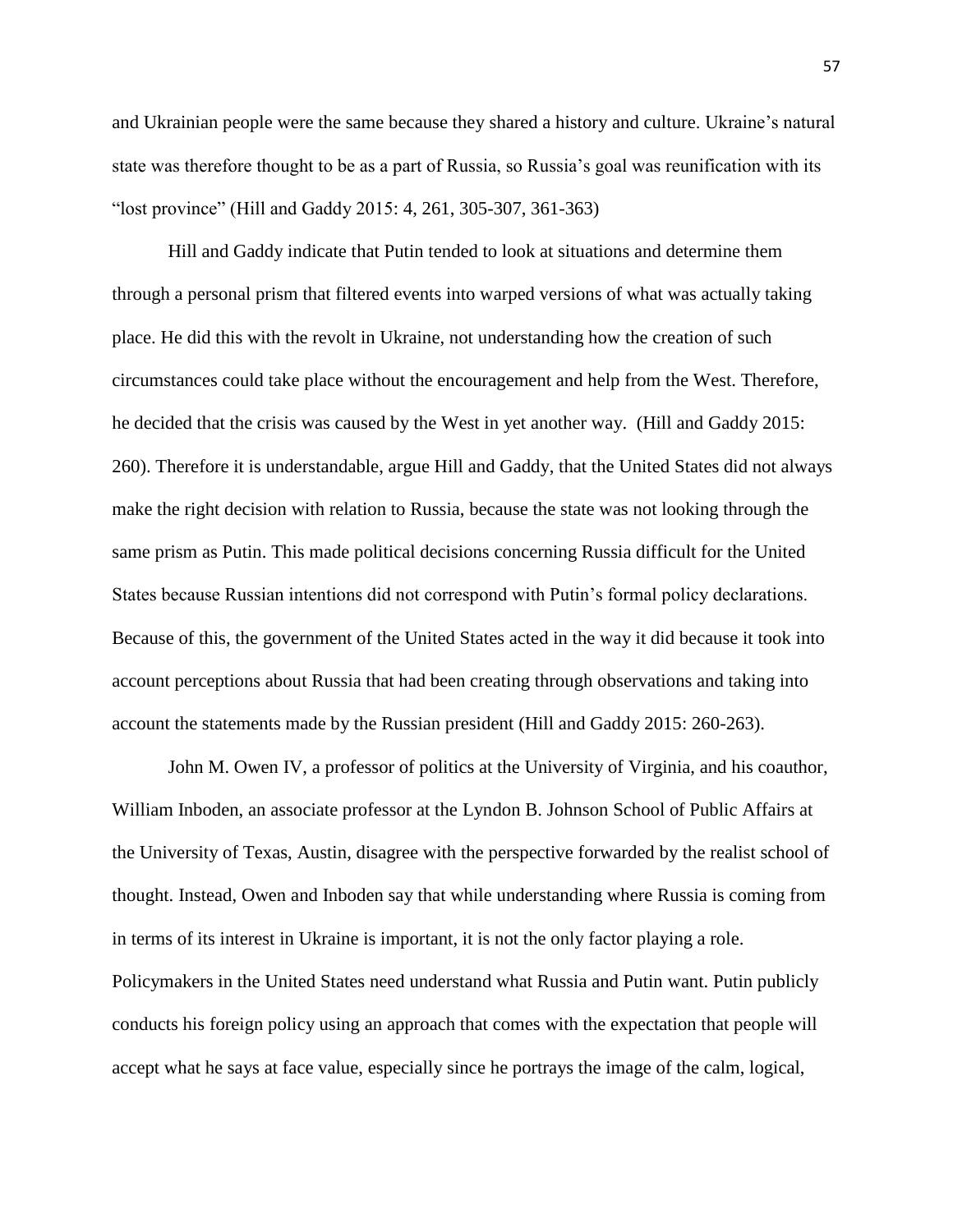and Ukrainian people were the same because they shared a history and culture. Ukraine's natural state was therefore thought to be as a part of Russia, so Russia's goal was reunification with its "lost province" (Hill and Gaddy 2015: 4, 261, 305-307, 361-363)

Hill and Gaddy indicate that Putin tended to look at situations and determine them through a personal prism that filtered events into warped versions of what was actually taking place. He did this with the revolt in Ukraine, not understanding how the creation of such circumstances could take place without the encouragement and help from the West. Therefore, he decided that the crisis was caused by the West in yet another way. (Hill and Gaddy 2015: 260). Therefore it is understandable, argue Hill and Gaddy, that the United States did not always make the right decision with relation to Russia, because the state was not looking through the same prism as Putin. This made political decisions concerning Russia difficult for the United States because Russian intentions did not correspond with Putin's formal policy declarations. Because of this, the government of the United States acted in the way it did because it took into account perceptions about Russia that had been creating through observations and taking into account the statements made by the Russian president (Hill and Gaddy 2015: 260-263).

John M. Owen IV, a professor of politics at the University of Virginia, and his coauthor, William Inboden, an associate professor at the Lyndon B. Johnson School of Public Affairs at the University of Texas, Austin, disagree with the perspective forwarded by the realist school of thought. Instead, Owen and Inboden say that while understanding where Russia is coming from in terms of its interest in Ukraine is important, it is not the only factor playing a role. Policymakers in the United States need understand what Russia and Putin want. Putin publicly conducts his foreign policy using an approach that comes with the expectation that people will accept what he says at face value, especially since he portrays the image of the calm, logical,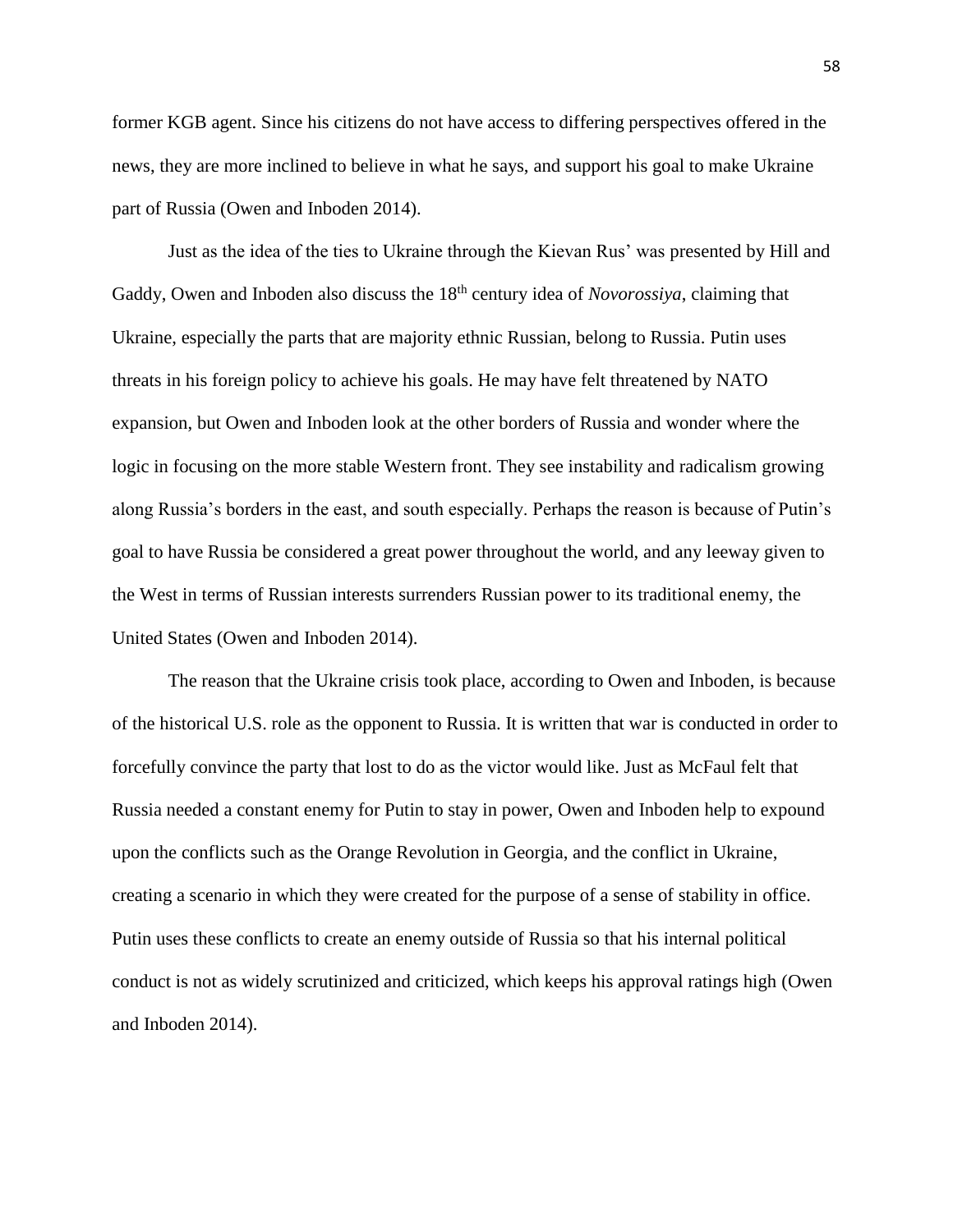former KGB agent. Since his citizens do not have access to differing perspectives offered in the news, they are more inclined to believe in what he says, and support his goal to make Ukraine part of Russia (Owen and Inboden 2014).

Just as the idea of the ties to Ukraine through the Kievan Rus' was presented by Hill and Gaddy, Owen and Inboden also discuss the 18th century idea of *Novorossiya*, claiming that Ukraine, especially the parts that are majority ethnic Russian, belong to Russia. Putin uses threats in his foreign policy to achieve his goals. He may have felt threatened by NATO expansion, but Owen and Inboden look at the other borders of Russia and wonder where the logic in focusing on the more stable Western front. They see instability and radicalism growing along Russia's borders in the east, and south especially. Perhaps the reason is because of Putin's goal to have Russia be considered a great power throughout the world, and any leeway given to the West in terms of Russian interests surrenders Russian power to its traditional enemy, the United States (Owen and Inboden 2014).

The reason that the Ukraine crisis took place, according to Owen and Inboden, is because of the historical U.S. role as the opponent to Russia. It is written that war is conducted in order to forcefully convince the party that lost to do as the victor would like. Just as McFaul felt that Russia needed a constant enemy for Putin to stay in power, Owen and Inboden help to expound upon the conflicts such as the Orange Revolution in Georgia, and the conflict in Ukraine, creating a scenario in which they were created for the purpose of a sense of stability in office. Putin uses these conflicts to create an enemy outside of Russia so that his internal political conduct is not as widely scrutinized and criticized, which keeps his approval ratings high (Owen and Inboden 2014).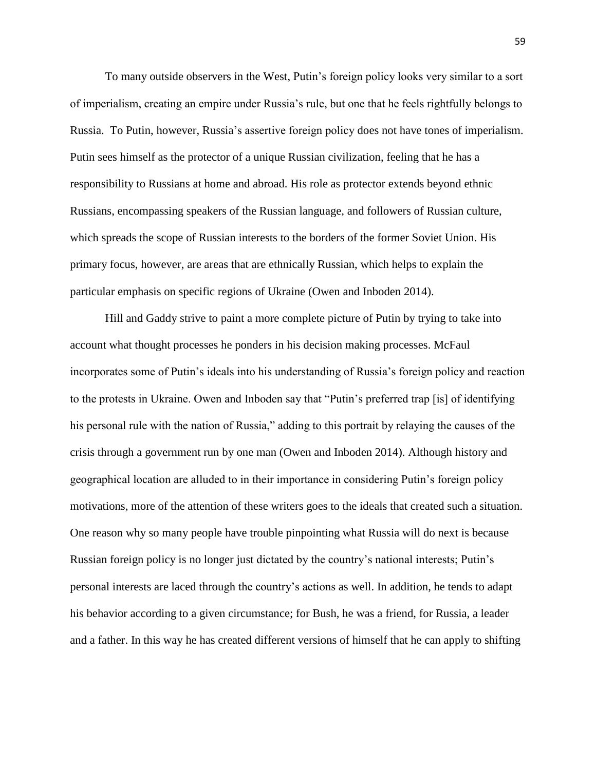To many outside observers in the West, Putin's foreign policy looks very similar to a sort of imperialism, creating an empire under Russia's rule, but one that he feels rightfully belongs to Russia. To Putin, however, Russia's assertive foreign policy does not have tones of imperialism. Putin sees himself as the protector of a unique Russian civilization, feeling that he has a responsibility to Russians at home and abroad. His role as protector extends beyond ethnic Russians, encompassing speakers of the Russian language, and followers of Russian culture, which spreads the scope of Russian interests to the borders of the former Soviet Union. His primary focus, however, are areas that are ethnically Russian, which helps to explain the particular emphasis on specific regions of Ukraine (Owen and Inboden 2014).

Hill and Gaddy strive to paint a more complete picture of Putin by trying to take into account what thought processes he ponders in his decision making processes. McFaul incorporates some of Putin's ideals into his understanding of Russia's foreign policy and reaction to the protests in Ukraine. Owen and Inboden say that "Putin's preferred trap [is] of identifying his personal rule with the nation of Russia," adding to this portrait by relaying the causes of the crisis through a government run by one man (Owen and Inboden 2014). Although history and geographical location are alluded to in their importance in considering Putin's foreign policy motivations, more of the attention of these writers goes to the ideals that created such a situation. One reason why so many people have trouble pinpointing what Russia will do next is because Russian foreign policy is no longer just dictated by the country's national interests; Putin's personal interests are laced through the country's actions as well. In addition, he tends to adapt his behavior according to a given circumstance; for Bush, he was a friend, for Russia, a leader and a father. In this way he has created different versions of himself that he can apply to shifting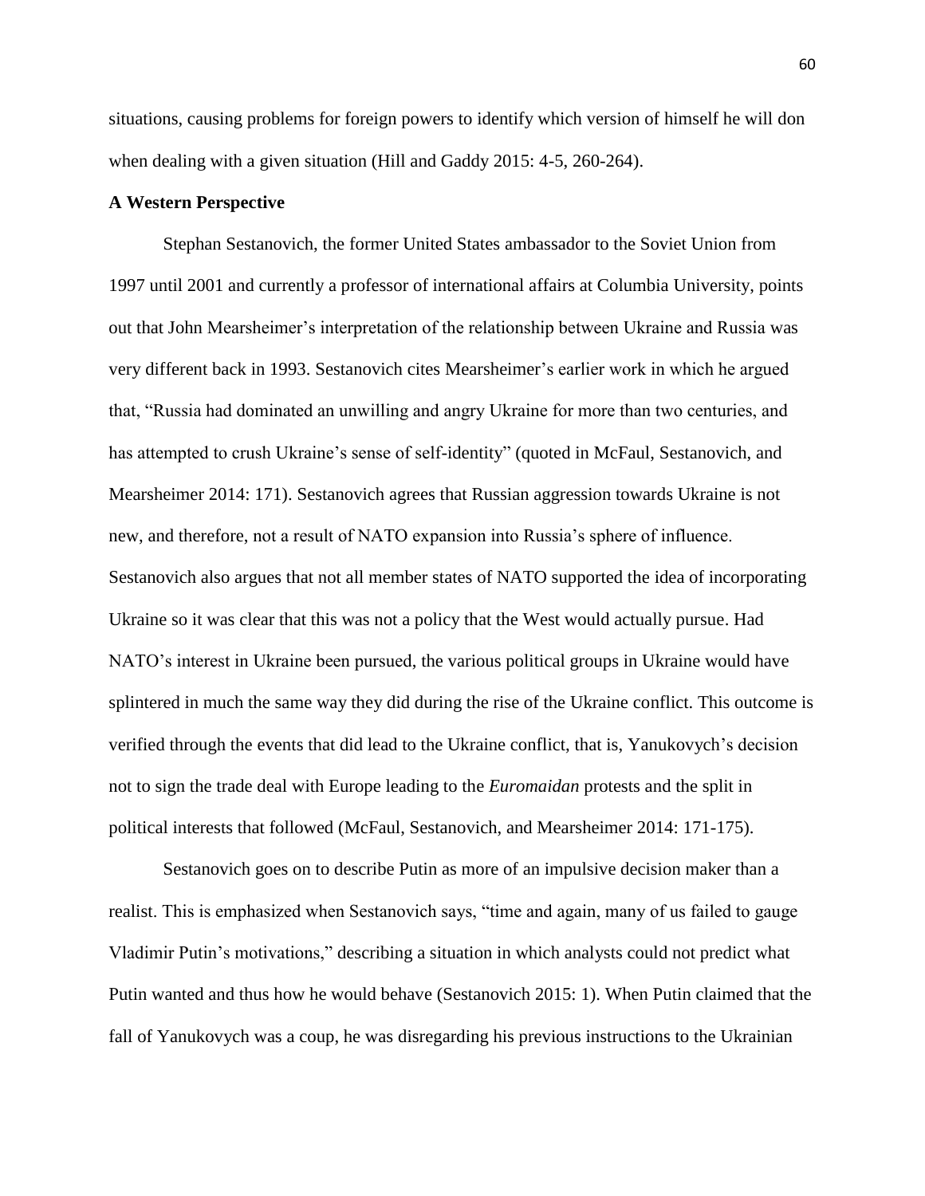situations, causing problems for foreign powers to identify which version of himself he will don when dealing with a given situation (Hill and Gaddy 2015: 4-5, 260-264).

**A Western Perspective**

Stephan Sestanovich, the former United States ambassador to the Soviet Union from 1997 until 2001 and currently a professor of international affairs at Columbia University, points out that John Mearsheimer's interpretation of the relationship between Ukraine and Russia was very different back in 1993. Sestanovich cites Mearsheimer's earlier work in which he argued that, "Russia had dominated an unwilling and angry Ukraine for more than two centuries, and has attempted to crush Ukraine's sense of self-identity" (quoted in McFaul, Sestanovich, and Mearsheimer 2014: 171). Sestanovich agrees that Russian aggression towards Ukraine is not new, and therefore, not a result of NATO expansion into Russia's sphere of influence. Sestanovich also argues that not all member states of NATO supported the idea of incorporating Ukraine so it was clear that this was not a policy that the West would actually pursue. Had NATO's interest in Ukraine been pursued, the various political groups in Ukraine would have splintered in much the same way they did during the rise of the Ukraine conflict. This outcome is verified through the events that did lead to the Ukraine conflict, that is, Yanukovych's decision not to sign the trade deal with Europe leading to the *Euromaidan* protests and the split in political interests that followed (McFaul, Sestanovich, and Mearsheimer 2014: 171-175).

Sestanovich goes on to describe Putin as more of an impulsive decision maker than a realist. This is emphasized when Sestanovich says, "time and again, many of us failed to gauge Vladimir Putin's motivations," describing a situation in which analysts could not predict what Putin wanted and thus how he would behave (Sestanovich 2015: 1). When Putin claimed that the fall of Yanukovych was a coup, he was disregarding his previous instructions to the Ukrainian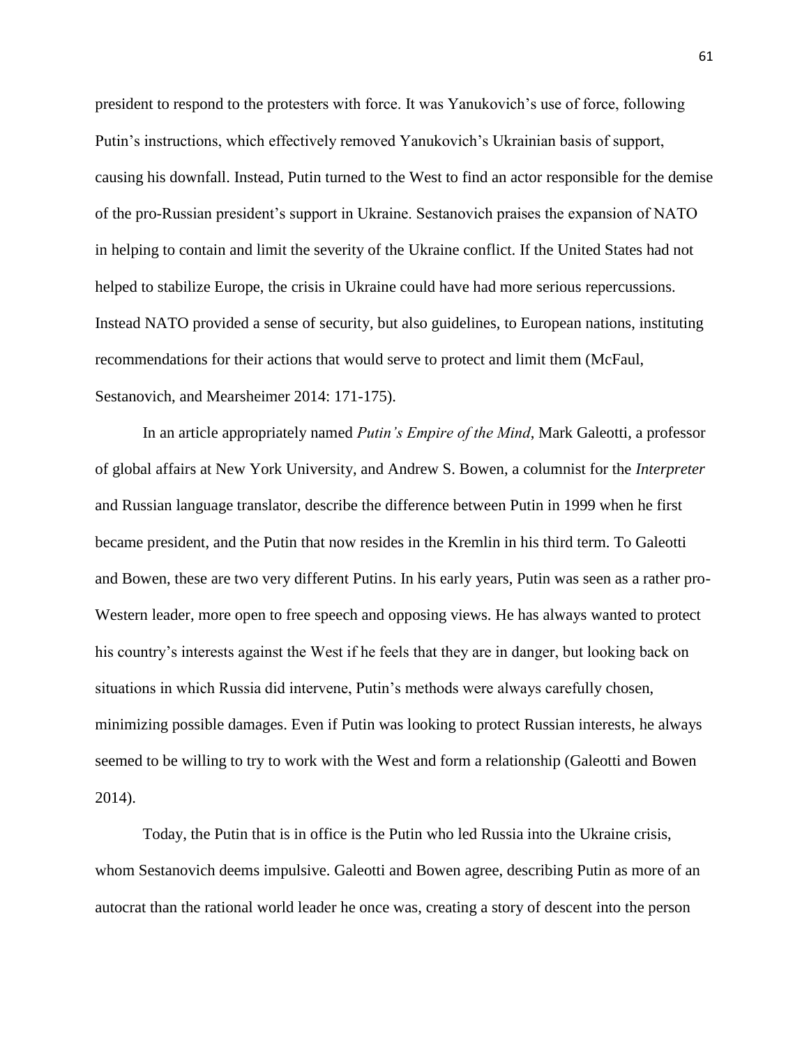president to respond to the protesters with force. It was Yanukovich's use of force, following Putin's instructions, which effectively removed Yanukovich's Ukrainian basis of support, causing his downfall. Instead, Putin turned to the West to find an actor responsible for the demise of the pro-Russian president's support in Ukraine. Sestanovich praises the expansion of NATO in helping to contain and limit the severity of the Ukraine conflict. If the United States had not helped to stabilize Europe, the crisis in Ukraine could have had more serious repercussions. Instead NATO provided a sense of security, but also guidelines, to European nations, instituting recommendations for their actions that would serve to protect and limit them (McFaul, Sestanovich, and Mearsheimer 2014: 171-175).

In an article appropriately named *Putin's Empire of the Mind*, Mark Galeotti, a professor of global affairs at New York University, and Andrew S. Bowen, a columnist for the *Interpreter* and Russian language translator, describe the difference between Putin in 1999 when he first became president, and the Putin that now resides in the Kremlin in his third term. To Galeotti and Bowen, these are two very different Putins. In his early years, Putin was seen as a rather pro-Western leader, more open to free speech and opposing views. He has always wanted to protect his country's interests against the West if he feels that they are in danger, but looking back on situations in which Russia did intervene, Putin's methods were always carefully chosen, minimizing possible damages. Even if Putin was looking to protect Russian interests, he always seemed to be willing to try to work with the West and form a relationship (Galeotti and Bowen 2014).

Today, the Putin that is in office is the Putin who led Russia into the Ukraine crisis, whom Sestanovich deems impulsive. Galeotti and Bowen agree, describing Putin as more of an autocrat than the rational world leader he once was, creating a story of descent into the person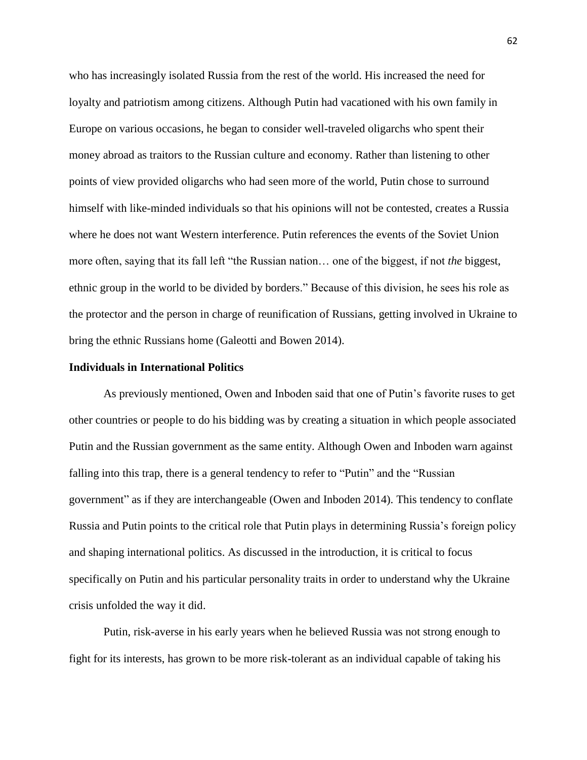who has increasingly isolated Russia from the rest of the world. His increased the need for loyalty and patriotism among citizens. Although Putin had vacationed with his own family in Europe on various occasions, he began to consider well-traveled oligarchs who spent their money abroad as traitors to the Russian culture and economy. Rather than listening to other points of view provided oligarchs who had seen more of the world, Putin chose to surround himself with like-minded individuals so that his opinions will not be contested, creates a Russia where he does not want Western interference. Putin references the events of the Soviet Union more often, saying that its fall left "the Russian nation… one of the biggest, if not *the* biggest, ethnic group in the world to be divided by borders." Because of this division, he sees his role as the protector and the person in charge of reunification of Russians, getting involved in Ukraine to bring the ethnic Russians home (Galeotti and Bowen 2014).

**Individuals in International Politics**

As previously mentioned, Owen and Inboden said that one of Putin's favorite ruses to get other countries or people to do his bidding was by creating a situation in which people associated Putin and the Russian government as the same entity. Although Owen and Inboden warn against falling into this trap, there is a general tendency to refer to "Putin" and the "Russian government" as if they are interchangeable (Owen and Inboden 2014). This tendency to conflate Russia and Putin points to the critical role that Putin plays in determining Russia's foreign policy and shaping international politics. As discussed in the introduction, it is critical to focus specifically on Putin and his particular personality traits in order to understand why the Ukraine crisis unfolded the way it did.

Putin, risk-averse in his early years when he believed Russia was not strong enough to fight for its interests, has grown to be more risk-tolerant as an individual capable of taking his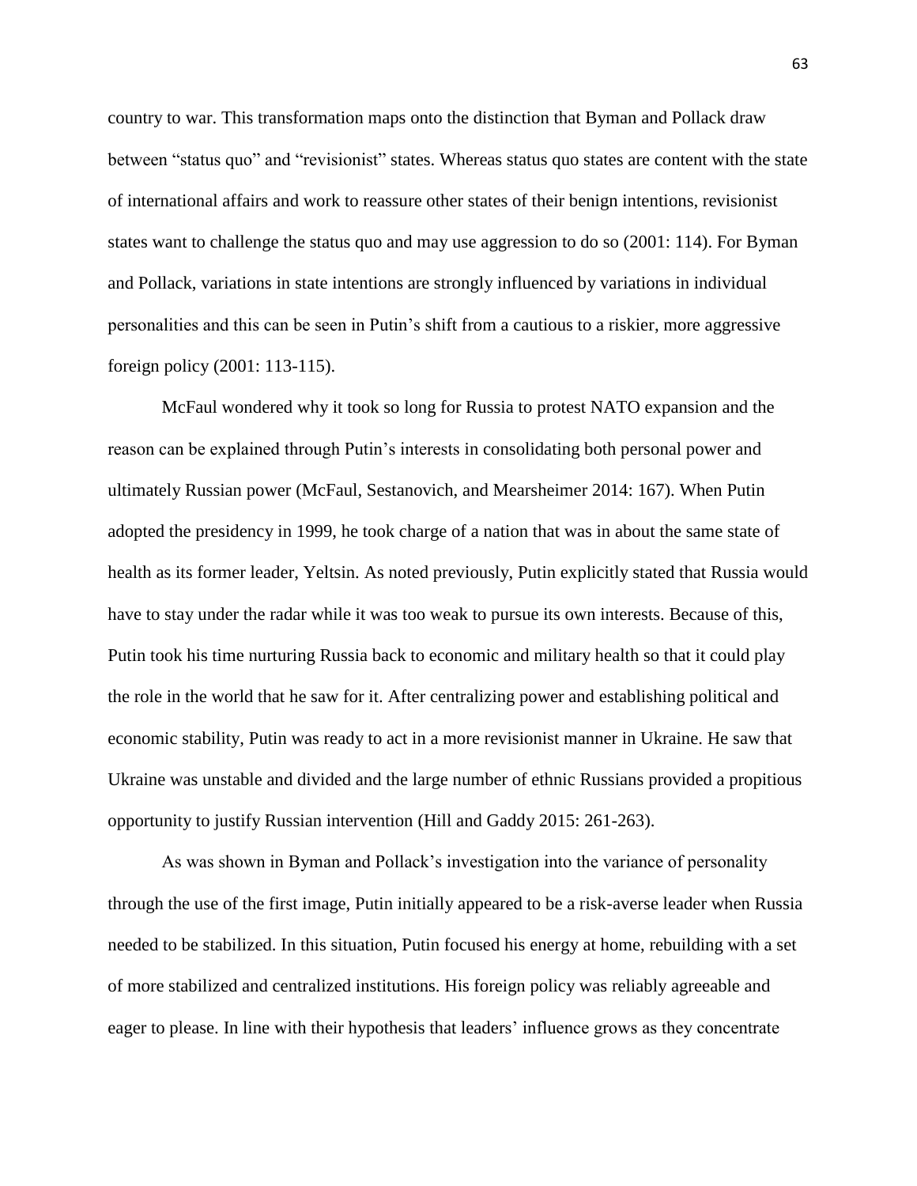country to war. This transformation maps onto the distinction that Byman and Pollack draw between "status quo" and "revisionist" states. Whereas status quo states are content with the state of international affairs and work to reassure other states of their benign intentions, revisionist states want to challenge the status quo and may use aggression to do so (2001: 114). For Byman and Pollack, variations in state intentions are strongly influenced by variations in individual personalities and this can be seen in Putin's shift from a cautious to a riskier, more aggressive foreign policy (2001: 113-115).

McFaul wondered why it took so long for Russia to protest NATO expansion and the reason can be explained through Putin's interests in consolidating both personal power and ultimately Russian power (McFaul, Sestanovich, and Mearsheimer 2014: 167). When Putin adopted the presidency in 1999, he took charge of a nation that was in about the same state of health as its former leader, Yeltsin. As noted previously, Putin explicitly stated that Russia would have to stay under the radar while it was too weak to pursue its own interests. Because of this, Putin took his time nurturing Russia back to economic and military health so that it could play the role in the world that he saw for it. After centralizing power and establishing political and economic stability, Putin was ready to act in a more revisionist manner in Ukraine. He saw that Ukraine was unstable and divided and the large number of ethnic Russians provided a propitious opportunity to justify Russian intervention (Hill and Gaddy 2015: 261-263).

As was shown in Byman and Pollack's investigation into the variance of personality through the use of the first image, Putin initially appeared to be a risk-averse leader when Russia needed to be stabilized. In this situation, Putin focused his energy at home, rebuilding with a set of more stabilized and centralized institutions. His foreign policy was reliably agreeable and eager to please. In line with their hypothesis that leaders' influence grows as they concentrate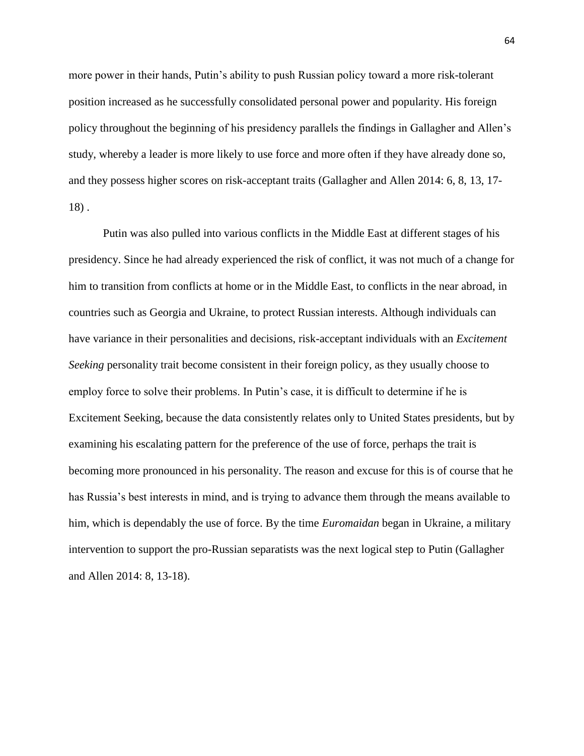more power in their hands, Putin's ability to push Russian policy toward a more risk-tolerant position increased as he successfully consolidated personal power and popularity. His foreign policy throughout the beginning of his presidency parallels the findings in Gallagher and Allen's study, whereby a leader is more likely to use force and more often if they have already done so, and they possess higher scores on risk-acceptant traits (Gallagher and Allen 2014: 6, 8, 13, 17-18) .

Putin was also pulled into various conflicts in the Middle East at different stages of his presidency. Since he had already experienced the risk of conflict, it was not much of a change for him to transition from conflicts at home or in the Middle East, to conflicts in the near abroad, in countries such as Georgia and Ukraine, to protect Russian interests. Although individuals can have variance in their personalities and decisions, risk-acceptant individuals with an *Excitement Seeking* personality trait become consistent in their foreign policy, as they usually choose to employ force to solve their problems. In Putin's case, it is difficult to determine if he is Excitement Seeking, because the data consistently relates only to United States presidents, but by examining his escalating pattern for the preference of the use of force, perhaps the trait is becoming more pronounced in his personality. The reason and excuse for this is of course that he has Russia's best interests in mind, and is trying to advance them through the means available to him, which is dependably the use of force. By the time *Euromaidan* began in Ukraine, a military intervention to support the pro-Russian separatists was the next logical step to Putin (Gallagher and Allen 2014: 8, 13-18).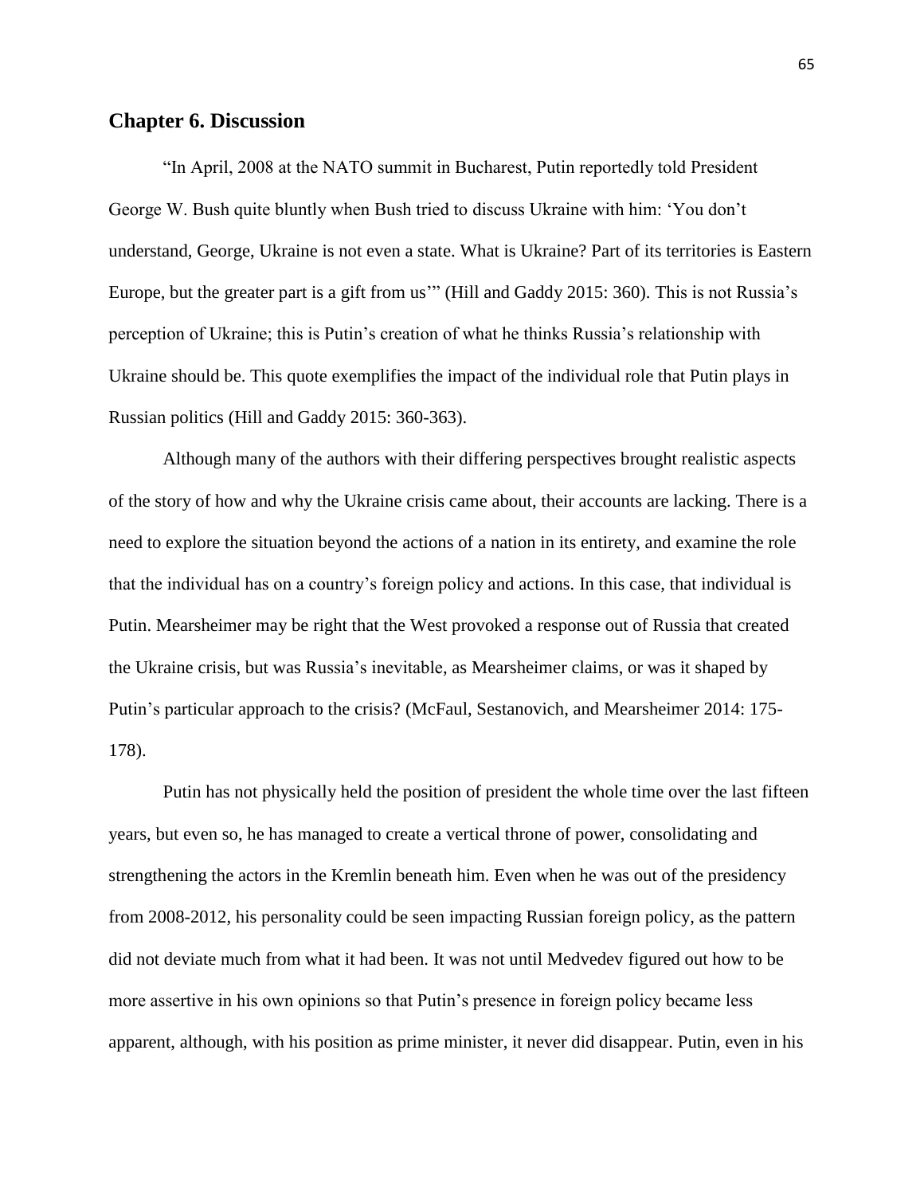## Chapter 6. Discussion

"In April, 2008 at the NATO summit in Bucharest, Putin reportedly told President George W. Bush quite bluntly when Bush tried to discuss Ukraine with him: 'You don't understand, George, Ukraine is not even a state. What is Ukraine? Part of its territories is Eastern Europe, but the greater part is a gift from us'" (Hill and Gaddy 2015: 360). This is not Russia's perception of Ukraine; this is Putin's creation of what he thinks Russia's relationship with Ukraine should be. This quote exemplifies the impact of the individual role that Putin plays in Russian politics (Hill and Gaddy 2015: 360-363).

Although many of the authors with their differing perspectives brought realistic aspects of the story of how and why the Ukraine crisis came about, their accounts are lacking. There is a need to explore the situation beyond the actions of a nation in its entirety, and examine the role that the individual has on a country's foreign policy and actions. In this case, that individual is Putin. Mearsheimer may be right that the West provoked a response out of Russia that created the Ukraine crisis, but was Russia's inevitable, as Mearsheimer claims, or was it shaped by Putin's particular approach to the crisis? (McFaul, Sestanovich, and Mearsheimer 2014: 175-178).

Putin has not physically held the position of president the whole time over the last fifteen years, but even so, he has managed to create a vertical throne of power, consolidating and strengthening the actors in the Kremlin beneath him. Even when he was out of the presidency from 2008-2012, his personality could be seen impacting Russian foreign policy, as the pattern did not deviate much from what it had been. It was not until Medvedev figured out how to be more assertive in his own opinions so that Putin's presence in foreign policy became less apparent, although, with his position as prime minister, it never did disappear. Putin, even in his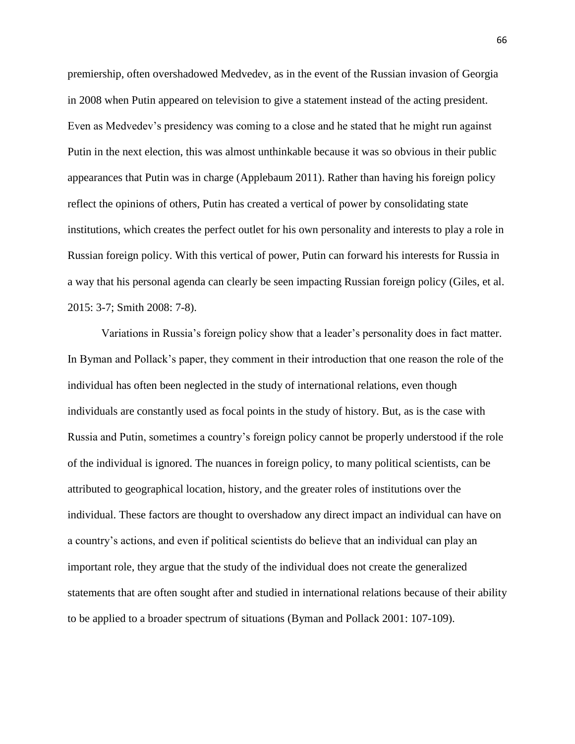premiership, often overshadowed Medvedev, as in the event of the Russian invasion of Georgia in 2008 when Putin appeared on television to give a statement instead of the acting president. Even as Medvedev's presidency was coming to a close and he stated that he might run against Putin in the next election, this was almost unthinkable because it was so obvious in their public appearances that Putin was in charge (Applebaum 2011). Rather than having his foreign policy reflect the opinions of others, Putin has created a vertical of power by consolidating state institutions, which creates the perfect outlet for his own personality and interests to play a role in Russian foreign policy. With this vertical of power, Putin can forward his interests for Russia in a way that his personal agenda can clearly be seen impacting Russian foreign policy (Giles, et al. 2015: 3-7; Smith 2008: 7-8).

Variations in Russia's foreign policy show that a leader's personality does in fact matter. In Byman and Pollack's paper, they comment in their introduction that one reason the role of the individual has often been neglected in the study of international relations, even though individuals are constantly used as focal points in the study of history. But, as is the case with Russia and Putin, sometimes a country's foreign policy cannot be properly understood if the role of the individual is ignored. The nuances in foreign policy, to many political scientists, can be attributed to geographical location, history, and the greater roles of institutions over the individual. These factors are thought to overshadow any direct impact an individual can have on a country's actions, and even if political scientists do believe that an individual can play an important role, they argue that the study of the individual does not create the generalized statements that are often sought after and studied in international relations because of their ability to be applied to a broader spectrum of situations (Byman and Pollack 2001: 107-109).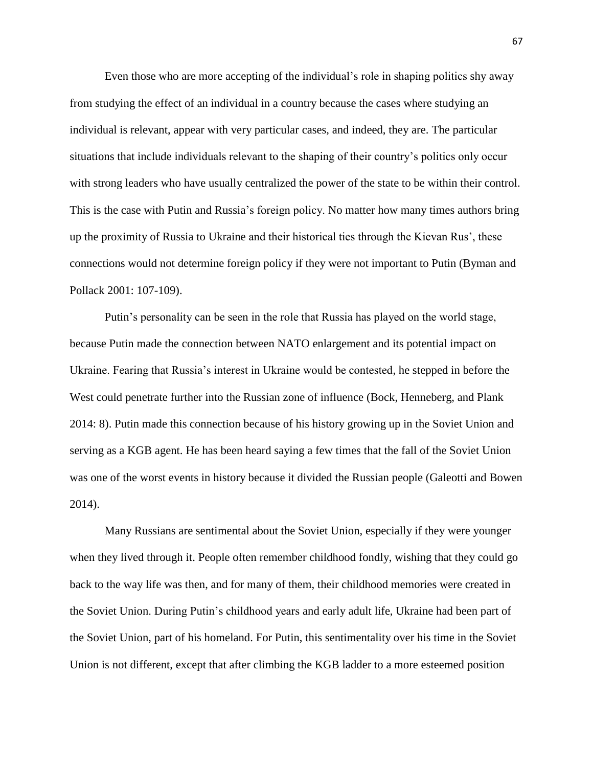Even those who are more accepting of the individual's role in shaping politics shy away from studying the effect of an individual in a country because the cases where studying an individual is relevant, appear with very particular cases, and indeed, they are. The particular situations that include individuals relevant to the shaping of their country's politics only occur with strong leaders who have usually centralized the power of the state to be within their control. This is the case with Putin and Russia's foreign policy. No matter how many times authors bring up the proximity of Russia to Ukraine and their historical ties through the Kievan Rus', these connections would not determine foreign policy if they were not important to Putin (Byman and Pollack 2001: 107-109).

Putin's personality can be seen in the role that Russia has played on the world stage, because Putin made the connection between NATO enlargement and its potential impact on Ukraine. Fearing that Russia's interest in Ukraine would be contested, he stepped in before the West could penetrate further into the Russian zone of influence (Bock, Henneberg, and Plank 2014: 8). Putin made this connection because of his history growing up in the Soviet Union and serving as a KGB agent. He has been heard saying a few times that the fall of the Soviet Union was one of the worst events in history because it divided the Russian people (Galeotti and Bowen 2014).

Many Russians are sentimental about the Soviet Union, especially if they were younger when they lived through it. People often remember childhood fondly, wishing that they could go back to the way life was then, and for many of them, their childhood memories were created in the Soviet Union. During Putin's childhood years and early adult life, Ukraine had been part of the Soviet Union, part of his homeland. For Putin, this sentimentality over his time in the Soviet Union is not different, except that after climbing the KGB ladder to a more esteemed position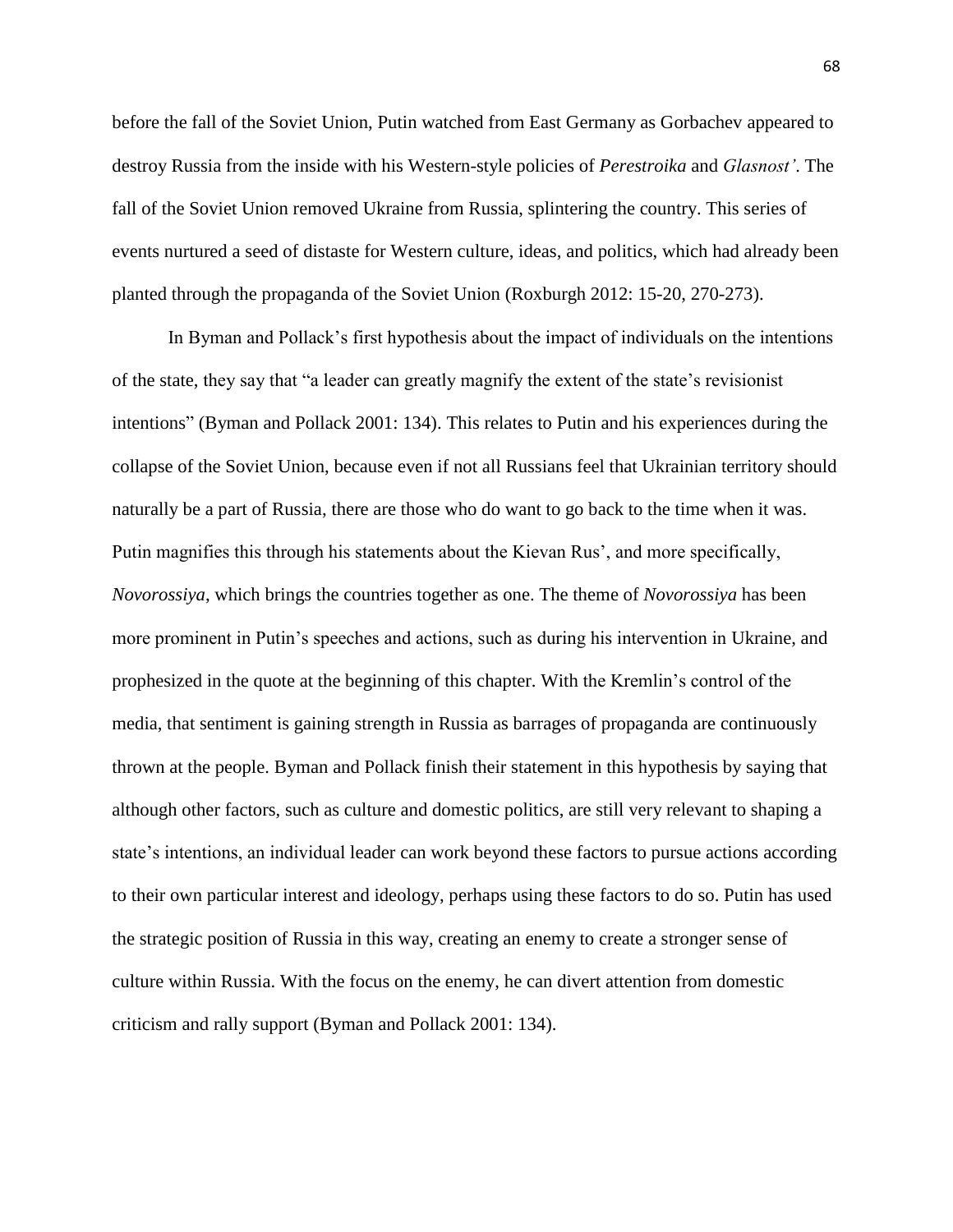before the fall of the Soviet Union, Putin watched from East Germany as Gorbachev appeared to destroy Russia from the inside with his Western-style policies of *Perestroika* and *Glasnost'*. The fall of the Soviet Union removed Ukraine from Russia, splintering the country. This series of events nurtured a seed of distaste for Western culture, ideas, and politics, which had already been planted through the propaganda of the Soviet Union (Roxburgh 2012: 15-20, 270-273).

In Byman and Pollack's first hypothesis about the impact of individuals on the intentions of the state, they say that "a leader can greatly magnify the extent of the state's revisionist intentions" (Byman and Pollack 2001: 134). This relates to Putin and his experiences during the collapse of the Soviet Union, because even if not all Russians feel that Ukrainian territory should naturally be a part of Russia, there are those who do want to go back to the time when it was. Putin magnifies this through his statements about the Kievan Rus', and more specifically, *Novorossiya*, which brings the countries together as one. The theme of *Novorossiya* has been more prominent in Putin's speeches and actions, such as during his intervention in Ukraine, and prophesized in the quote at the beginning of this chapter. With the Kremlin's control of the media, that sentiment is gaining strength in Russia as barrages of propaganda are continuously thrown at the people. Byman and Pollack finish their statement in this hypothesis by saying that although other factors, such as culture and domestic politics, are still very relevant to shaping a state's intentions, an individual leader can work beyond these factors to pursue actions according to their own particular interest and ideology, perhaps using these factors to do so. Putin has used the strategic position of Russia in this way, creating an enemy to create a stronger sense of culture within Russia. With the focus on the enemy, he can divert attention from domestic criticism and rally support (Byman and Pollack 2001: 134).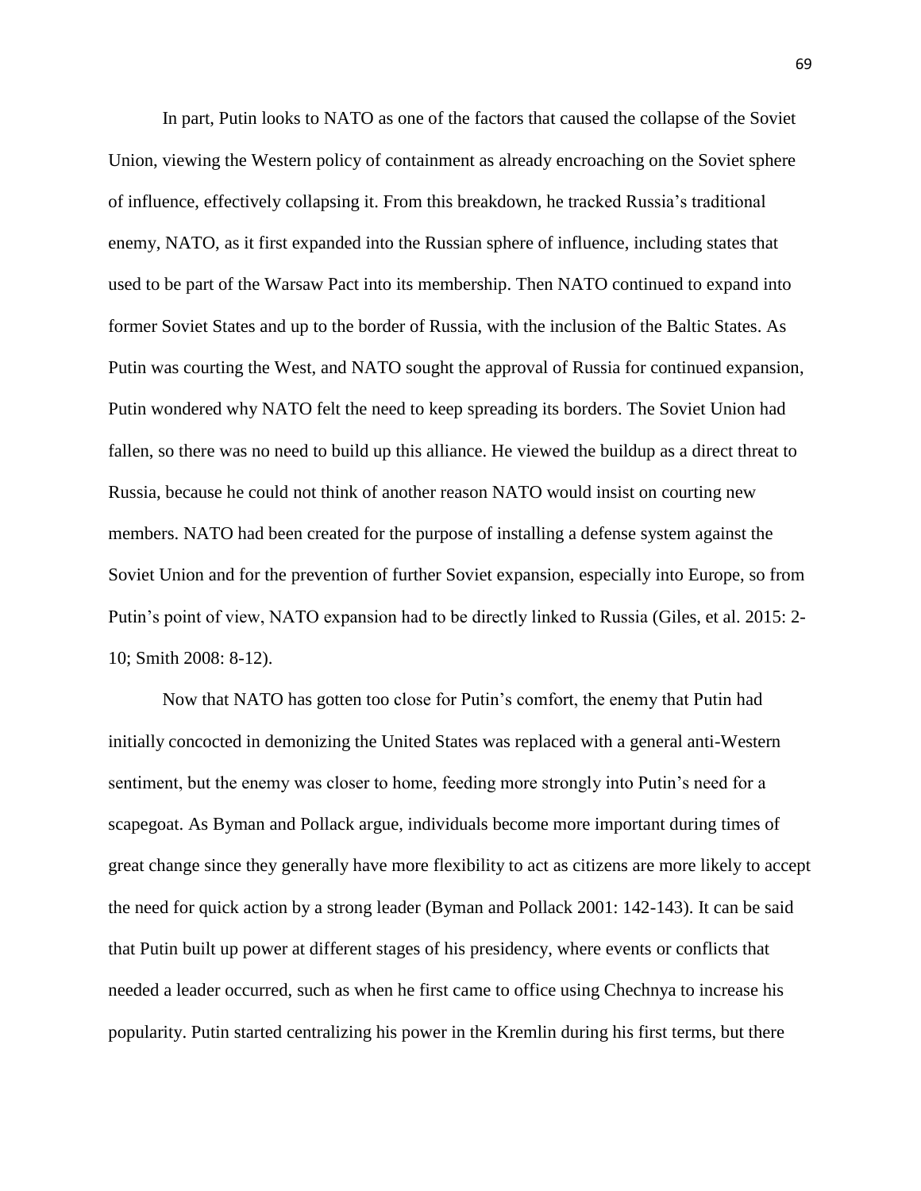In part, Putin looks to NATO as one of the factors that caused the collapse of the Soviet Union, viewing the Western policy of containment as already encroaching on the Soviet sphere of influence, effectively collapsing it. From this breakdown, he tracked Russia's traditional enemy, NATO, as it first expanded into the Russian sphere of influence, including states that used to be part of the Warsaw Pact into its membership. Then NATO continued to expand into former Soviet States and up to the border of Russia, with the inclusion of the Baltic States. As Putin was courting the West, and NATO sought the approval of Russia for continued expansion, Putin wondered why NATO felt the need to keep spreading its borders. The Soviet Union had fallen, so there was no need to build up this alliance. He viewed the buildup as a direct threat to Russia, because he could not think of another reason NATO would insist on courting new members. NATO had been created for the purpose of installing a defense system against the Soviet Union and for the prevention of further Soviet expansion, especially into Europe, so from Putin's point of view, NATO expansion had to be directly linked to Russia (Giles, et al. 2015: 2-10; Smith 2008: 8-12).

Now that NATO has gotten too close for Putin's comfort, the enemy that Putin had initially concocted in demonizing the United States was replaced with a general anti-Western sentiment, but the enemy was closer to home, feeding more strongly into Putin's need for a scapegoat. As Byman and Pollack argue, individuals become more important during times of great change since they generally have more flexibility to act as citizens are more likely to accept the need for quick action by a strong leader (Byman and Pollack 2001: 142-143). It can be said that Putin built up power at different stages of his presidency, where events or conflicts that needed a leader occurred, such as when he first came to office using Chechnya to increase his popularity. Putin started centralizing his power in the Kremlin during his first terms, but there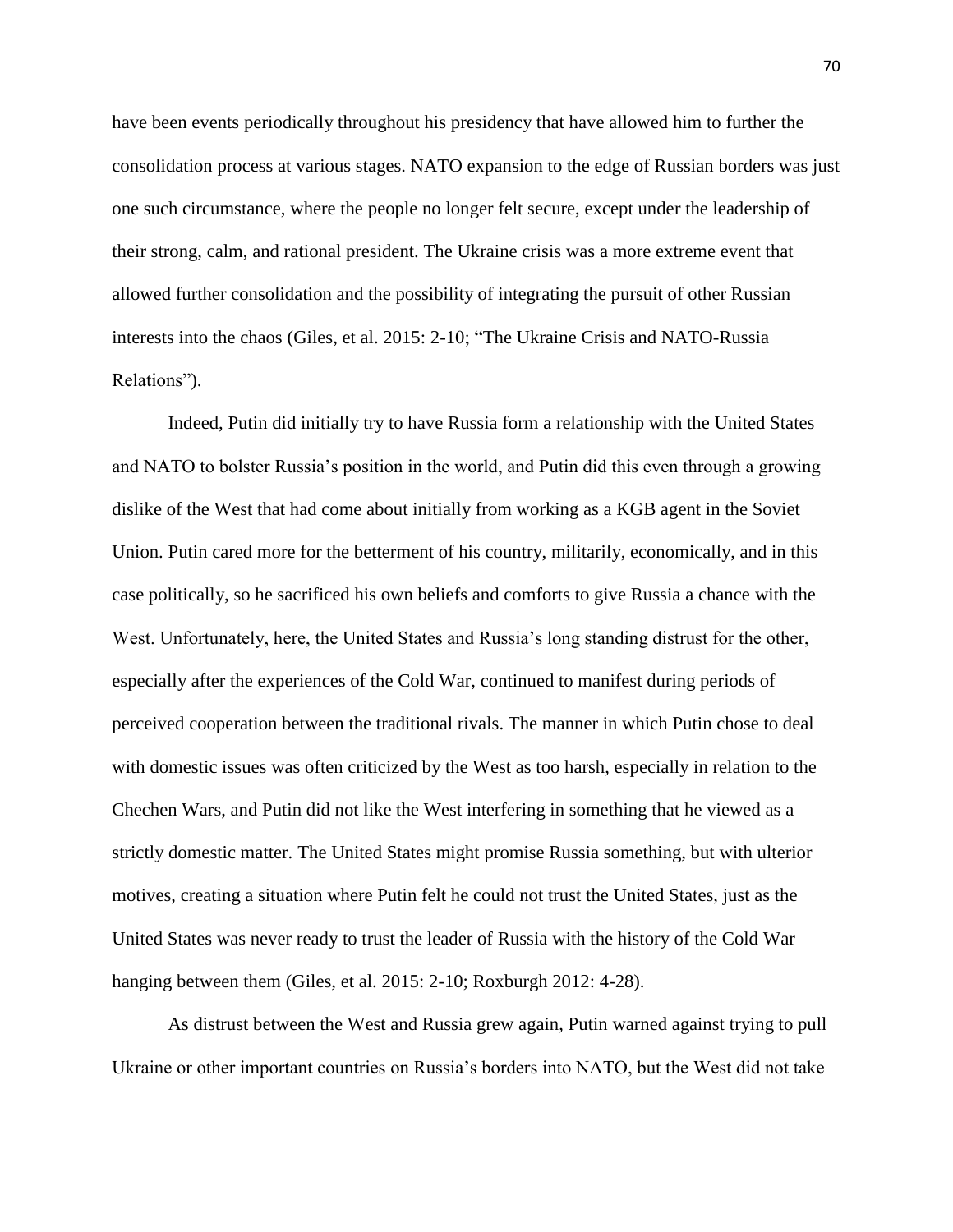have been events periodically throughout his presidency that have allowed him to further the consolidation process at various stages. NATO expansion to the edge of Russian borders was just one such circumstance, where the people no longer felt secure, except under the leadership of their strong, calm, and rational president. The Ukraine crisis was a more extreme event that allowed further consolidation and the possibility of integrating the pursuit of other Russian interests into the chaos (Giles, et al. 2015: 2-10; "The Ukraine Crisis and NATO-Russia Relations").

Indeed, Putin did initially try to have Russia form a relationship with the United States and NATO to bolster Russia's position in the world, and Putin did this even through a growing dislike of the West that had come about initially from working as a KGB agent in the Soviet Union. Putin cared more for the betterment of his country, militarily, economically, and in this case politically, so he sacrificed his own beliefs and comforts to give Russia a chance with the West. Unfortunately, here, the United States and Russia's long standing distrust for the other, especially after the experiences of the Cold War, continued to manifest during periods of perceived cooperation between the traditional rivals. The manner in which Putin chose to deal with domestic issues was often criticized by the West as too harsh, especially in relation to the Chechen Wars, and Putin did not like the West interfering in something that he viewed as a strictly domestic matter. The United States might promise Russia something, but with ulterior motives, creating a situation where Putin felt he could not trust the United States, just as the United States was never ready to trust the leader of Russia with the history of the Cold War hanging between them (Giles, et al. 2015: 2-10; Roxburgh 2012: 4-28).

As distrust between the West and Russia grew again, Putin warned against trying to pull Ukraine or other important countries on Russia's borders into NATO, but the West did not take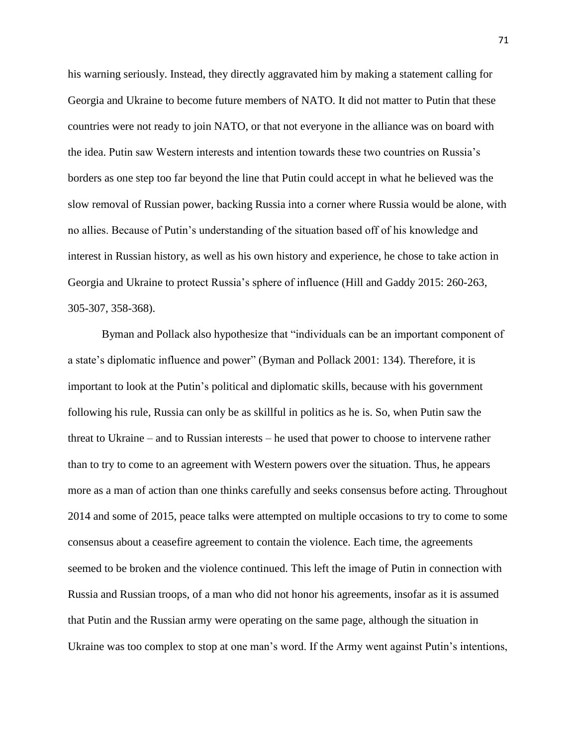his warning seriously. Instead, they directly aggravated him by making a statement calling for Georgia and Ukraine to become future members of NATO. It did not matter to Putin that these countries were not ready to join NATO, or that not everyone in the alliance was on board with the idea. Putin saw Western interests and intention towards these two countries on Russia's borders as one step too far beyond the line that Putin could accept in what he believed was the slow removal of Russian power, backing Russia into a corner where Russia would be alone, with no allies. Because of Putin's understanding of the situation based off of his knowledge and interest in Russian history, as well as his own history and experience, he chose to take action in Georgia and Ukraine to protect Russia's sphere of influence (Hill and Gaddy 2015: 260-263, 305-307, 358-368).

Byman and Pollack also hypothesize that "individuals can be an important component of a state's diplomatic influence and power" (Byman and Pollack 2001: 134). Therefore, it is important to look at the Putin's political and diplomatic skills, because with his government following his rule, Russia can only be as skillful in politics as he is. So, when Putin saw the threat to Ukraine – and to Russian interests – he used that power to choose to intervene rather than to try to come to an agreement with Western powers over the situation. Thus, he appears more as a man of action than one thinks carefully and seeks consensus before acting. Throughout 2014 and some of 2015, peace talks were attempted on multiple occasions to try to come to some consensus about a ceasefire agreement to contain the violence. Each time, the agreements seemed to be broken and the violence continued. This left the image of Putin in connection with Russia and Russian troops, of a man who did not honor his agreements, insofar as it is assumed that Putin and the Russian army were operating on the same page, although the situation in Ukraine was too complex to stop at one man's word. If the Army went against Putin's intentions,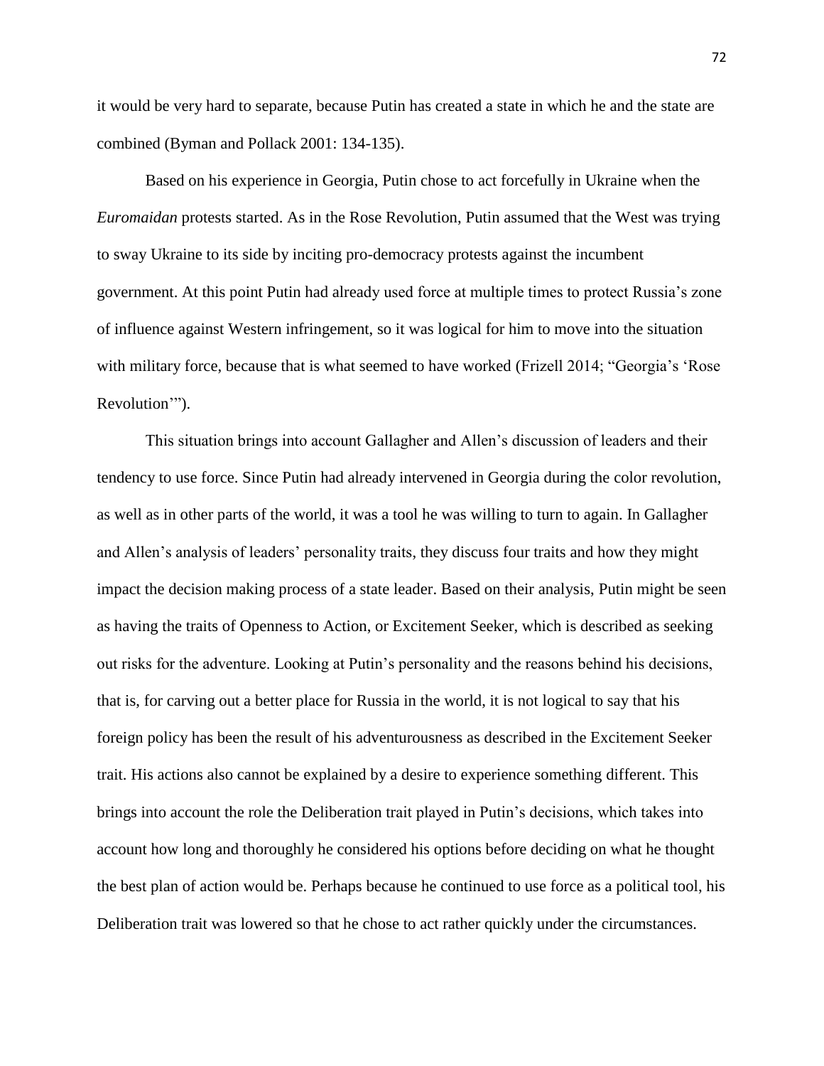it would be very hard to separate, because Putin has created a state in which he and the state are combined (Byman and Pollack 2001: 134-135).

Based on his experience in Georgia, Putin chose to act forcefully in Ukraine when the *Euromaidan* protests started. As in the Rose Revolution, Putin assumed that the West was trying to sway Ukraine to its side by inciting pro-democracy protests against the incumbent government. At this point Putin had already used force at multiple times to protect Russia's zone of influence against Western infringement, so it was logical for him to move into the situation with military force, because that is what seemed to have worked (Frizell 2014; "Georgia's 'Rose Revolution'").

This situation brings into account Gallagher and Allen's discussion of leaders and their tendency to use force. Since Putin had already intervened in Georgia during the color revolution, as well as in other parts of the world, it was a tool he was willing to turn to again. In Gallagher and Allen's analysis of leaders' personality traits, they discuss four traits and how they might impact the decision making process of a state leader. Based on their analysis, Putin might be seen as having the traits of Openness to Action, or Excitement Seeker, which is described as seeking out risks for the adventure. Looking at Putin's personality and the reasons behind his decisions, that is, for carving out a better place for Russia in the world, it is not logical to say that his foreign policy has been the result of his adventurousness as described in the Excitement Seeker trait. His actions also cannot be explained by a desire to experience something different. This brings into account the role the Deliberation trait played in Putin's decisions, which takes into account how long and thoroughly he considered his options before deciding on what he thought the best plan of action would be. Perhaps because he continued to use force as a political tool, his Deliberation trait was lowered so that he chose to act rather quickly under the circumstances.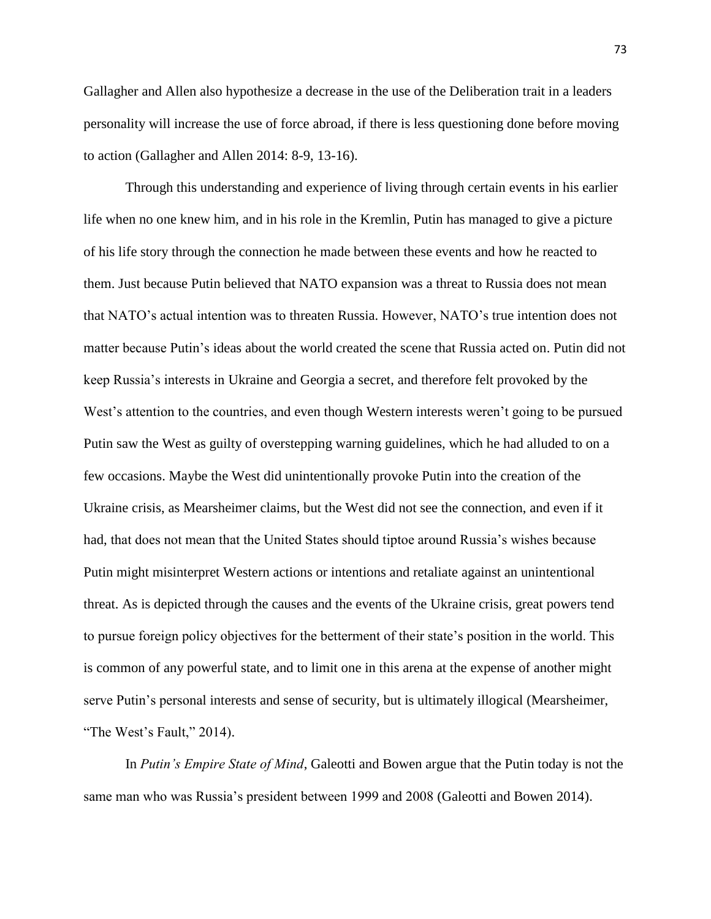Gallagher and Allen also hypothesize a decrease in the use of the Deliberation trait in a leaders personality will increase the use of force abroad, if there is less questioning done before moving to action (Gallagher and Allen 2014: 8-9, 13-16).

Through this understanding and experience of living through certain events in his earlier life when no one knew him, and in his role in the Kremlin, Putin has managed to give a picture of his life story through the connection he made between these events and how he reacted to them. Just because Putin believed that NATO expansion was a threat to Russia does not mean that NATO's actual intention was to threaten Russia. However, NATO's true intention does not matter because Putin's ideas about the world created the scene that Russia acted on. Putin did not keep Russia's interests in Ukraine and Georgia a secret, and therefore felt provoked by the West's attention to the countries, and even though Western interests weren't going to be pursued Putin saw the West as guilty of overstepping warning guidelines, which he had alluded to on a few occasions. Maybe the West did unintentionally provoke Putin into the creation of the Ukraine crisis, as Mearsheimer claims, but the West did not see the connection, and even if it had, that does not mean that the United States should tiptoe around Russia's wishes because Putin might misinterpret Western actions or intentions and retaliate against an unintentional threat. As is depicted through the causes and the events of the Ukraine crisis, great powers tend to pursue foreign policy objectives for the betterment of their state's position in the world. This is common of any powerful state, and to limit one in this arena at the expense of another might serve Putin's personal interests and sense of security, but is ultimately illogical (Mearsheimer, "The West's Fault," 2014).

In *Putin's Empire State of Mind*, Galeotti and Bowen argue that the Putin today is not the same man who was Russia's president between 1999 and 2008 (Galeotti and Bowen 2014).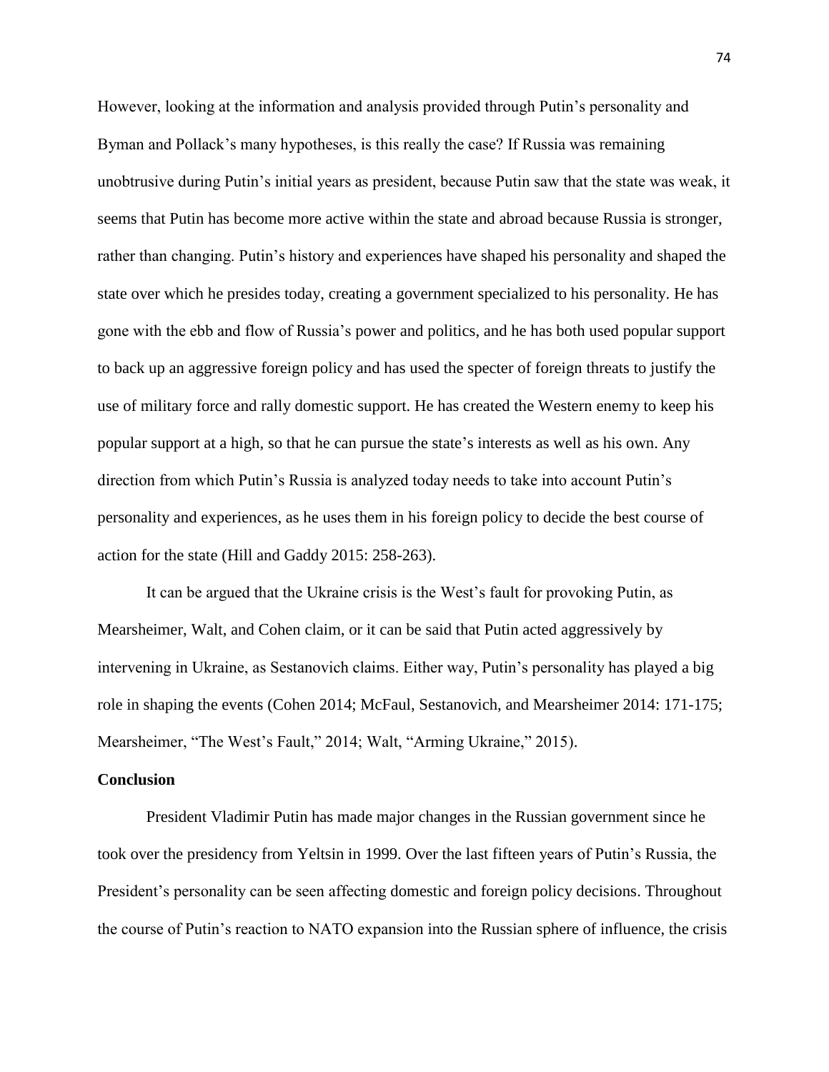However, looking at the information and analysis provided through Putin's personality and Byman and Pollack's many hypotheses, is this really the case? If Russia was remaining unobtrusive during Putin's initial years as president, because Putin saw that the state was weak, it seems that Putin has become more active within the state and abroad because Russia is stronger, rather than changing. Putin's history and experiences have shaped his personality and shaped the state over which he presides today, creating a government specialized to his personality. He has gone with the ebb and flow of Russia's power and politics, and he has both used popular support to back up an aggressive foreign policy and has used the specter of foreign threats to justify the use of military force and rally domestic support. He has created the Western enemy to keep his popular support at a high, so that he can pursue the state's interests as well as his own. Any direction from which Putin's Russia is analyzed today needs to take into account Putin's personality and experiences, as he uses them in his foreign policy to decide the best course of action for the state (Hill and Gaddy 2015: 258-263).

It can be argued that the Ukraine crisis is the West's fault for provoking Putin, as Mearsheimer, Walt, and Cohen claim, or it can be said that Putin acted aggressively by intervening in Ukraine, as Sestanovich claims. Either way, Putin's personality has played a big role in shaping the events (Cohen 2014; McFaul, Sestanovich, and Mearsheimer 2014: 171-175; Mearsheimer, "The West's Fault," 2014; Walt, "Arming Ukraine," 2015).

**Conclusion**

President Vladimir Putin has made major changes in the Russian government since he took over the presidency from Yeltsin in 1999. Over the last fifteen years of Putin's Russia, the President's personality can be seen affecting domestic and foreign policy decisions. Throughout the course of Putin's reaction to NATO expansion into the Russian sphere of influence, the crisis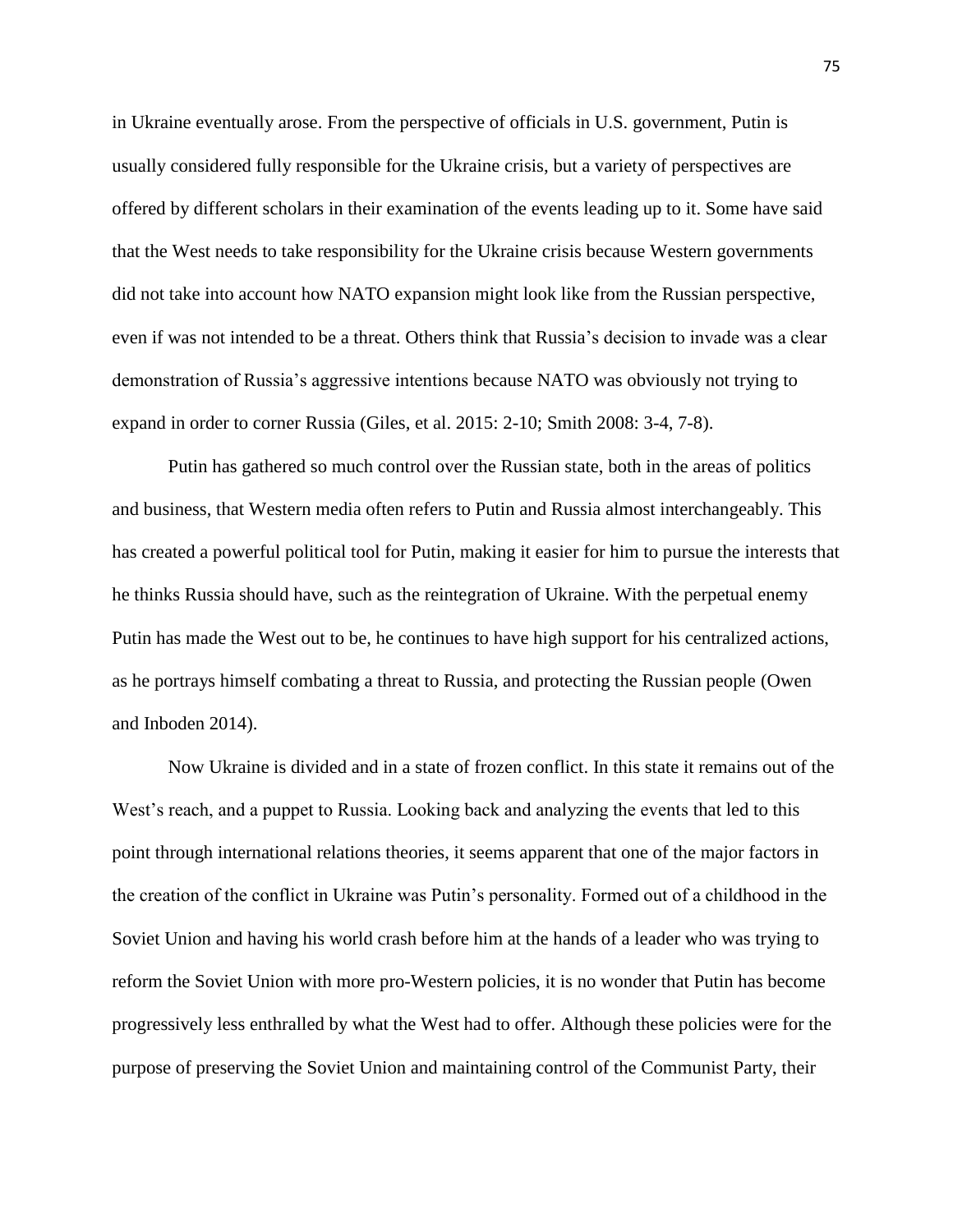in Ukraine eventually arose. From the perspective of officials in U.S. government, Putin is usually considered fully responsible for the Ukraine crisis, but a variety of perspectives are offered by different scholars in their examination of the events leading up to it. Some have said that the West needs to take responsibility for the Ukraine crisis because Western governments did not take into account how NATO expansion might look like from the Russian perspective, even if was not intended to be a threat. Others think that Russia's decision to invade was a clear demonstration of Russia's aggressive intentions because NATO was obviously not trying to expand in order to corner Russia (Giles, et al. 2015: 2-10; Smith 2008: 3-4, 7-8).

Putin has gathered so much control over the Russian state, both in the areas of politics and business, that Western media often refers to Putin and Russia almost interchangeably. This has created a powerful political tool for Putin, making it easier for him to pursue the interests that he thinks Russia should have, such as the reintegration of Ukraine. With the perpetual enemy Putin has made the West out to be, he continues to have high support for his centralized actions, as he portrays himself combating a threat to Russia, and protecting the Russian people (Owen and Inboden 2014).

Now Ukraine is divided and in a state of frozen conflict. In this state it remains out of the West's reach, and a puppet to Russia. Looking back and analyzing the events that led to this point through international relations theories, it seems apparent that one of the major factors in the creation of the conflict in Ukraine was Putin's personality. Formed out of a childhood in the Soviet Union and having his world crash before him at the hands of a leader who was trying to reform the Soviet Union with more pro-Western policies, it is no wonder that Putin has become progressively less enthralled by what the West had to offer. Although these policies were for the purpose of preserving the Soviet Union and maintaining control of the Communist Party, their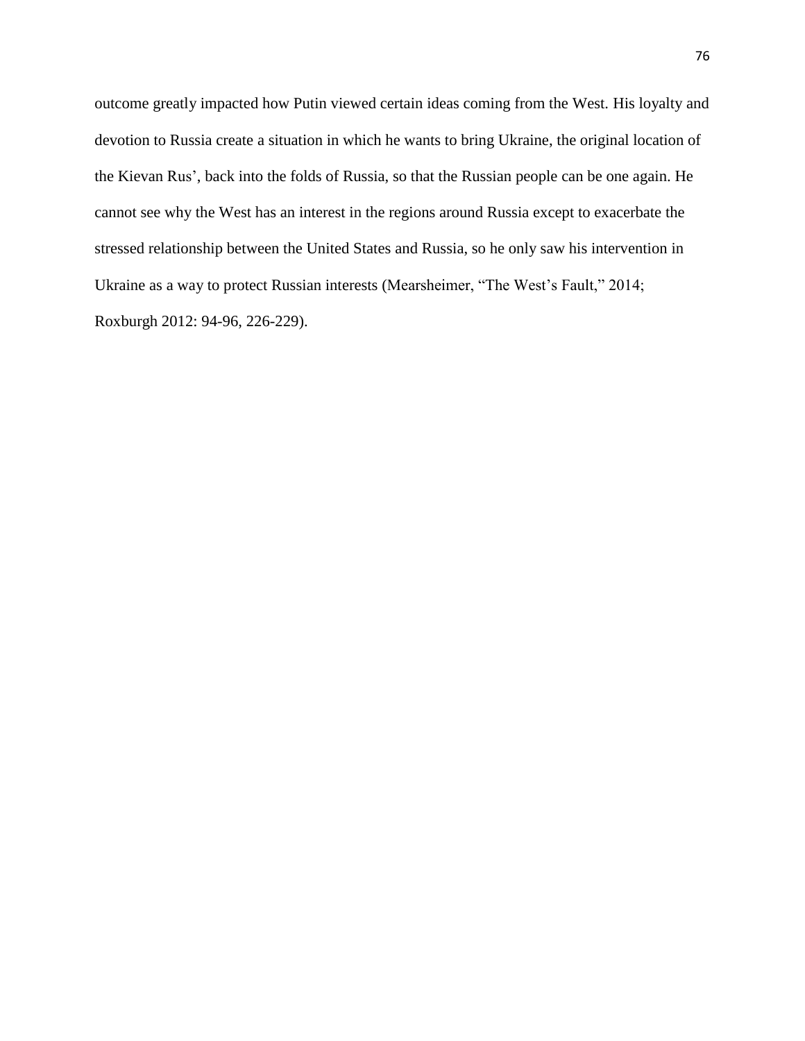outcome greatly impacted how Putin viewed certain ideas coming from the West. His loyalty and devotion to Russia create a situation in which he wants to bring Ukraine, the original location of the Kievan Rus', back into the folds of Russia, so that the Russian people can be one again. He cannot see why the West has an interest in the regions around Russia except to exacerbate the stressed relationship between the United States and Russia, so he only saw his intervention in Ukraine as a way to protect Russian interests (Mearsheimer, "The West's Fault," 2014; Roxburgh 2012: 94-96, 226-229).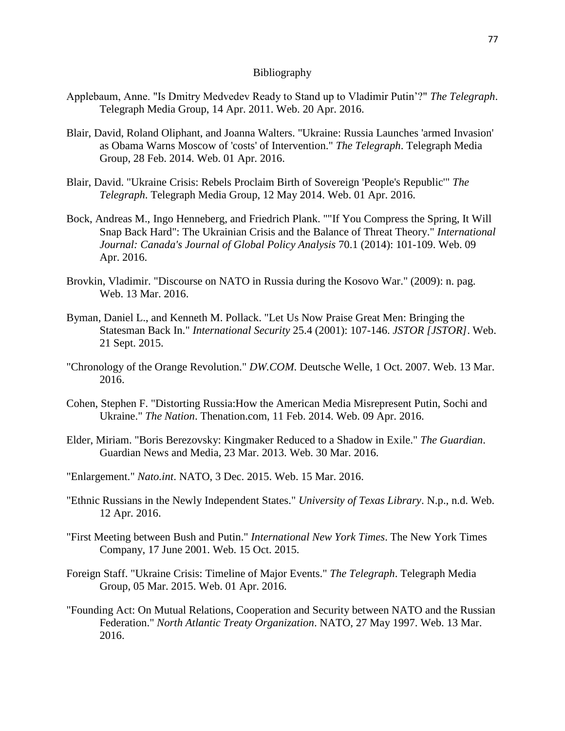# Bibliography

Applebaum, Anne. "Is Dmitry Medvedev Ready to Stand up to Vladimir Putin'?" *The Telegraph*. Telegraph Media Group, 14 Apr. 2011. Web. 20 Apr. 2016.

Blair, David, Roland Oliphant, and Joanna Walters. "Ukraine: Russia Launches 'armed Invasion' as Obama Warns Moscow of 'costs' of Intervention." *The Telegraph*. Telegraph Media Group, 28 Feb. 2014. Web. 01 Apr. 2016.

Blair, David. "Ukraine Crisis: Rebels Proclaim Birth of Sovereign 'People's Republic'" *The Telegraph*. Telegraph Media Group, 12 May 2014. Web. 01 Apr. 2016.

Bock, Andreas M., Ingo Henneberg, and Friedrich Plank. ""If You Compress the Spring, It Will Snap Back Hard": The Ukrainian Crisis and the Balance of Threat Theory." *International Journal: Canada's Journal of Global Policy Analysis* 70.1 (2014): 101-109. Web. 09 Apr. 2016.

Brovkin, Vladimir. "Discourse on NATO in Russia during the Kosovo War." (2009): n. pag. Web. 13 Mar. 2016.

Byman, Daniel L., and Kenneth M. Pollack. "Let Us Now Praise Great Men: Bringing the Statesman Back In." *International Security* 25.4 (2001): 107-146. *JSTOR [JSTOR]*. Web. 21 Sept. 2015.

"Chronology of the Orange Revolution." *DW.COM*. Deutsche Welle, 1 Oct. 2007. Web. 13 Mar. 2016.

Cohen, Stephen F. "Distorting Russia:How the American Media Misrepresent Putin, Sochi and Ukraine." *The Nation*. Thenation.com, 11 Feb. 2014. Web. 09 Apr. 2016.

Elder, Miriam. "Boris Berezovsky: Kingmaker Reduced to a Shadow in Exile." *The Guardian*. Guardian News and Media, 23 Mar. 2013. Web. 30 Mar. 2016.

"Enlargement." *Nato.int*. NATO, 3 Dec. 2015. Web. 15 Mar. 2016.

"Ethnic Russians in the Newly Independent States." *University of Texas Library*. N.p., n.d. Web. 12 Apr. 2016.

"First Meeting between Bush and Putin." *International New York Times*. The New York Times Company, 17 June 2001. Web. 15 Oct. 2015.

Foreign Staff. "Ukraine Crisis: Timeline of Major Events." *The Telegraph*. Telegraph Media Group, 05 Mar. 2015. Web. 01 Apr. 2016.

"Founding Act: On Mutual Relations, Cooperation and Security between NATO and the Russian Federation." *North Atlantic Treaty Organization*. NATO, 27 May 1997. Web. 13 Mar. 2016.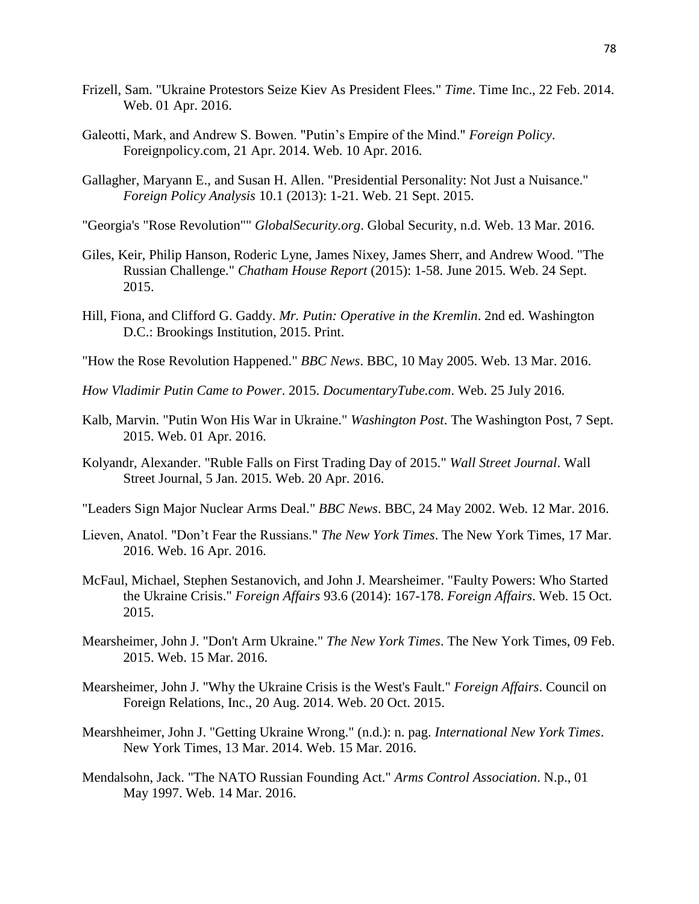Frizell, Sam. "Ukraine Protestors Seize Kiev As President Flees." *Time*. Time Inc., 22 Feb. 2014. Web. 01 Apr. 2016.

Galeotti, Mark, and Andrew S. Bowen. "Putin's Empire of the Mind." *Foreign Policy*. Foreignpolicy.com, 21 Apr. 2014. Web. 10 Apr. 2016.

Gallagher, Maryann E., and Susan H. Allen. "Presidential Personality: Not Just a Nuisance." *Foreign Policy Analysis* 10.1 (2013): 1-21. Web. 21 Sept. 2015.

"Georgia's "Rose Revolution"" *GlobalSecurity.org*. Global Security, n.d. Web. 13 Mar. 2016.

Giles, Keir, Philip Hanson, Roderic Lyne, James Nixey, James Sherr, and Andrew Wood. "The Russian Challenge." *Chatham House Report* (2015): 1-58. June 2015. Web. 24 Sept. 2015.

Hill, Fiona, and Clifford G. Gaddy. *Mr. Putin: Operative in the Kremlin*. 2nd ed. Washington D.C.: Brookings Institution, 2015. Print.

"How the Rose Revolution Happened." *BBC News*. BBC, 10 May 2005. Web. 13 Mar. 2016.

*How Vladimir Putin Came to Power*. 2015. *DocumentaryTube.com*. Web. 25 July 2016.

Kalb, Marvin. "Putin Won His War in Ukraine." *Washington Post*. The Washington Post, 7 Sept. 2015. Web. 01 Apr. 2016.

Kolyandr, Alexander. "Ruble Falls on First Trading Day of 2015." *Wall Street Journal*. Wall Street Journal, 5 Jan. 2015. Web. 20 Apr. 2016.

"Leaders Sign Major Nuclear Arms Deal." *BBC News*. BBC, 24 May 2002. Web. 12 Mar. 2016.

Lieven, Anatol. "Don't Fear the Russians." *The New York Times*. The New York Times, 17 Mar. 2016. Web. 16 Apr. 2016.

McFaul, Michael, Stephen Sestanovich, and John J. Mearsheimer. "Faulty Powers: Who Started the Ukraine Crisis." *Foreign Affairs* 93.6 (2014): 167-178. *Foreign Affairs*. Web. 15 Oct. 2015.

Mearsheimer, John J. "Don't Arm Ukraine." *The New York Times*. The New York Times, 09 Feb. 2015. Web. 15 Mar. 2016.

Mearsheimer, John J. "Why the Ukraine Crisis is the West's Fault." *Foreign Affairs*. Council on Foreign Relations, Inc., 20 Aug. 2014. Web. 20 Oct. 2015.

Mearshheimer, John J. "Getting Ukraine Wrong." (n.d.): n. pag. *International New York Times*. New York Times, 13 Mar. 2014. Web. 15 Mar. 2016.

Mendalsohn, Jack. "The NATO Russian Founding Act." *Arms Control Association*. N.p., 01 May 1997. Web. 14 Mar. 2016.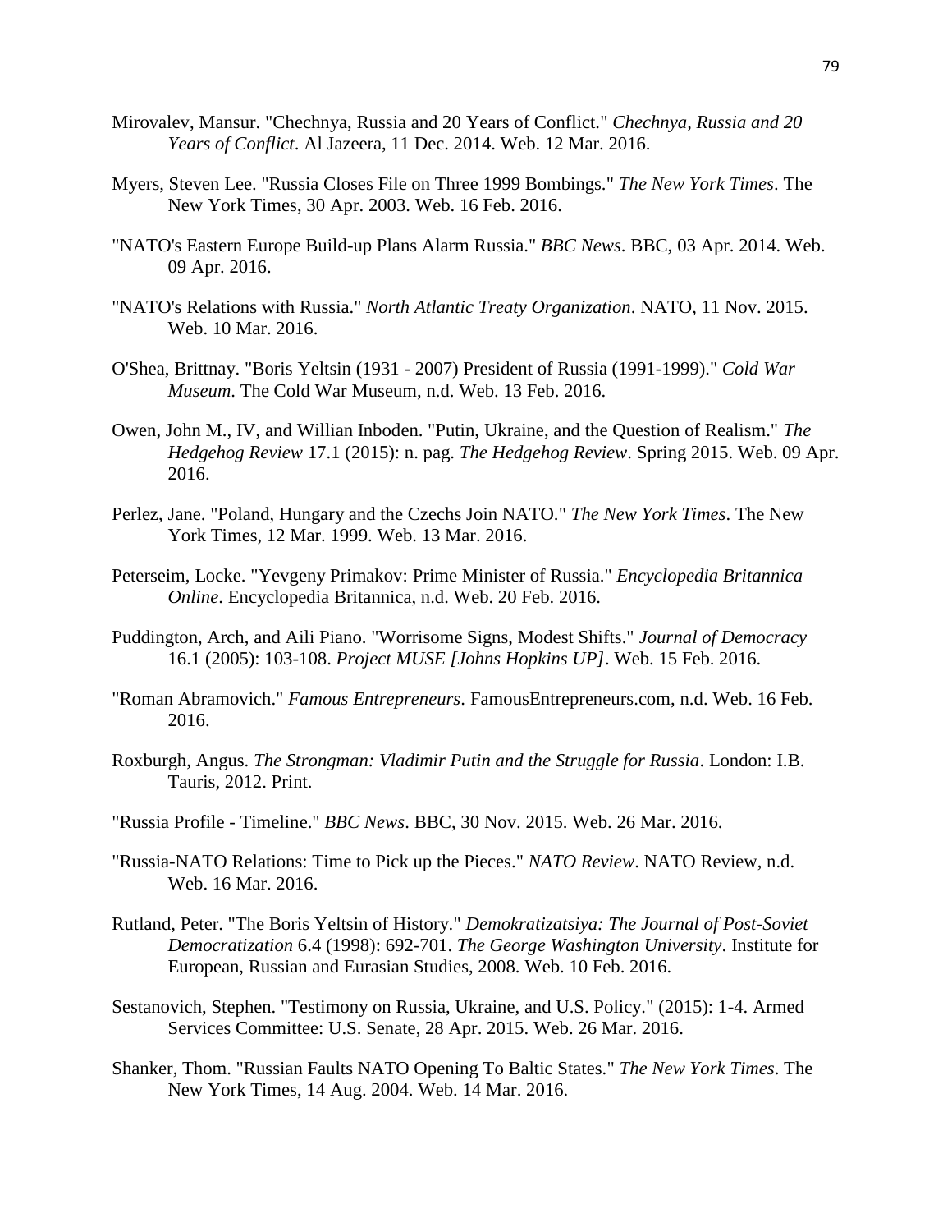Mirovalev, Mansur. "Chechnya, Russia and 20 Years of Conflict." *Chechnya, Russia and 20 Years of Conflict*. Al Jazeera, 11 Dec. 2014. Web. 12 Mar. 2016.

Myers, Steven Lee. "Russia Closes File on Three 1999 Bombings." *The New York Times*. The New York Times, 30 Apr. 2003. Web. 16 Feb. 2016.

"NATO's Eastern Europe Build-up Plans Alarm Russia." *BBC News*. BBC, 03 Apr. 2014. Web. 09 Apr. 2016.

"NATO's Relations with Russia." *North Atlantic Treaty Organization*. NATO, 11 Nov. 2015. Web. 10 Mar. 2016.

O'Shea, Brittnay. "Boris Yeltsin (1931 - 2007) President of Russia (1991-1999)." *Cold War Museum*. The Cold War Museum, n.d. Web. 13 Feb. 2016.

Owen, John M., IV, and Willian Inboden. "Putin, Ukraine, and the Question of Realism." *The Hedgehog Review* 17.1 (2015): n. pag. *The Hedgehog Review*. Spring 2015. Web. 09 Apr. 2016.

Perlez, Jane. "Poland, Hungary and the Czechs Join NATO." *The New York Times*. The New York Times, 12 Mar. 1999. Web. 13 Mar. 2016.

Peterseim, Locke. "Yevgeny Primakov: Prime Minister of Russia." *Encyclopedia Britannica Online*. Encyclopedia Britannica, n.d. Web. 20 Feb. 2016.

Puddington, Arch, and Aili Piano. "Worrisome Signs, Modest Shifts." *Journal of Democracy* 16.1 (2005): 103-108. *Project MUSE [Johns Hopkins UP]*. Web. 15 Feb. 2016.

"Roman Abramovich." *Famous Entrepreneurs*. FamousEntrepreneurs.com, n.d. Web. 16 Feb. 2016.

Roxburgh, Angus. *The Strongman: Vladimir Putin and the Struggle for Russia*. London: I.B. Tauris, 2012. Print.

"Russia Profile - Timeline." *BBC News*. BBC, 30 Nov. 2015. Web. 26 Mar. 2016.

"Russia-NATO Relations: Time to Pick up the Pieces." *NATO Review*. NATO Review, n.d. Web. 16 Mar. 2016.

Rutland, Peter. "The Boris Yeltsin of History." *Demokratizatsiya: The Journal of Post-Soviet Democratization* 6.4 (1998): 692-701. *The George Washington University*. Institute for European, Russian and Eurasian Studies, 2008. Web. 10 Feb. 2016.

Sestanovich, Stephen. "Testimony on Russia, Ukraine, and U.S. Policy." (2015): 1-4. Armed Services Committee: U.S. Senate, 28 Apr. 2015. Web. 26 Mar. 2016.

Shanker, Thom. "Russian Faults NATO Opening To Baltic States." *The New York Times*. The New York Times, 14 Aug. 2004. Web. 14 Mar. 2016.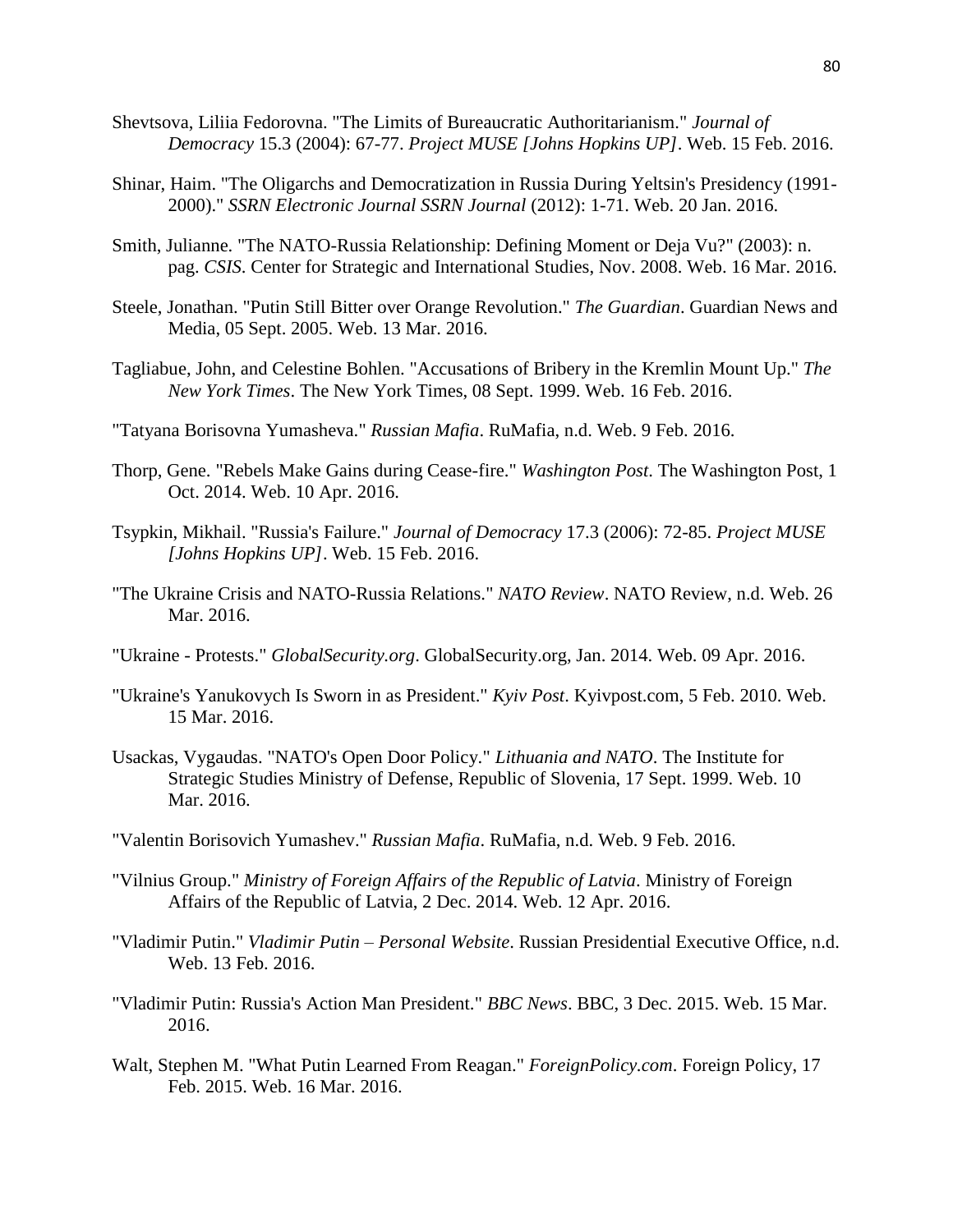Shevtsova, Liliia Fedorovna. "The Limits of Bureaucratic Authoritarianism." *Journal of Democracy* 15.3 (2004): 67-77. *Project MUSE [Johns Hopkins UP]*. Web. 15 Feb. 2016.

Shinar, Haim. "The Oligarchs and Democratization in Russia During Yeltsin's Presidency (1991-2000)." *SSRN Electronic Journal SSRN Journal* (2012): 1-71. Web. 20 Jan. 2016.

Smith, Julianne. "The NATO-Russia Relationship: Defining Moment or Deja Vu?" (2003): n. pag. *CSIS*. Center for Strategic and International Studies, Nov. 2008. Web. 16 Mar. 2016.

Steele, Jonathan. "Putin Still Bitter over Orange Revolution." *The Guardian*. Guardian News and Media, 05 Sept. 2005. Web. 13 Mar. 2016.

Tagliabue, John, and Celestine Bohlen. "Accusations of Bribery in the Kremlin Mount Up." *The New York Times*. The New York Times, 08 Sept. 1999. Web. 16 Feb. 2016.

"Tatyana Borisovna Yumasheva." *Russian Mafia*. RuMafia, n.d. Web. 9 Feb. 2016.

Thorp, Gene. "Rebels Make Gains during Cease-fire." *Washington Post*. The Washington Post, 1 Oct. 2014. Web. 10 Apr. 2016.

Tsypkin, Mikhail. "Russia's Failure." *Journal of Democracy* 17.3 (2006): 72-85. *Project MUSE [Johns Hopkins UP]*. Web. 15 Feb. 2016.

"The Ukraine Crisis and NATO-Russia Relations." *NATO Review*. NATO Review, n.d. Web. 26 Mar. 2016.

"Ukraine - Protests." *GlobalSecurity.org*. GlobalSecurity.org, Jan. 2014. Web. 09 Apr. 2016.

"Ukraine's Yanukovych Is Sworn in as President." *Kyiv Post*. Kyivpost.com, 5 Feb. 2010. Web. 15 Mar. 2016.

Usackas, Vygaudas. "NATO's Open Door Policy." *Lithuania and NATO*. The Institute for Strategic Studies Ministry of Defense, Republic of Slovenia, 17 Sept. 1999. Web. 10 Mar. 2016.

"Valentin Borisovich Yumashev." *Russian Mafia*. RuMafia, n.d. Web. 9 Feb. 2016.

"Vilnius Group." *Ministry of Foreign Affairs of the Republic of Latvia*. Ministry of Foreign Affairs of the Republic of Latvia, 2 Dec. 2014. Web. 12 Apr. 2016.

"Vladimir Putin." *Vladimir Putin – Personal Website*. Russian Presidential Executive Office, n.d. Web. 13 Feb. 2016.

"Vladimir Putin: Russia's Action Man President." *BBC News*. BBC, 3 Dec. 2015. Web. 15 Mar. 2016.

Walt, Stephen M. "What Putin Learned From Reagan." *ForeignPolicy.com*. Foreign Policy, 17 Feb. 2015. Web. 16 Mar. 2016.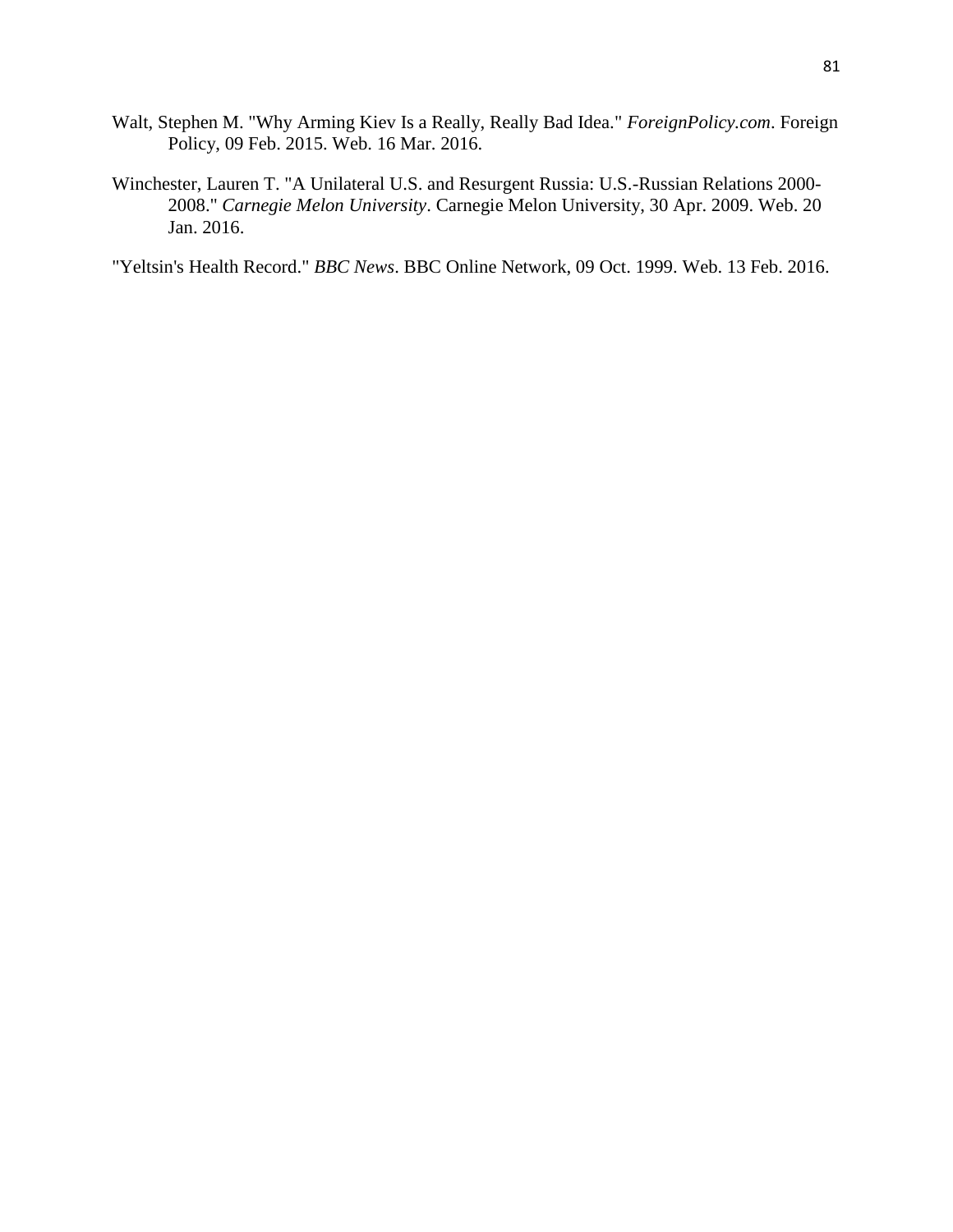Walt, Stephen M. "Why Arming Kiev Is a Really, Really Bad Idea." *ForeignPolicy.com*. Foreign Policy, 09 Feb. 2015. Web. 16 Mar. 2016.

Winchester, Lauren T. "A Unilateral U.S. and Resurgent Russia: U.S.-Russian Relations 2000-2008." *Carnegie Melon University*. Carnegie Melon University, 30 Apr. 2009. Web. 20 Jan. 2016.

"Yeltsin's Health Record." *BBC News*. BBC Online Network, 09 Oct. 1999. Web. 13 Feb. 2016.